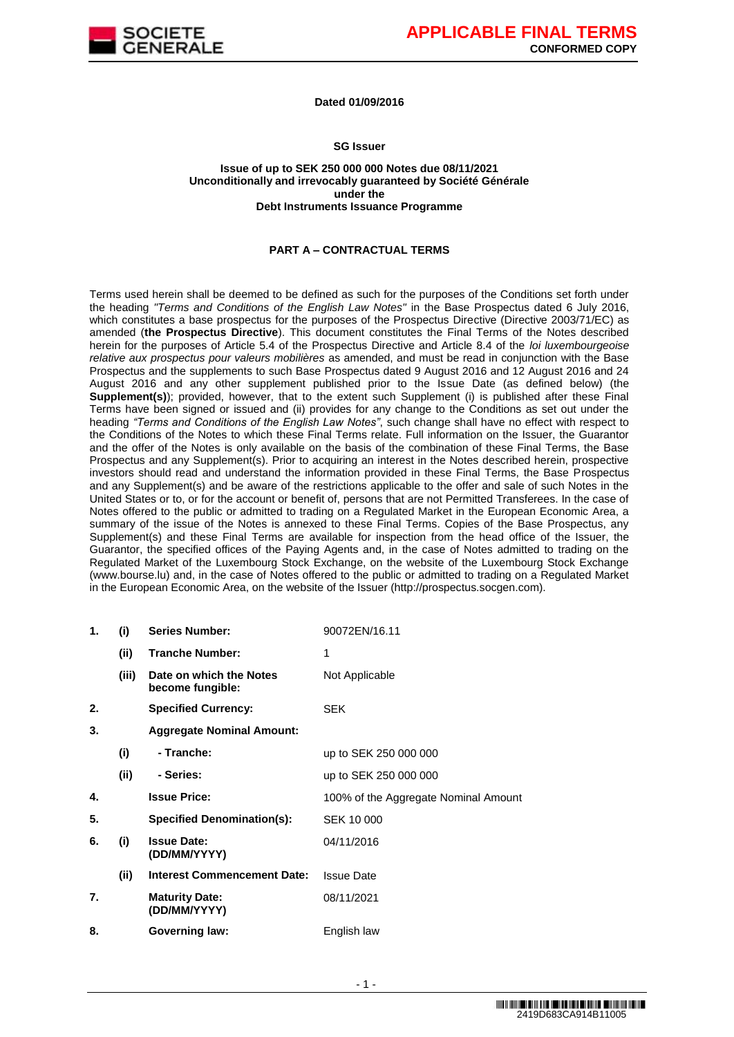**APPLICABLE FINAL TERMS**
**CONFORMED COPY**

**Dated 01/09/2016**

**SG Issuer**

**Issue of up to SEK 250 000 000 Notes due 08/11/2021**
**Unconditionally and irrevocably guaranteed by Société Générale**
**under the**
**Debt Instruments Issuance Programme**

## PART A – CONTRACTUAL TERMS

Terms used herein shall be deemed to be defined as such for the purposes of the Conditions set forth under the heading *"Terms and Conditions of the English Law Notes"* in the Base Prospectus dated 6 July 2016, which constitutes a base prospectus for the purposes of the Prospectus Directive (Directive 2003/71/EC) as amended (**the Prospectus Directive**). This document constitutes the Final Terms of the Notes described herein for the purposes of Article 5.4 of the Prospectus Directive and Article 8.4 of the *loi luxembourgeoise relative aux prospectus pour valeurs mobilières* as amended, and must be read in conjunction with the Base Prospectus and the supplements to such Base Prospectus dated 9 August 2016 and 12 August 2016 and 24 August 2016 and any other supplement published prior to the Issue Date (as defined below) (the **Supplement(s)**); provided, however, that to the extent such Supplement (i) is published after these Final Terms have been signed or issued and (ii) provides for any change to the Conditions as set out under the heading *"Terms and Conditions of the English Law Notes"*, such change shall have no effect with respect to the Conditions of the Notes to which these Final Terms relate. Full information on the Issuer, the Guarantor and the offer of the Notes is only available on the basis of the combination of these Final Terms, the Base Prospectus and any Supplement(s). Prior to acquiring an interest in the Notes described herein, prospective investors should read and understand the information provided in these Final Terms, the Base Prospectus and any Supplement(s) and be aware of the restrictions applicable to the offer and sale of such Notes in the United States or to, or for the account or benefit of, persons that are not Permitted Transferees. In the case of Notes offered to the public or admitted to trading on a Regulated Market in the European Economic Area, a summary of the issue of the Notes is annexed to these Final Terms. Copies of the Base Prospectus, any Supplement(s) and these Final Terms are available for inspection from the head office of the Issuer, the Guarantor, the specified offices of the Paying Agents and, in the case of Notes admitted to trading on the Regulated Market of the Luxembourg Stock Exchange, on the website of the Luxembourg Stock Exchange (www.bourse.lu) and, in the case of Notes offered to the public or admitted to trading on a Regulated Market in the European Economic Area, on the website of the Issuer (http://prospectus.socgen.com).

| | | | |
|---|---|---|---|
| 1. | (i) | **Series Number:** | 90072EN/16.11 |
| | (ii) | **Tranche Number:** | 1 |
| | (iii) | **Date on which the Notes become fungible:** | Not Applicable |
| 2. | | **Specified Currency:** | SEK |
| 3. | | **Aggregate Nominal Amount:** | |
| | (i) | **- Tranche:** | up to SEK 250 000 000 |
| | (ii) | **- Series:** | up to SEK 250 000 000 |
| 4. | | **Issue Price:** | 100% of the Aggregate Nominal Amount |
| 5. | | **Specified Denomination(s):** | SEK 10 000 |
| 6. | (i) | **Issue Date: (DD/MM/YYYY)** | 04/11/2016 |
| | (ii) | **Interest Commencement Date:** | Issue Date |
| 7. | | **Maturity Date: (DD/MM/YYYY)** | 08/11/2021 |
| 8. | | **Governing law:** | English law |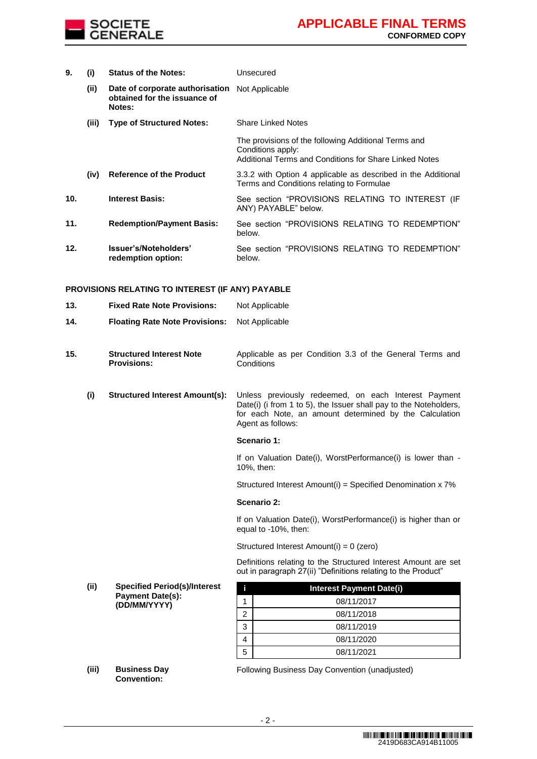| | | | |
|---|---|---|---|
| **9.** | **(i)** | **Status of the Notes:** | Unsecured |
| | **(ii)** | **Date of corporate authorisation obtained for the issuance of Notes:** | Not Applicable |
| | **(iii)** | **Type of Structured Notes:** | Share Linked Notes<br><br>The provisions of the following Additional Terms and Conditions apply:<br>Additional Terms and Conditions for Share Linked Notes |
| | **(iv)** | **Reference of the Product** | 3.3.2 with Option 4 applicable as described in the Additional Terms and Conditions relating to Formulae |
| **10.** | | **Interest Basis:** | See section "PROVISIONS RELATING TO INTEREST (IF ANY) PAYABLE" below. |
| **11.** | | **Redemption/Payment Basis:** | See section "PROVISIONS RELATING TO REDEMPTION" below. |
| **12.** | | **Issuer's/Noteholders' redemption option:** | See section "PROVISIONS RELATING TO REDEMPTION" below. |

## PROVISIONS RELATING TO INTEREST (IF ANY) PAYABLE

**13.** **Fixed Rate Note Provisions:** Not Applicable

**14.** **Floating Rate Note Provisions:** Not Applicable

**15.** **Structured Interest Note Provisions:** Applicable as per Condition 3.3 of the General Terms and Conditions

**(i)** **Structured Interest Amount(s):**

Unless previously redeemed, on each Interest Payment Date(i) (i from 1 to 5), the Issuer shall pay to the Noteholders, for each Note, an amount determined by the Calculation Agent as follows:

**Scenario 1:**

If on Valuation Date(i), WorstPerformance(i) is lower than -10%, then:

Structured Interest Amount(i) = Specified Denomination x 7%

**Scenario 2:**

If on Valuation Date(i), WorstPerformance(i) is higher than or equal to -10%, then:

Structured Interest Amount(i) = 0 (zero)

Definitions relating to the Structured Interest Amount are set out in paragraph 27(ii) "Definitions relating to the Product"

**(ii)** **Specified Period(s)/Interest Payment Date(s): (DD/MM/YYYY)**

| i | Interest Payment Date(i) |
|---|---|
| 1 | 08/11/2017 |
| 2 | 08/11/2018 |
| 3 | 08/11/2019 |
| 4 | 08/11/2020 |
| 5 | 08/11/2021 |

**(iii)** **Business Day Convention:** Following Business Day Convention (unadjusted)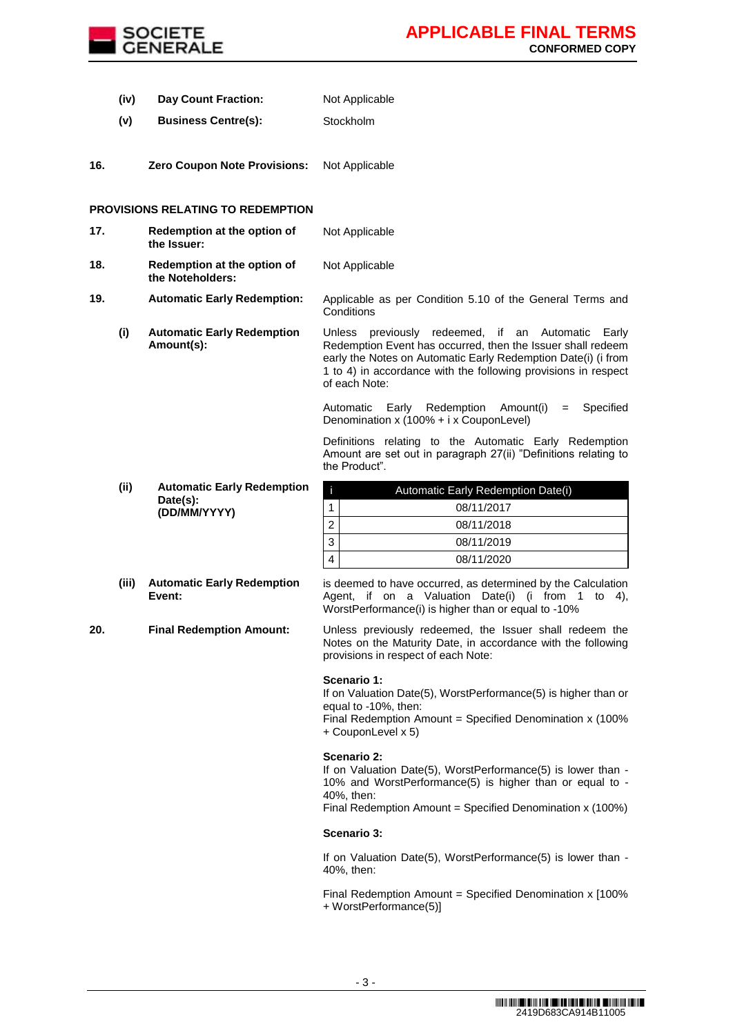| | | |
|---|---|---|
| (iv) | **Day Count Fraction:** | Not Applicable |
| (v) | **Business Centre(s):** | Stockholm |

**16. Zero Coupon Note Provisions:** Not Applicable

**PROVISIONS RELATING TO REDEMPTION**

**17. Redemption at the option of the Issuer:** Not Applicable

**18. Redemption at the option of the Noteholders:** Not Applicable

**19. Automatic Early Redemption:** Applicable as per Condition 5.10 of the General Terms and Conditions

**(i) Automatic Early Redemption Amount(s):**

Unless previously redeemed, if an Automatic Early Redemption Event has occurred, then the Issuer shall redeem early the Notes on Automatic Early Redemption Date(i) (i from 1 to 4) in accordance with the following provisions in respect of each Note:

Automatic Early Redemption Amount(i) = Specified Denomination x (100% + i x CouponLevel)

Definitions relating to the Automatic Early Redemption Amount are set out in paragraph 27(ii) "Definitions relating to the Product".

**(ii) Automatic Early Redemption Date(s): (DD/MM/YYYY)**

| i | Automatic Early Redemption Date(i) |
|---|---|
| 1 | 08/11/2017 |
| 2 | 08/11/2018 |
| 3 | 08/11/2019 |
| 4 | 08/11/2020 |

**(iii) Automatic Early Redemption Event:** is deemed to have occurred, as determined by the Calculation Agent, if on a Valuation Date(i) (i from 1 to 4), WorstPerformance(i) is higher than or equal to -10%

**20. Final Redemption Amount:** Unless previously redeemed, the Issuer shall redeem the Notes on the Maturity Date, in accordance with the following provisions in respect of each Note:

**Scenario 1:**
If on Valuation Date(5), WorstPerformance(5) is higher than or equal to -10%, then:
Final Redemption Amount = Specified Denomination x (100% + CouponLevel x 5)

**Scenario 2:**
If on Valuation Date(5), WorstPerformance(5) is lower than -10% and WorstPerformance(5) is higher than or equal to -40%, then:
Final Redemption Amount = Specified Denomination x (100%)

**Scenario 3:**

If on Valuation Date(5), WorstPerformance(5) is lower than -40%, then:

Final Redemption Amount = Specified Denomination x [100% + WorstPerformance(5)]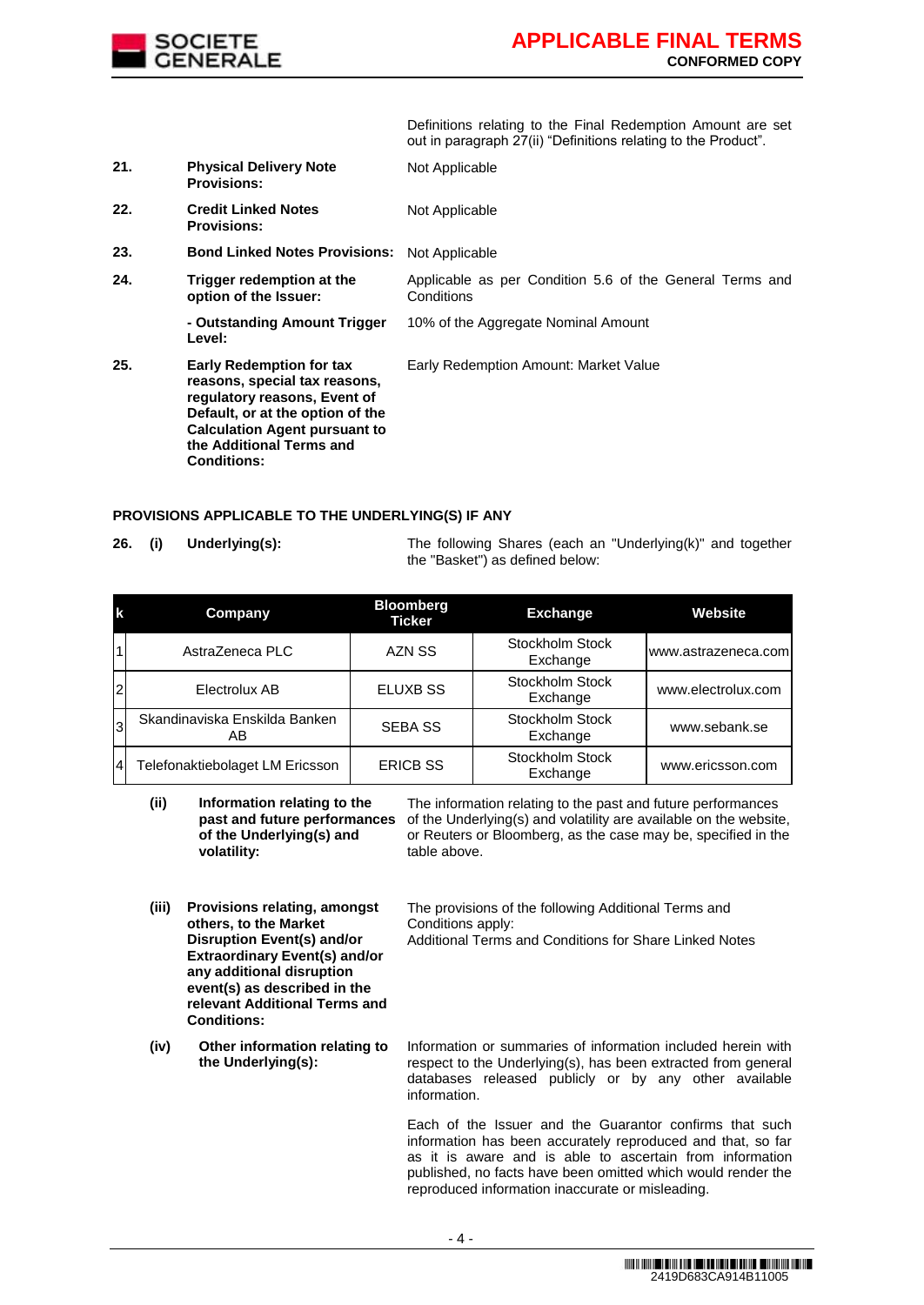Definitions relating to the Final Redemption Amount are set out in paragraph 27(ii) "Definitions relating to the Product".

**21. Physical Delivery Note Provisions:** Not Applicable

**22. Credit Linked Notes Provisions:** Not Applicable

**23. Bond Linked Notes Provisions:** Not Applicable

**24. Trigger redemption at the option of the Issuer:** Applicable as per Condition 5.6 of the General Terms and Conditions

**- Outstanding Amount Trigger Level:** 10% of the Aggregate Nominal Amount

**25. Early Redemption for tax reasons, special tax reasons, regulatory reasons, Event of Default, or at the option of the Calculation Agent pursuant to the Additional Terms and Conditions:** Early Redemption Amount: Market Value

**PROVISIONS APPLICABLE TO THE UNDERLYING(S) IF ANY**

**26. (i) Underlying(s):** The following Shares (each an "Underlying(k)" and together the "Basket") as defined below:

| k | Company | Bloomberg Ticker | Exchange | Website |
|---|---|---|---|---|
| 1 | AstraZeneca PLC | AZN SS | Stockholm Stock Exchange | www.astrazeneca.com |
| 2 | Electrolux AB | ELUXB SS | Stockholm Stock Exchange | www.electrolux.com |
| 3 | Skandinaviska Enskilda Banken AB | SEBA SS | Stockholm Stock Exchange | www.sebank.se |
| 4 | Telefonaktiebolaget LM Ericsson | ERICB SS | Stockholm Stock Exchange | www.ericsson.com |

**(ii) Information relating to the past and future performances of the Underlying(s) and volatility:** The information relating to the past and future performances of the Underlying(s) and volatility are available on the website, or Reuters or Bloomberg, as the case may be, specified in the table above.

**(iii) Provisions relating, amongst others, to the Market Disruption Event(s) and/or Extraordinary Event(s) and/or any additional disruption event(s) as described in the relevant Additional Terms and Conditions:** The provisions of the following Additional Terms and Conditions apply:
Additional Terms and Conditions for Share Linked Notes

**(iv) Other information relating to the Underlying(s):** Information or summaries of information included herein with respect to the Underlying(s), has been extracted from general databases released publicly or by any other available information.

Each of the Issuer and the Guarantor confirms that such information has been accurately reproduced and that, so far as it is aware and is able to ascertain from information published, no facts have been omitted which would render the reproduced information inaccurate or misleading.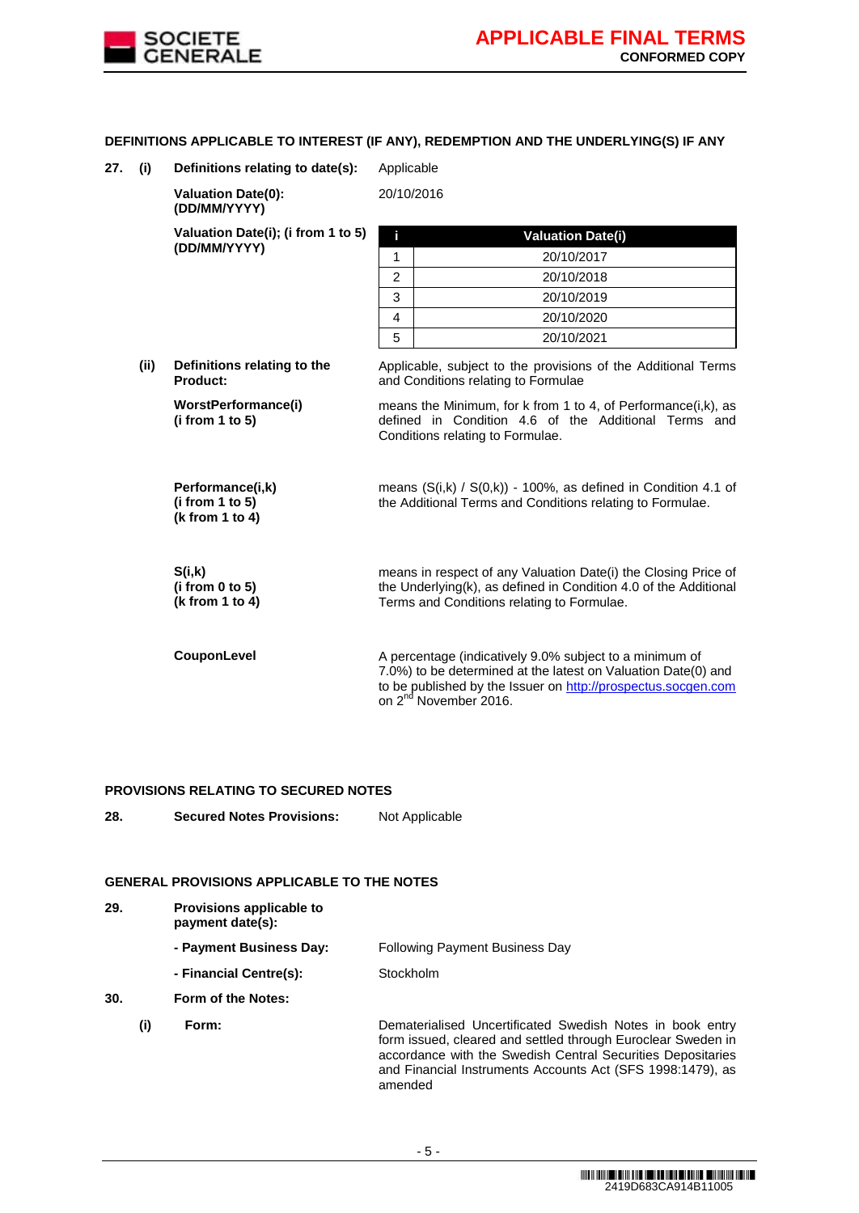**DEFINITIONS APPLICABLE TO INTEREST (IF ANY), REDEMPTION AND THE UNDERLYING(S) IF ANY**

**27. (i) Definitions relating to date(s):** Applicable

**Valuation Date(0): (DD/MM/YYYY)** 20/10/2016

**Valuation Date(i); (i from 1 to 5) (DD/MM/YYYY)**

| i | Valuation Date(i) |
|---|---|
| 1 | 20/10/2017 |
| 2 | 20/10/2018 |
| 3 | 20/10/2019 |
| 4 | 20/10/2020 |
| 5 | 20/10/2021 |

**(ii) Definitions relating to the Product:** Applicable, subject to the provisions of the Additional Terms and Conditions relating to Formulae

**WorstPerformance(i) (i from 1 to 5)** means the Minimum, for k from 1 to 4, of Performance(i,k), as defined in Condition 4.6 of the Additional Terms and Conditions relating to Formulae.

**Performance(i,k) (i from 1 to 5) (k from 1 to 4)** means (S(i,k) / S(0,k)) - 100%, as defined in Condition 4.1 of the Additional Terms and Conditions relating to Formulae.

**S(i,k) (i from 0 to 5) (k from 1 to 4)** means in respect of any Valuation Date(i) the Closing Price of the Underlying(k), as defined in Condition 4.0 of the Additional Terms and Conditions relating to Formulae.

**CouponLevel** A percentage (indicatively 9.0% subject to a minimum of 7.0%) to be determined at the latest on Valuation Date(0) and to be published by the Issuer on http://prospectus.socgen.com on 2nd November 2016.

**PROVISIONS RELATING TO SECURED NOTES**

**28. Secured Notes Provisions:** Not Applicable

**GENERAL PROVISIONS APPLICABLE TO THE NOTES**

**29. Provisions applicable to payment date(s):**

**- Payment Business Day:** Following Payment Business Day

**- Financial Centre(s):** Stockholm

**30. Form of the Notes:**

**(i) Form:** Dematerialised Uncertificated Swedish Notes in book entry form issued, cleared and settled through Euroclear Sweden in accordance with the Swedish Central Securities Depositaries and Financial Instruments Accounts Act (SFS 1998:1479), as amended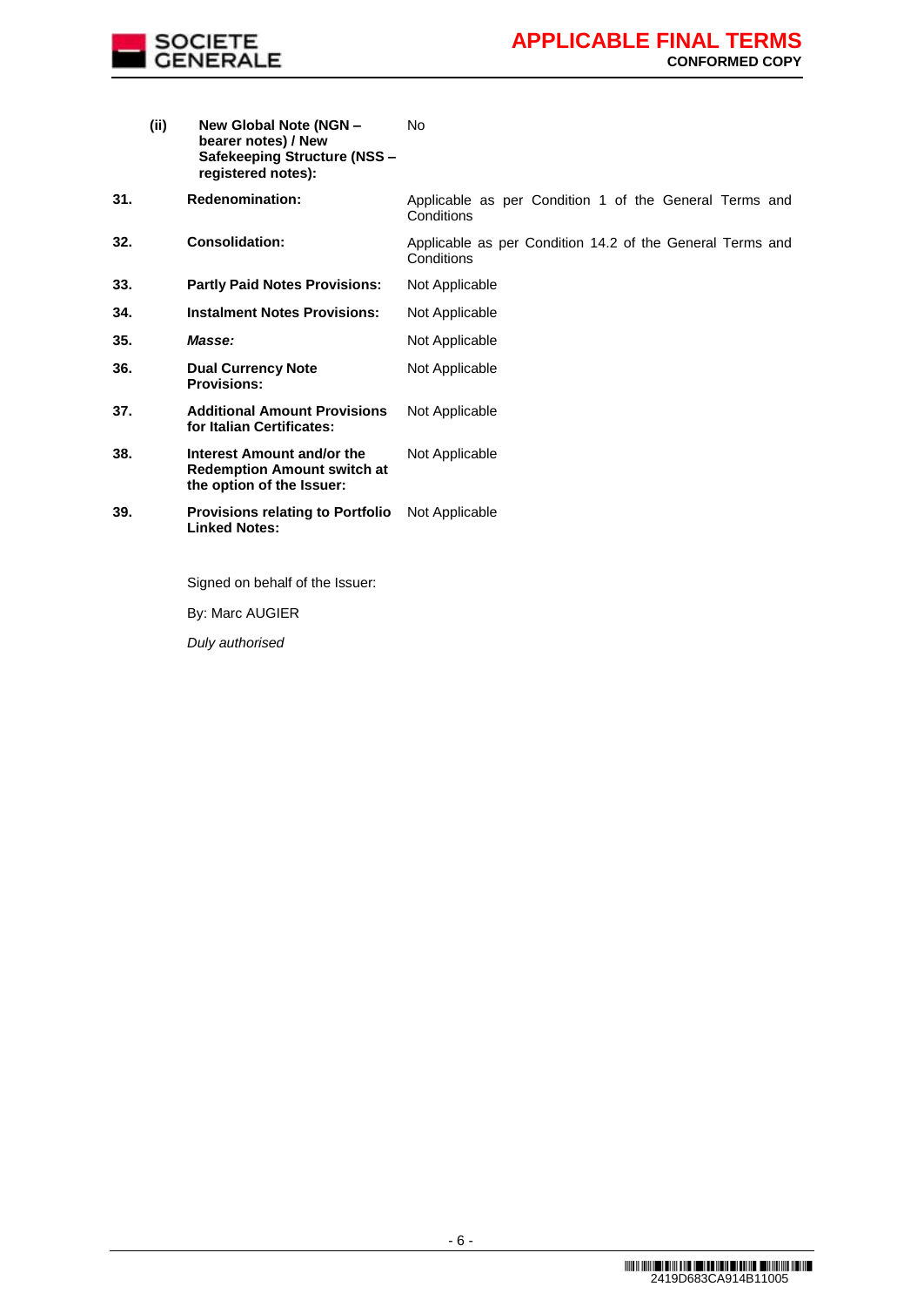| | | |
|---|---|---|
| | **(ii) New Global Note (NGN – bearer notes) / New Safekeeping Structure (NSS – registered notes):** | No |
| **31.** | **Redenomination:** | Applicable as per Condition 1 of the General Terms and Conditions |
| **32.** | **Consolidation:** | Applicable as per Condition 14.2 of the General Terms and Conditions |
| **33.** | **Partly Paid Notes Provisions:** | Not Applicable |
| **34.** | **Instalment Notes Provisions:** | Not Applicable |
| **35.** | ***Masse:*** | Not Applicable |
| **36.** | **Dual Currency Note Provisions:** | Not Applicable |
| **37.** | **Additional Amount Provisions for Italian Certificates:** | Not Applicable |
| **38.** | **Interest Amount and/or the Redemption Amount switch at the option of the Issuer:** | Not Applicable |
| **39.** | **Provisions relating to Portfolio Linked Notes:** | Not Applicable |

Signed on behalf of the Issuer:

By: Marc AUGIER

*Duly authorised*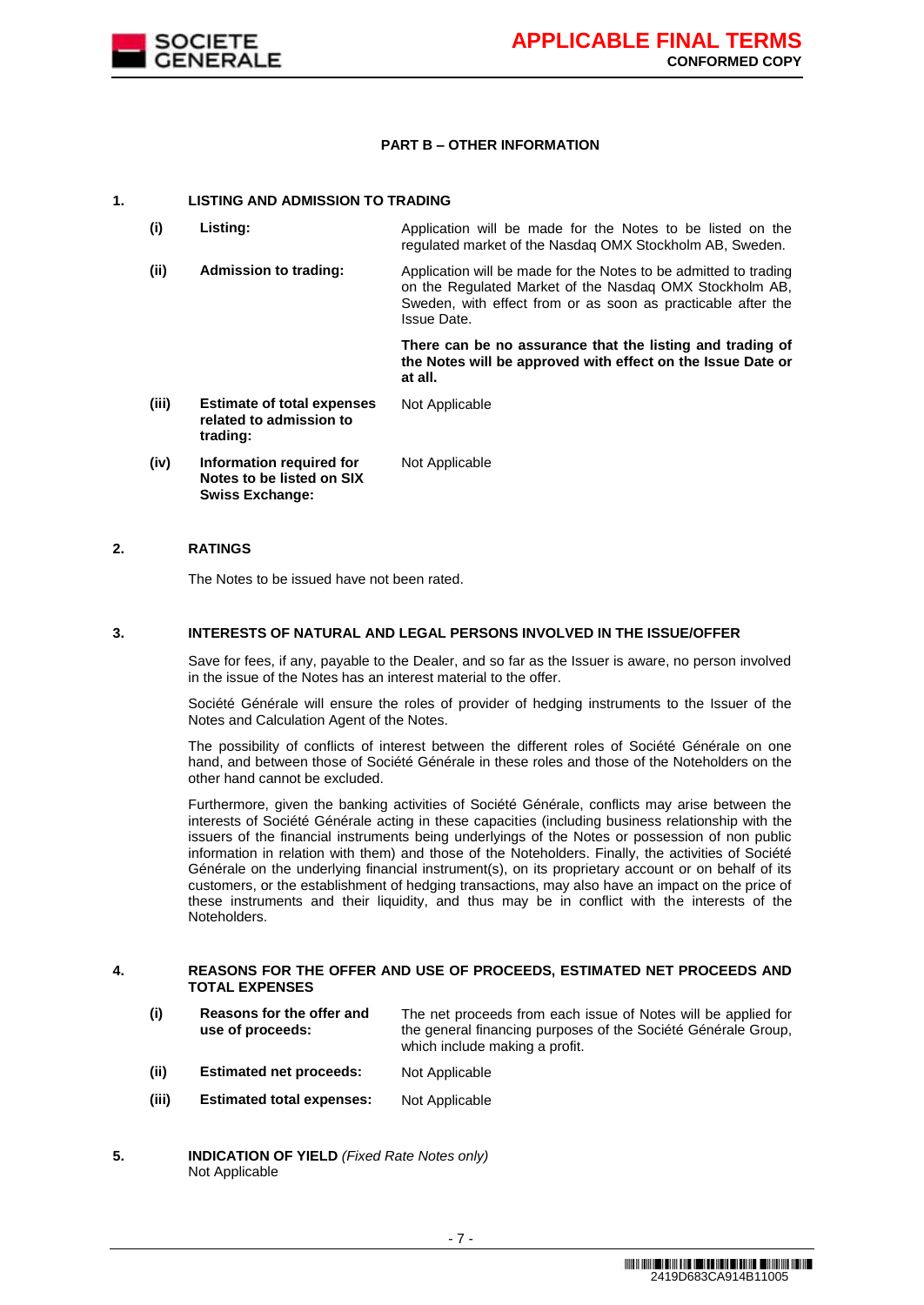## PART B – OTHER INFORMATION

### 1. LISTING AND ADMISSION TO TRADING

| | | |
|---|---|---|
| (i) | **Listing:** | Application will be made for the Notes to be listed on the regulated market of the Nasdaq OMX Stockholm AB, Sweden. |
| (ii) | **Admission to trading:** | Application will be made for the Notes to be admitted to trading on the Regulated Market of the Nasdaq OMX Stockholm AB, Sweden, with effect from or as soon as practicable after the Issue Date.<br><br>**There can be no assurance that the listing and trading of the Notes will be approved with effect on the Issue Date or at all.** |
| (iii) | **Estimate of total expenses related to admission to trading:** | Not Applicable |
| (iv) | **Information required for Notes to be listed on SIX Swiss Exchange:** | Not Applicable |

### 2. RATINGS

The Notes to be issued have not been rated.

### 3. INTERESTS OF NATURAL AND LEGAL PERSONS INVOLVED IN THE ISSUE/OFFER

Save for fees, if any, payable to the Dealer, and so far as the Issuer is aware, no person involved in the issue of the Notes has an interest material to the offer.

Société Générale will ensure the roles of provider of hedging instruments to the Issuer of the Notes and Calculation Agent of the Notes.

The possibility of conflicts of interest between the different roles of Société Générale on one hand, and between those of Société Générale in these roles and those of the Noteholders on the other hand cannot be excluded.

Furthermore, given the banking activities of Société Générale, conflicts may arise between the interests of Société Générale acting in these capacities (including business relationship with the issuers of the financial instruments being underlyings of the Notes or possession of non public information in relation with them) and those of the Noteholders. Finally, the activities of Société Générale on the underlying financial instrument(s), on its proprietary account or on behalf of its customers, or the establishment of hedging transactions, may also have an impact on the price of these instruments and their liquidity, and thus may be in conflict with the interests of the Noteholders.

### 4. REASONS FOR THE OFFER AND USE OF PROCEEDS, ESTIMATED NET PROCEEDS AND TOTAL EXPENSES

| | | |
|---|---|---|
| (i) | **Reasons for the offer and use of proceeds:** | The net proceeds from each issue of Notes will be applied for the general financing purposes of the Société Générale Group, which include making a profit. |
| (ii) | **Estimated net proceeds:** | Not Applicable |
| (iii) | **Estimated total expenses:** | Not Applicable |

### 5. INDICATION OF YIELD *(Fixed Rate Notes only)*

Not Applicable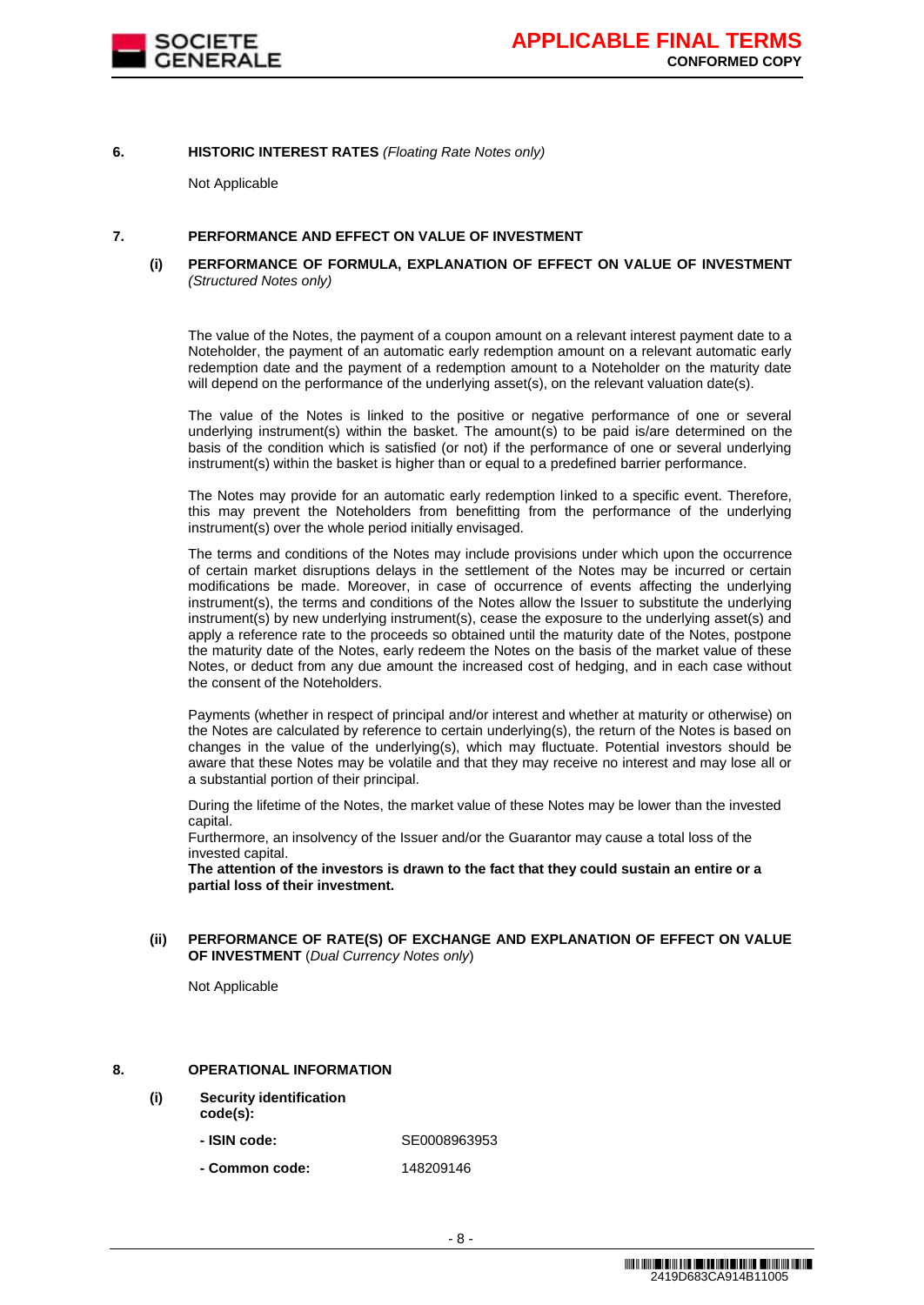## 6. HISTORIC INTEREST RATES *(Floating Rate Notes only)*

Not Applicable

## 7. PERFORMANCE AND EFFECT ON VALUE OF INVESTMENT

### (i) PERFORMANCE OF FORMULA, EXPLANATION OF EFFECT ON VALUE OF INVESTMENT *(Structured Notes only)*

The value of the Notes, the payment of a coupon amount on a relevant interest payment date to a Noteholder, the payment of an automatic early redemption amount on a relevant automatic early redemption date and the payment of a redemption amount to a Noteholder on the maturity date will depend on the performance of the underlying asset(s), on the relevant valuation date(s).

The value of the Notes is linked to the positive or negative performance of one or several underlying instrument(s) within the basket. The amount(s) to be paid is/are determined on the basis of the condition which is satisfied (or not) if the performance of one or several underlying instrument(s) within the basket is higher than or equal to a predefined barrier performance.

The Notes may provide for an automatic early redemption linked to a specific event. Therefore, this may prevent the Noteholders from benefitting from the performance of the underlying instrument(s) over the whole period initially envisaged.

The terms and conditions of the Notes may include provisions under which upon the occurrence of certain market disruptions delays in the settlement of the Notes may be incurred or certain modifications be made. Moreover, in case of occurrence of events affecting the underlying instrument(s), the terms and conditions of the Notes allow the Issuer to substitute the underlying instrument(s) by new underlying instrument(s), cease the exposure to the underlying asset(s) and apply a reference rate to the proceeds so obtained until the maturity date of the Notes, postpone the maturity date of the Notes, early redeem the Notes on the basis of the market value of these Notes, or deduct from any due amount the increased cost of hedging, and in each case without the consent of the Noteholders.

Payments (whether in respect of principal and/or interest and whether at maturity or otherwise) on the Notes are calculated by reference to certain underlying(s), the return of the Notes is based on changes in the value of the underlying(s), which may fluctuate. Potential investors should be aware that these Notes may be volatile and that they may receive no interest and may lose all or a substantial portion of their principal.

During the lifetime of the Notes, the market value of these Notes may be lower than the invested capital.
Furthermore, an insolvency of the Issuer and/or the Guarantor may cause a total loss of the invested capital.
**The attention of the investors is drawn to the fact that they could sustain an entire or a partial loss of their investment.**

### (ii) PERFORMANCE OF RATE(S) OF EXCHANGE AND EXPLANATION OF EFFECT ON VALUE OF INVESTMENT (*Dual Currency Notes only*)

Not Applicable

## 8. OPERATIONAL INFORMATION

**(i) Security identification code(s):**

| | |
|---|---|
| **- ISIN code:** | SE0008963953 |
| **- Common code:** | 148209146 |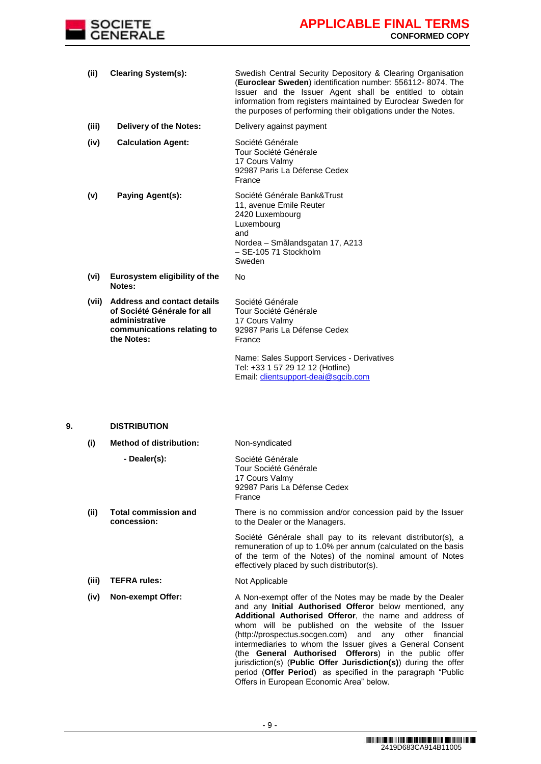| | | |
|---|---|---|
| (ii) | **Clearing System(s):** | Swedish Central Security Depository & Clearing Organisation (**Euroclear Sweden**) identification number: 556112- 8074. The Issuer and the Issuer Agent shall be entitled to obtain information from registers maintained by Euroclear Sweden for the purposes of performing their obligations under the Notes. |
| (iii) | **Delivery of the Notes:** | Delivery against payment |
| (iv) | **Calculation Agent:** | Société Générale<br>Tour Société Générale<br>17 Cours Valmy<br>92987 Paris La Défense Cedex<br>France |
| (v) | **Paying Agent(s):** | Société Générale Bank&Trust<br>11, avenue Emile Reuter<br>2420 Luxembourg<br>Luxembourg<br>and<br>Nordea – Smålandsgatan 17, A213<br>– SE-105 71 Stockholm<br>Sweden |
| (vi) | **Eurosystem eligibility of the Notes:** | No |
| (vii) | **Address and contact details of Société Générale for all administrative communications relating to the Notes:** | Société Générale<br>Tour Société Générale<br>17 Cours Valmy<br>92987 Paris La Défense Cedex<br>France<br><br>Name: Sales Support Services - Derivatives<br>Tel: +33 1 57 29 12 12 (Hotline)<br>Email: clientsupport-deai@sgcib.com |

**9. DISTRIBUTION**

| | | |
|---|---|---|
| (i) | **Method of distribution:** | Non-syndicated |
| | **- Dealer(s):** | Société Générale<br>Tour Société Générale<br>17 Cours Valmy<br>92987 Paris La Défense Cedex<br>France |
| (ii) | **Total commission and concession:** | There is no commission and/or concession paid by the Issuer to the Dealer or the Managers.<br><br>Société Générale shall pay to its relevant distributor(s), a remuneration of up to 1.0% per annum (calculated on the basis of the term of the Notes) of the nominal amount of Notes effectively placed by such distributor(s). |
| (iii) | **TEFRA rules:** | Not Applicable |
| (iv) | **Non-exempt Offer:** | A Non-exempt offer of the Notes may be made by the Dealer and any **Initial Authorised Offeror** below mentioned, any **Additional Authorised Offeror**, the name and address of whom will be published on the website of the Issuer (http://prospectus.socgen.com) and any other financial intermediaries to whom the Issuer gives a General Consent (the **General Authorised Offerors**) in the public offer jurisdiction(s) (**Public Offer Jurisdiction(s)**) during the offer period (**Offer Period**) as specified in the paragraph "Public Offers in European Economic Area" below. |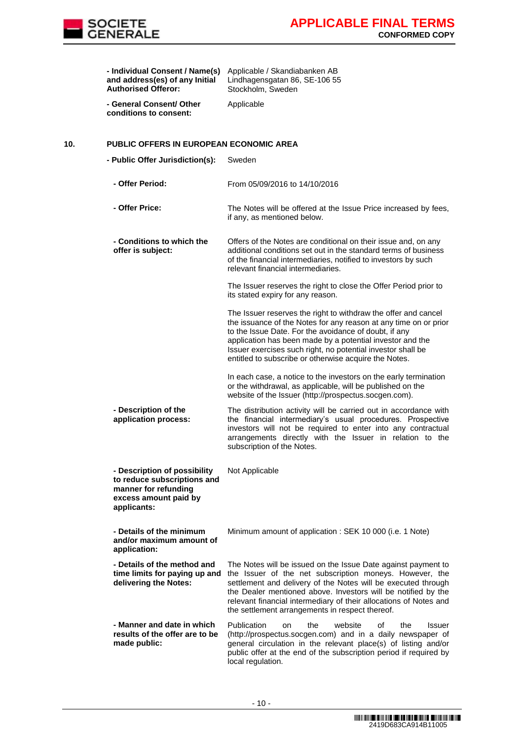| | |
|---|---|
| **- Individual Consent / Name(s) and address(es) of any Initial Authorised Offeror:** | Applicable / Skandiabanken AB Lindhagensgatan 86, SE-106 55 Stockholm, Sweden |
| **- General Consent/ Other conditions to consent:** | Applicable |

**10. PUBLIC OFFERS IN EUROPEAN ECONOMIC AREA**

| | |
|---|---|
| **- Public Offer Jurisdiction(s):** | Sweden |
| **- Offer Period:** | From 05/09/2016 to 14/10/2016 |
| **- Offer Price:** | The Notes will be offered at the Issue Price increased by fees, if any, as mentioned below. |
| **- Conditions to which the offer is subject:** | Offers of the Notes are conditional on their issue and, on any additional conditions set out in the standard terms of business of the financial intermediaries, notified to investors by such relevant financial intermediaries.<br><br>The Issuer reserves the right to close the Offer Period prior to its stated expiry for any reason.<br><br>The Issuer reserves the right to withdraw the offer and cancel the issuance of the Notes for any reason at any time on or prior to the Issue Date. For the avoidance of doubt, if any application has been made by a potential investor and the Issuer exercises such right, no potential investor shall be entitled to subscribe or otherwise acquire the Notes.<br><br>In each case, a notice to the investors on the early termination or the withdrawal, as applicable, will be published on the website of the Issuer (http://prospectus.socgen.com). |
| **- Description of the application process:** | The distribution activity will be carried out in accordance with the financial intermediary's usual procedures. Prospective investors will not be required to enter into any contractual arrangements directly with the Issuer in relation to the subscription of the Notes. |
| **- Description of possibility to reduce subscriptions and manner for refunding excess amount paid by applicants:** | Not Applicable |
| **- Details of the minimum and/or maximum amount of application:** | Minimum amount of application : SEK 10 000 (i.e. 1 Note) |
| **- Details of the method and time limits for paying up and delivering the Notes:** | The Notes will be issued on the Issue Date against payment to the Issuer of the net subscription moneys. However, the settlement and delivery of the Notes will be executed through the Dealer mentioned above. Investors will be notified by the relevant financial intermediary of their allocations of Notes and the settlement arrangements in respect thereof. |
| **- Manner and date in which results of the offer are to be made public:** | Publication on the website of the Issuer (http://prospectus.socgen.com) and in a daily newspaper of general circulation in the relevant place(s) of listing and/or public offer at the end of the subscription period if required by local regulation. |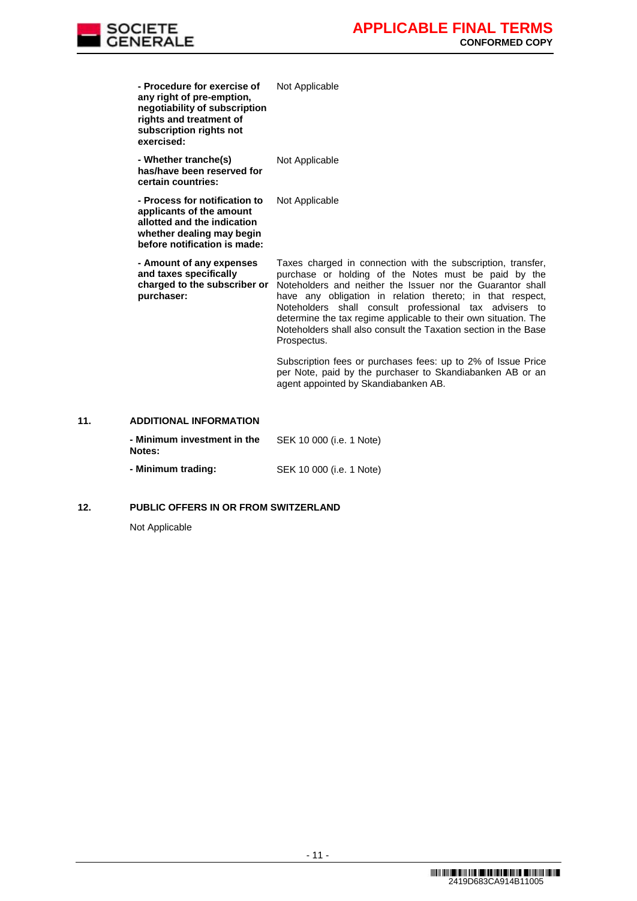| | |
|---|---|
| **- Procedure for exercise of any right of pre-emption, negotiability of subscription rights and treatment of subscription rights not exercised:** | Not Applicable |
| **- Whether tranche(s) has/have been reserved for certain countries:** | Not Applicable |
| **- Process for notification to applicants of the amount allotted and the indication whether dealing may begin before notification is made:** | Not Applicable |
| **- Amount of any expenses and taxes specifically charged to the subscriber or purchaser:** | Taxes charged in connection with the subscription, transfer, purchase or holding of the Notes must be paid by the Noteholders and neither the Issuer nor the Guarantor shall have any obligation in relation thereto; in that respect, Noteholders shall consult professional tax advisers to determine the tax regime applicable to their own situation. The Noteholders shall also consult the Taxation section in the Base Prospectus.<br><br>Subscription fees or purchases fees: up to 2% of Issue Price per Note, paid by the purchaser to Skandiabanken AB or an agent appointed by Skandiabanken AB. |

## 11. ADDITIONAL INFORMATION

| | |
|---|---|
| **- Minimum investment in the Notes:** | SEK 10 000 (i.e. 1 Note) |
| **- Minimum trading:** | SEK 10 000 (i.e. 1 Note) |

## 12. PUBLIC OFFERS IN OR FROM SWITZERLAND

Not Applicable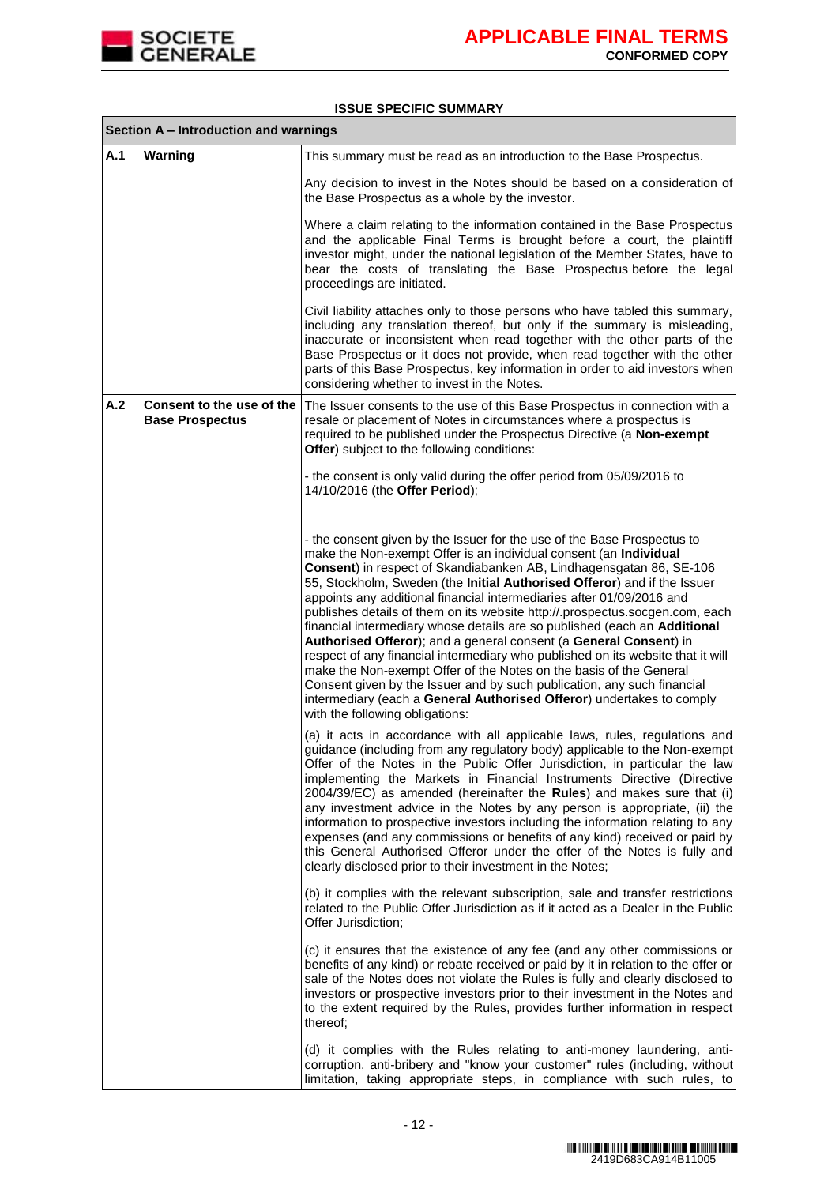## ISSUE SPECIFIC SUMMARY

| Section A – Introduction and warnings | | |
|---|---|---|
| **A.1** | **Warning** | This summary must be read as an introduction to the Base Prospectus.<br><br>Any decision to invest in the Notes should be based on a consideration of the Base Prospectus as a whole by the investor.<br><br>Where a claim relating to the information contained in the Base Prospectus and the applicable Final Terms is brought before a court, the plaintiff investor might, under the national legislation of the Member States, have to bear the costs of translating the Base Prospectus before the legal proceedings are initiated.<br><br>Civil liability attaches only to those persons who have tabled this summary, including any translation thereof, but only if the summary is misleading, inaccurate or inconsistent when read together with the other parts of the Base Prospectus or it does not provide, when read together with the other parts of this Base Prospectus, key information in order to aid investors when considering whether to invest in the Notes. |
| **A.2** | **Consent to the use of the Base Prospectus** | The Issuer consents to the use of this Base Prospectus in connection with a resale or placement of Notes in circumstances where a prospectus is required to be published under the Prospectus Directive (a **Non-exempt Offer**) subject to the following conditions:<br><br>- the consent is only valid during the offer period from 05/09/2016 to 14/10/2016 (the **Offer Period**);<br><br>- the consent given by the Issuer for the use of the Base Prospectus to make the Non-exempt Offer is an individual consent (an **Individual Consent**) in respect of Skandiabanken AB, Lindhagensgatan 86, SE-106 55, Stockholm, Sweden (the **Initial Authorised Offeror**) and if the Issuer appoints any additional financial intermediaries after 01/09/2016 and publishes details of them on its website http://.prospectus.socgen.com, each financial intermediary whose details are so published (each an **Additional Authorised Offeror**); and a general consent (a **General Consent**) in respect of any financial intermediary who published on its website that it will make the Non-exempt Offer of the Notes on the basis of the General Consent given by the Issuer and by such publication, any such financial intermediary (each a **General Authorised Offeror**) undertakes to comply with the following obligations:<br><br>(a) it acts in accordance with all applicable laws, rules, regulations and guidance (including from any regulatory body) applicable to the Non-exempt Offer of the Notes in the Public Offer Jurisdiction, in particular the law implementing the Markets in Financial Instruments Directive (Directive 2004/39/EC) as amended (hereinafter the **Rules**) and makes sure that (i) any investment advice in the Notes by any person is appropriate, (ii) the information to prospective investors including the information relating to any expenses (and any commissions or benefits of any kind) received or paid by this General Authorised Offeror under the offer of the Notes is fully and clearly disclosed prior to their investment in the Notes;<br><br>(b) it complies with the relevant subscription, sale and transfer restrictions related to the Public Offer Jurisdiction as if it acted as a Dealer in the Public Offer Jurisdiction;<br><br>(c) it ensures that the existence of any fee (and any other commissions or benefits of any kind) or rebate received or paid by it in relation to the offer or sale of the Notes does not violate the Rules is fully and clearly disclosed to investors or prospective investors prior to their investment in the Notes and to the extent required by the Rules, provides further information in respect thereof;<br><br>(d) it complies with the Rules relating to anti-money laundering, anti-corruption, anti-bribery and "know your customer" rules (including, without limitation, taking appropriate steps, in compliance with such rules, to |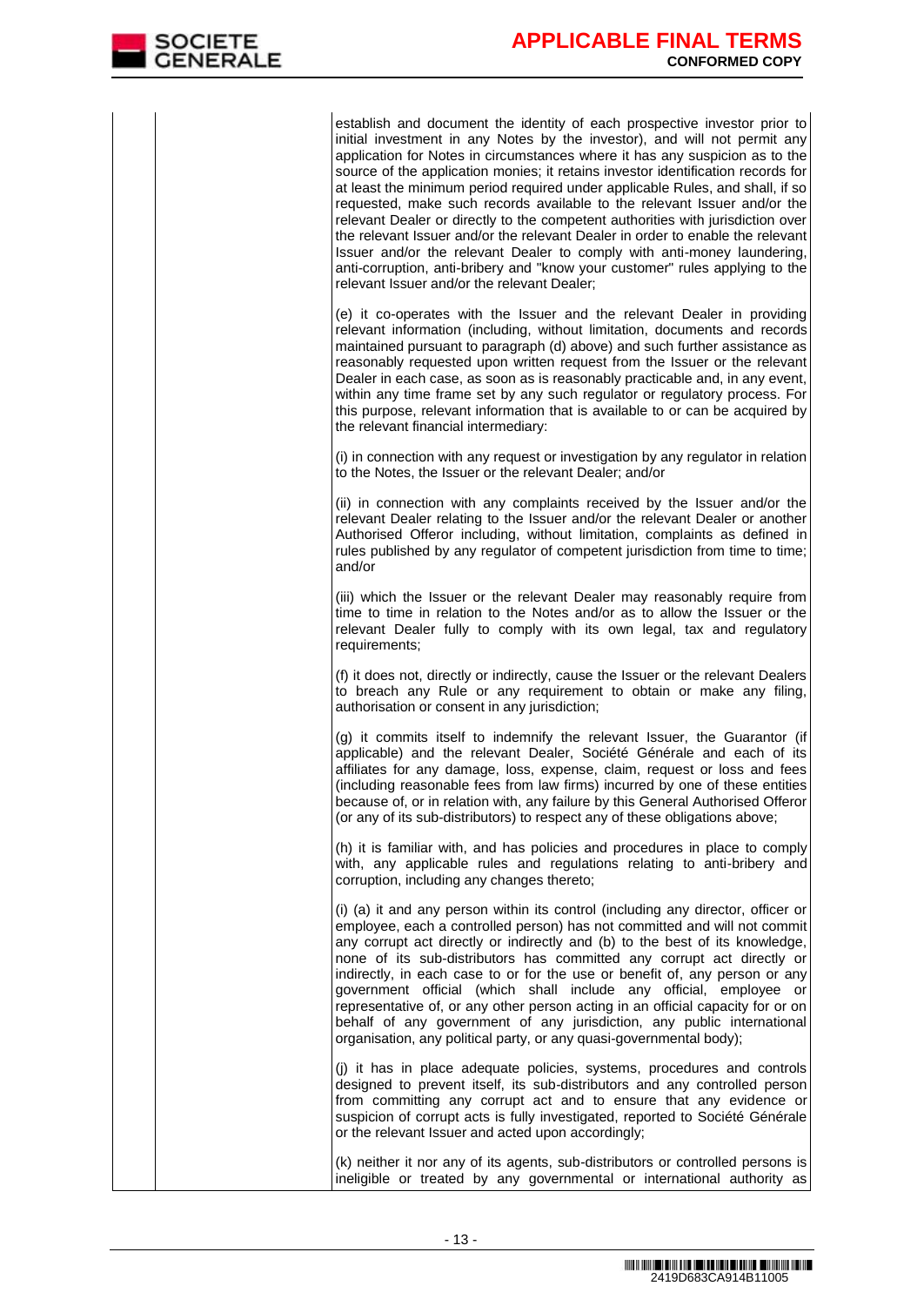| | | |
|---|---|---|
| | | establish and document the identity of each prospective investor prior to initial investment in any Notes by the investor), and will not permit any application for Notes in circumstances where it has any suspicion as to the source of the application monies; it retains investor identification records for at least the minimum period required under applicable Rules, and shall, if so requested, make such records available to the relevant Issuer and/or the relevant Dealer or directly to the competent authorities with jurisdiction over the relevant Issuer and/or the relevant Dealer in order to enable the relevant Issuer and/or the relevant Dealer to comply with anti-money laundering, anti-corruption, anti-bribery and "know your customer" rules applying to the relevant Issuer and/or the relevant Dealer;<br><br>(e) it co-operates with the Issuer and the relevant Dealer in providing relevant information (including, without limitation, documents and records maintained pursuant to paragraph (d) above) and such further assistance as reasonably requested upon written request from the Issuer or the relevant Dealer in each case, as soon as is reasonably practicable and, in any event, within any time frame set by any such regulator or regulatory process. For this purpose, relevant information that is available to or can be acquired by the relevant financial intermediary:<br><br>(i) in connection with any request or investigation by any regulator in relation to the Notes, the Issuer or the relevant Dealer; and/or<br><br>(ii) in connection with any complaints received by the Issuer and/or the relevant Dealer relating to the Issuer and/or the relevant Dealer or another Authorised Offeror including, without limitation, complaints as defined in rules published by any regulator of competent jurisdiction from time to time; and/or<br><br>(iii) which the Issuer or the relevant Dealer may reasonably require from time to time in relation to the Notes and/or as to allow the Issuer or the relevant Dealer fully to comply with its own legal, tax and regulatory requirements;<br><br>(f) it does not, directly or indirectly, cause the Issuer or the relevant Dealers to breach any Rule or any requirement to obtain or make any filing, authorisation or consent in any jurisdiction;<br><br>(g) it commits itself to indemnify the relevant Issuer, the Guarantor (if applicable) and the relevant Dealer, Société Générale and each of its affiliates for any damage, loss, expense, claim, request or loss and fees (including reasonable fees from law firms) incurred by one of these entities because of, or in relation with, any failure by this General Authorised Offeror (or any of its sub-distributors) to respect any of these obligations above;<br><br>(h) it is familiar with, and has policies and procedures in place to comply with, any applicable rules and regulations relating to anti-bribery and corruption, including any changes thereto;<br><br>(i) (a) it and any person within its control (including any director, officer or employee, each a controlled person) has not committed and will not commit any corrupt act directly or indirectly and (b) to the best of its knowledge, none of its sub-distributors has committed any corrupt act directly or indirectly, in each case to or for the use or benefit of, any person or any government official (which shall include any official, employee or representative of, or any other person acting in an official capacity for or on behalf of any government of any jurisdiction, any public international organisation, any political party, or any quasi-governmental body);<br><br>(j) it has in place adequate policies, systems, procedures and controls designed to prevent itself, its sub-distributors and any controlled person from committing any corrupt act and to ensure that any evidence or suspicion of corrupt acts is fully investigated, reported to Société Générale or the relevant Issuer and acted upon accordingly;<br><br>(k) neither it nor any of its agents, sub-distributors or controlled persons is ineligible or treated by any governmental or international authority as |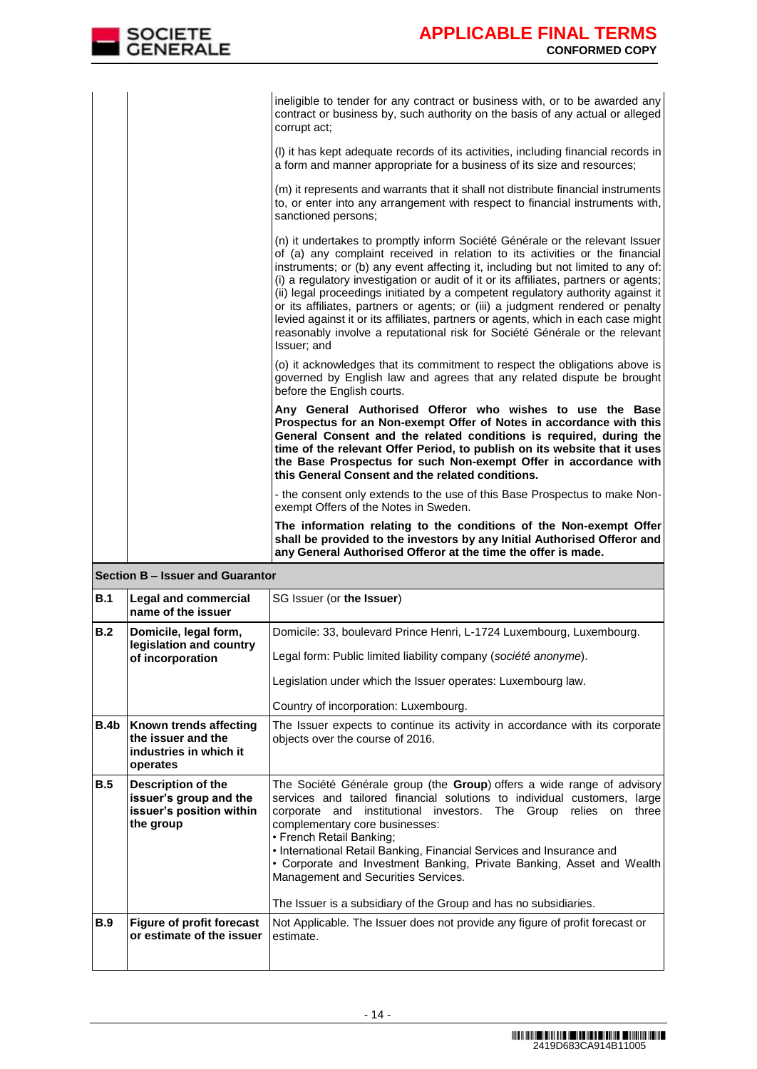| | | |
|---|---|---|
| | | ineligible to tender for any contract or business with, or to be awarded any contract or business by, such authority on the basis of any actual or alleged corrupt act;<br><br>(l) it has kept adequate records of its activities, including financial records in a form and manner appropriate for a business of its size and resources;<br><br>(m) it represents and warrants that it shall not distribute financial instruments to, or enter into any arrangement with respect to financial instruments with, sanctioned persons;<br><br>(n) it undertakes to promptly inform Société Générale or the relevant Issuer of (a) any complaint received in relation to its activities or the financial instruments; or (b) any event affecting it, including but not limited to any of: (i) a regulatory investigation or audit of it or its affiliates, partners or agents; (ii) legal proceedings initiated by a competent regulatory authority against it or its affiliates, partners or agents; or (iii) a judgment rendered or penalty levied against it or its affiliates, partners or agents, which in each case might reasonably involve a reputational risk for Société Générale or the relevant Issuer; and<br><br>(o) it acknowledges that its commitment to respect the obligations above is governed by English law and agrees that any related dispute be brought before the English courts.<br><br>**Any General Authorised Offeror who wishes to use the Base Prospectus for an Non-exempt Offer of Notes in accordance with this General Consent and the related conditions is required, during the time of the relevant Offer Period, to publish on its website that it uses the Base Prospectus for such Non-exempt Offer in accordance with this General Consent and the related conditions.**<br><br>- the consent only extends to the use of this Base Prospectus to make Non-exempt Offers of the Notes in Sweden.<br><br>**The information relating to the conditions of the Non-exempt Offer shall be provided to the investors by any Initial Authorised Offeror and any General Authorised Offeror at the time the offer is made.** |
| **Section B – Issuer and Guarantor** | | |
| **B.1** | **Legal and commercial name of the issuer** | SG Issuer (or **the Issuer**) |
| **B.2** | **Domicile, legal form, legislation and country of incorporation** | Domicile: 33, boulevard Prince Henri, L-1724 Luxembourg, Luxembourg.<br><br>Legal form: Public limited liability company (*société anonyme*).<br><br>Legislation under which the Issuer operates: Luxembourg law.<br><br>Country of incorporation: Luxembourg. |
| **B.4b** | **Known trends affecting the issuer and the industries in which it operates** | The Issuer expects to continue its activity in accordance with its corporate objects over the course of 2016. |
| **B.5** | **Description of the issuer's group and the issuer's position within the group** | The Société Générale group (the **Group**) offers a wide range of advisory services and tailored financial solutions to individual customers, large corporate and institutional investors. The Group relies on three complementary core businesses:<br>• French Retail Banking;<br>• International Retail Banking, Financial Services and Insurance and<br>• Corporate and Investment Banking, Private Banking, Asset and Wealth Management and Securities Services.<br><br>The Issuer is a subsidiary of the Group and has no subsidiaries. |
| **B.9** | **Figure of profit forecast or estimate of the issuer** | Not Applicable. The Issuer does not provide any figure of profit forecast or estimate. |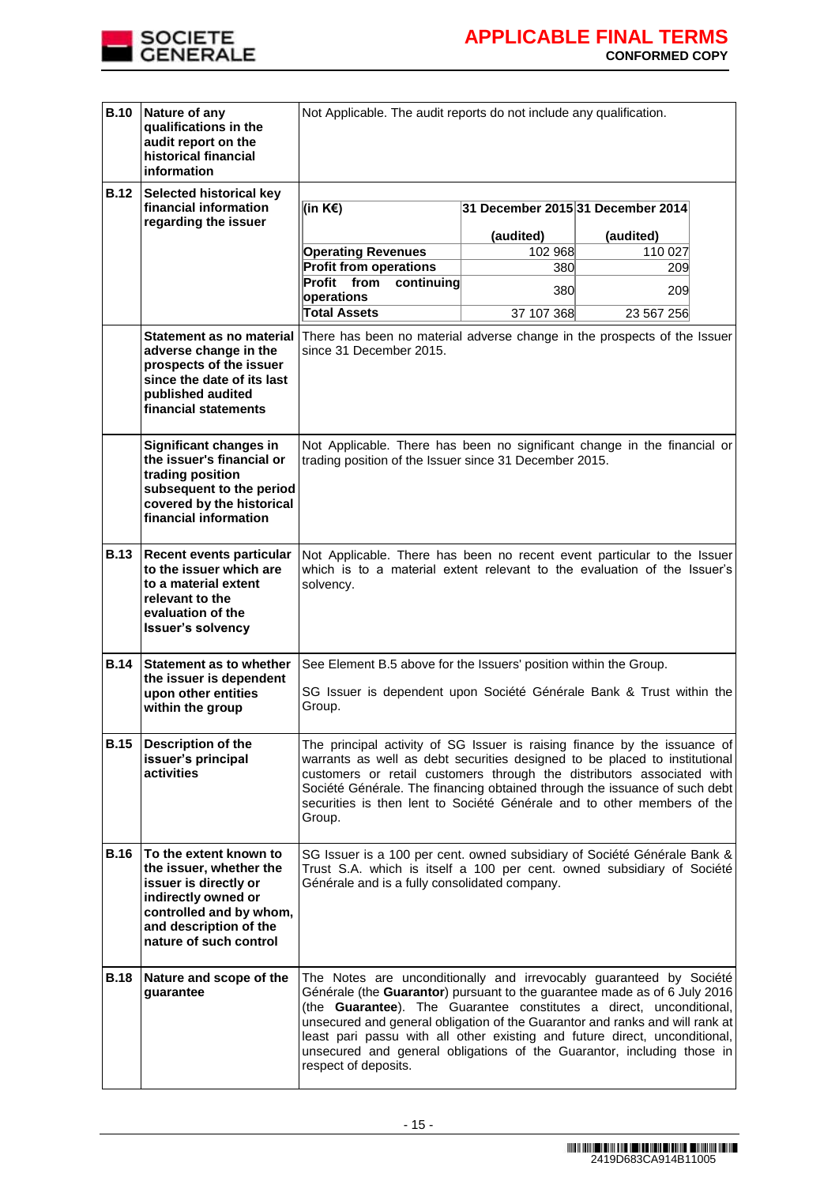| | | |
|---|---|---|
| **B.10** | **Nature of any qualifications in the audit report on the historical financial information** | Not Applicable. The audit reports do not include any qualification. |
| **B.12** | **Selected historical key financial information regarding the issuer** | <table><tr><th>(in K€)</th><th>31 December 2015<br>(audited)</th><th>31 December 2014<br>(audited)</th></tr><tr><td>**Operating Revenues**</td><td>102 968</td><td>110 027</td></tr><tr><td>**Profit from operations**</td><td>380</td><td>209</td></tr><tr><td>**Profit from continuing operations**</td><td>380</td><td>209</td></tr><tr><td>**Total Assets**</td><td>37 107 368</td><td>23 567 256</td></tr></table> |
| | **Statement as no material adverse change in the prospects of the issuer since the date of its last published audited financial statements** | There has been no material adverse change in the prospects of the Issuer since 31 December 2015. |
| | **Significant changes in the issuer's financial or trading position subsequent to the period covered by the historical financial information** | Not Applicable. There has been no significant change in the financial or trading position of the Issuer since 31 December 2015. |
| **B.13** | **Recent events particular to the issuer which are to a material extent relevant to the evaluation of the Issuer's solvency** | Not Applicable. There has been no recent event particular to the Issuer which is to a material extent relevant to the evaluation of the Issuer's solvency. |
| **B.14** | **Statement as to whether the issuer is dependent upon other entities within the group** | See Element B.5 above for the Issuers' position within the Group.<br><br>SG Issuer is dependent upon Société Générale Bank & Trust within the Group. |
| **B.15** | **Description of the issuer's principal activities** | The principal activity of SG Issuer is raising finance by the issuance of warrants as well as debt securities designed to be placed to institutional customers or retail customers through the distributors associated with Société Générale. The financing obtained through the issuance of such debt securities is then lent to Société Générale and to other members of the Group. |
| **B.16** | **To the extent known to the issuer, whether the issuer is directly or indirectly owned or controlled and by whom, and description of the nature of such control** | SG Issuer is a 100 per cent. owned subsidiary of Société Générale Bank & Trust S.A. which is itself a 100 per cent. owned subsidiary of Société Générale and is a fully consolidated company. |
| **B.18** | **Nature and scope of the guarantee** | The Notes are unconditionally and irrevocably guaranteed by Société Générale (the **Guarantor**) pursuant to the guarantee made as of 6 July 2016 (the **Guarantee**). The Guarantee constitutes a direct, unconditional, unsecured and general obligation of the Guarantor and ranks and will rank at least pari passu with all other existing and future direct, unconditional, unsecured and general obligations of the Guarantor, including those in respect of deposits. |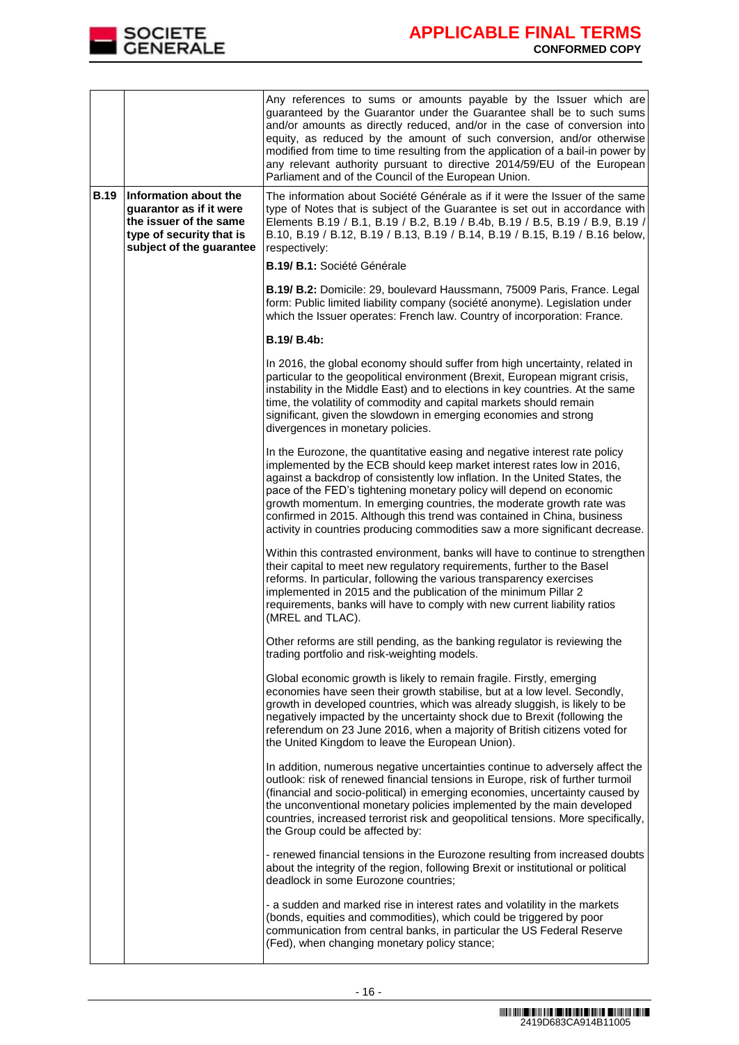| | | |
|---|---|---|
| | | Any references to sums or amounts payable by the Issuer which are guaranteed by the Guarantor under the Guarantee shall be to such sums and/or amounts as directly reduced, and/or in the case of conversion into equity, as reduced by the amount of such conversion, and/or otherwise modified from time to time resulting from the application of a bail-in power by any relevant authority pursuant to directive 2014/59/EU of the European Parliament and of the Council of the European Union. |
| **B.19** | **Information about the guarantor as if it were the issuer of the same type of security that is subject of the guarantee** | The information about Société Générale as if it were the Issuer of the same type of Notes that is subject of the Guarantee is set out in accordance with Elements B.19 / B.1, B.19 / B.2, B.19 / B.4b, B.19 / B.5, B.19 / B.9, B.19 / B.10, B.19 / B.12, B.19 / B.13, B.19 / B.14, B.19 / B.15, B.19 / B.16 below, respectively:<br><br>**B.19/ B.1:** Société Générale<br><br>**B.19/ B.2:** Domicile: 29, boulevard Haussmann, 75009 Paris, France. Legal form: Public limited liability company (société anonyme). Legislation under which the Issuer operates: French law. Country of incorporation: France.<br><br>**B.19/ B.4b:**<br><br>In 2016, the global economy should suffer from high uncertainty, related in particular to the geopolitical environment (Brexit, European migrant crisis, instability in the Middle East) and to elections in key countries. At the same time, the volatility of commodity and capital markets should remain significant, given the slowdown in emerging economies and strong divergences in monetary policies.<br><br>In the Eurozone, the quantitative easing and negative interest rate policy implemented by the ECB should keep market interest rates low in 2016, against a backdrop of consistently low inflation. In the United States, the pace of the FED's tightening monetary policy will depend on economic growth momentum. In emerging countries, the moderate growth rate was confirmed in 2015. Although this trend was contained in China, business activity in countries producing commodities saw a more significant decrease.<br><br>Within this contrasted environment, banks will have to continue to strengthen their capital to meet new regulatory requirements, further to the Basel reforms. In particular, following the various transparency exercises implemented in 2015 and the publication of the minimum Pillar 2 requirements, banks will have to comply with new current liability ratios (MREL and TLAC).<br><br>Other reforms are still pending, as the banking regulator is reviewing the trading portfolio and risk-weighting models.<br><br>Global economic growth is likely to remain fragile. Firstly, emerging economies have seen their growth stabilise, but at a low level. Secondly, growth in developed countries, which was already sluggish, is likely to be negatively impacted by the uncertainty shock due to Brexit (following the referendum on 23 June 2016, when a majority of British citizens voted for the United Kingdom to leave the European Union).<br><br>In addition, numerous negative uncertainties continue to adversely affect the outlook: risk of renewed financial tensions in Europe, risk of further turmoil (financial and socio-political) in emerging economies, uncertainty caused by the unconventional monetary policies implemented by the main developed countries, increased terrorist risk and geopolitical tensions. More specifically, the Group could be affected by:<br><br>- renewed financial tensions in the Eurozone resulting from increased doubts about the integrity of the region, following Brexit or institutional or political deadlock in some Eurozone countries;<br><br>- a sudden and marked rise in interest rates and volatility in the markets (bonds, equities and commodities), which could be triggered by poor communication from central banks, in particular the US Federal Reserve (Fed), when changing monetary policy stance; |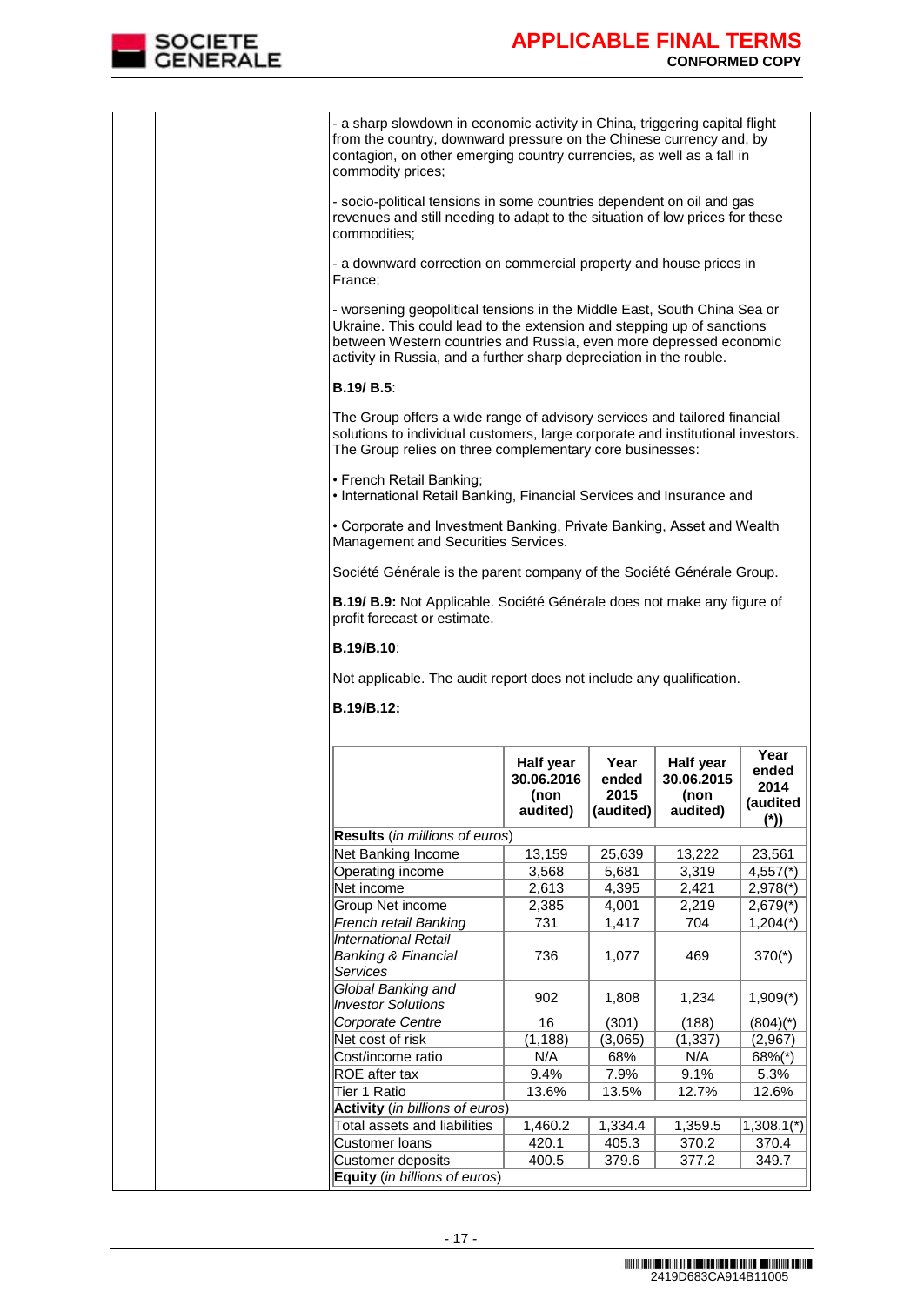- a sharp slowdown in economic activity in China, triggering capital flight from the country, downward pressure on the Chinese currency and, by contagion, on other emerging country currencies, as well as a fall in commodity prices;

- socio-political tensions in some countries dependent on oil and gas revenues and still needing to adapt to the situation of low prices for these commodities;

- a downward correction on commercial property and house prices in France;

- worsening geopolitical tensions in the Middle East, South China Sea or Ukraine. This could lead to the extension and stepping up of sanctions between Western countries and Russia, even more depressed economic activity in Russia, and a further sharp depreciation in the rouble.

**B.19/ B.5**:

The Group offers a wide range of advisory services and tailored financial solutions to individual customers, large corporate and institutional investors. The Group relies on three complementary core businesses:

• French Retail Banking;
• International Retail Banking, Financial Services and Insurance and

• Corporate and Investment Banking, Private Banking, Asset and Wealth Management and Securities Services.

Société Générale is the parent company of the Société Générale Group.

**B.19/ B.9:** Not Applicable. Société Générale does not make any figure of profit forecast or estimate.

**B.19/B.10**:

Not applicable. The audit report does not include any qualification.

**B.19/B.12:**

| | Half year 30.06.2016 (non audited) | Year ended 2015 (audited) | Half year 30.06.2015 (non audited) | Year ended 2014 (audited (*)) |
|---|---|---|---|---|
| **Results** (*in millions of euros*) | | | | |
| Net Banking Income | 13,159 | 25,639 | 13,222 | 23,561 |
| Operating income | 3,568 | 5,681 | 3,319 | 4,557(*) |
| Net income | 2,613 | 4,395 | 2,421 | 2,978(*) |
| Group Net income | 2,385 | 4,001 | 2,219 | 2,679(*) |
| *French retail Banking* | 731 | 1,417 | 704 | 1,204(*) |
| *International Retail Banking & Financial Services* | 736 | 1,077 | 469 | 370(*) |
| *Global Banking and Investor Solutions* | 902 | 1,808 | 1,234 | 1,909(*) |
| *Corporate Centre* | 16 | (301) | (188) | (804)(*) |
| Net cost of risk | (1,188) | (3,065) | (1,337) | (2,967) |
| Cost/income ratio | N/A | 68% | N/A | 68%(*) |
| ROE after tax | 9.4% | 7.9% | 9.1% | 5.3% |
| Tier 1 Ratio | 13.6% | 13.5% | 12.7% | 12.6% |
| **Activity** (*in billions of euros*) | | | | |
| Total assets and liabilities | 1,460.2 | 1,334.4 | 1,359.5 | 1,308.1(*) |
| Customer loans | 420.1 | 405.3 | 370.2 | 370.4 |
| Customer deposits | 400.5 | 379.6 | 377.2 | 349.7 |
| **Equity** (*in billions of euros*) | | | | |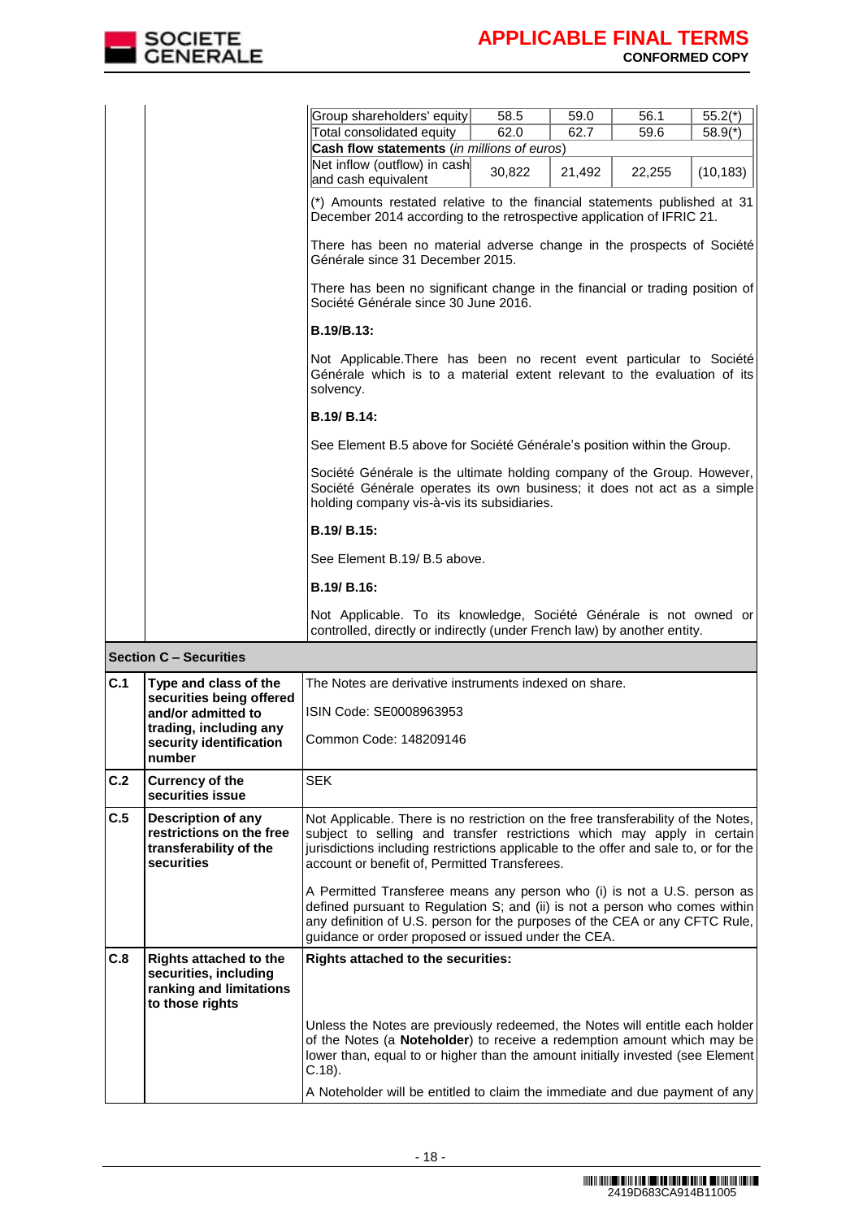| Group shareholders' equity | 58.5 | 59.0 | 56.1 | 55.2(*) |
|---|---|---|---|---|
| Total consolidated equity | 62.0 | 62.7 | 59.6 | 58.9(*) |
| **Cash flow statements** (*in millions of euros*) | | | | |
| Net inflow (outflow) in cash and cash equivalent | 30,822 | 21,492 | 22,255 | (10,183) |

(*) Amounts restated relative to the financial statements published at 31 December 2014 according to the retrospective application of IFRIC 21.

There has been no material adverse change in the prospects of Société Générale since 31 December 2015.

There has been no significant change in the financial or trading position of Société Générale since 30 June 2016.

**B.19/B.13:**

Not Applicable.There has been no recent event particular to Société Générale which is to a material extent relevant to the evaluation of its solvency.

**B.19/ B.14:**

See Element B.5 above for Société Générale's position within the Group.

Société Générale is the ultimate holding company of the Group. However, Société Générale operates its own business; it does not act as a simple holding company vis-à-vis its subsidiaries.

**B.19/ B.15:**

See Element B.19/ B.5 above.

**B.19/ B.16:**

Not Applicable. To its knowledge, Société Générale is not owned or controlled, directly or indirectly (under French law) by another entity.

**Section C – Securities**

| | | |
|---|---|---|
| **C.1** | **Type and class of the securities being offered and/or admitted to trading, including any security identification number** | The Notes are derivative instruments indexed on share.<br><br>ISIN Code: SE0008963953<br><br>Common Code: 148209146 |
| **C.2** | **Currency of the securities issue** | SEK |
| **C.5** | **Description of any restrictions on the free transferability of the securities** | Not Applicable. There is no restriction on the free transferability of the Notes, subject to selling and transfer restrictions which may apply in certain jurisdictions including restrictions applicable to the offer and sale to, or for the account or benefit of, Permitted Transferees.<br><br>A Permitted Transferee means any person who (i) is not a U.S. person as defined pursuant to Regulation S; and (ii) is not a person who comes within any definition of U.S. person for the purposes of the CEA or any CFTC Rule, guidance or order proposed or issued under the CEA. |
| **C.8** | **Rights attached to the securities, including ranking and limitations to those rights** | **Rights attached to the securities:**<br><br>Unless the Notes are previously redeemed, the Notes will entitle each holder of the Notes (a **Noteholder**) to receive a redemption amount which may be lower than, equal to or higher than the amount initially invested (see Element C.18).<br><br>A Noteholder will be entitled to claim the immediate and due payment of any |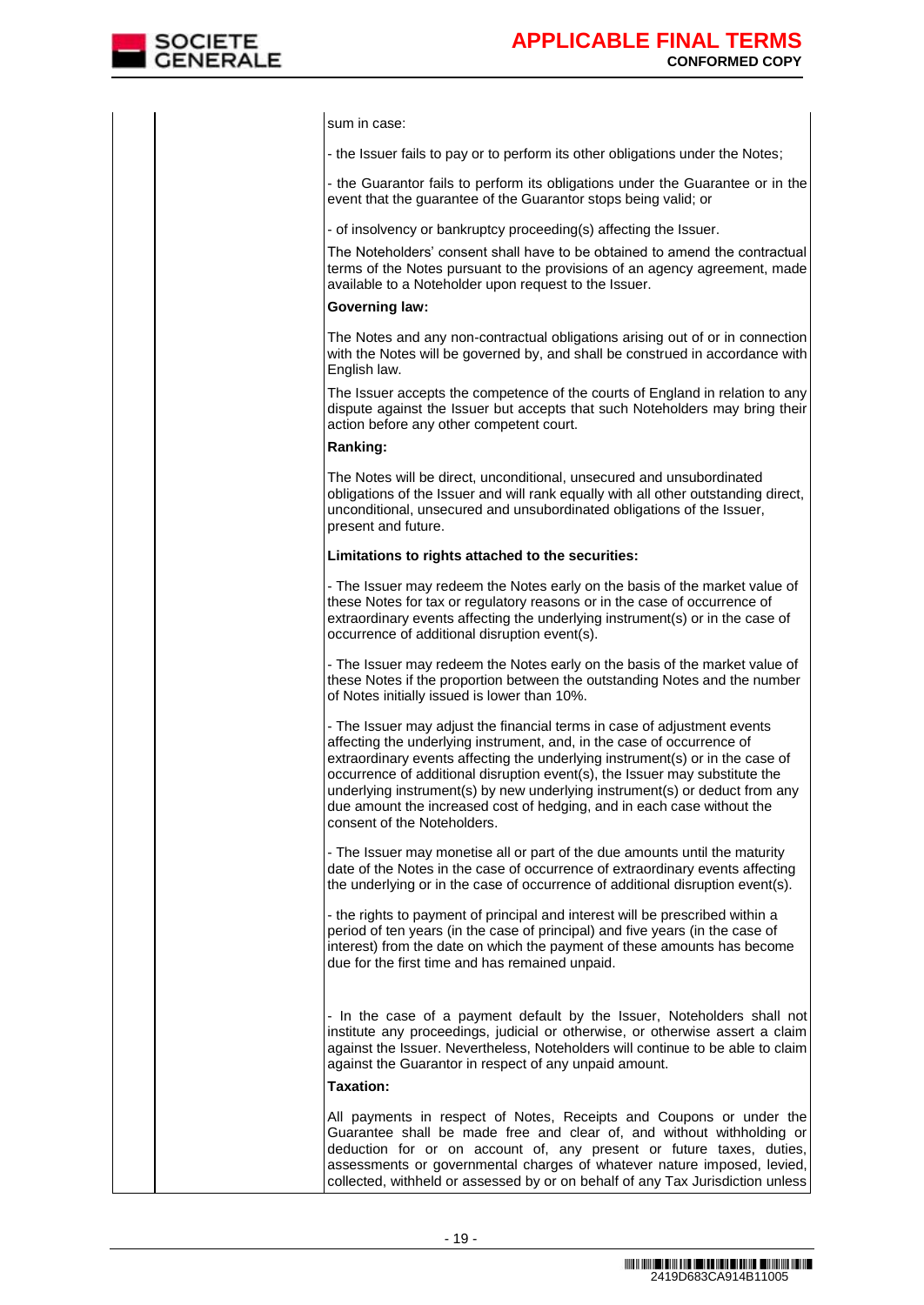sum in case:

- the Issuer fails to pay or to perform its other obligations under the Notes;

- the Guarantor fails to perform its obligations under the Guarantee or in the event that the guarantee of the Guarantor stops being valid; or

- of insolvency or bankruptcy proceeding(s) affecting the Issuer.

The Noteholders' consent shall have to be obtained to amend the contractual terms of the Notes pursuant to the provisions of an agency agreement, made available to a Noteholder upon request to the Issuer.

**Governing law:**

The Notes and any non-contractual obligations arising out of or in connection with the Notes will be governed by, and shall be construed in accordance with English law.

The Issuer accepts the competence of the courts of England in relation to any dispute against the Issuer but accepts that such Noteholders may bring their action before any other competent court.

**Ranking:**

The Notes will be direct, unconditional, unsecured and unsubordinated obligations of the Issuer and will rank equally with all other outstanding direct, unconditional, unsecured and unsubordinated obligations of the Issuer, present and future.

**Limitations to rights attached to the securities:**

- The Issuer may redeem the Notes early on the basis of the market value of these Notes for tax or regulatory reasons or in the case of occurrence of extraordinary events affecting the underlying instrument(s) or in the case of occurrence of additional disruption event(s).

- The Issuer may redeem the Notes early on the basis of the market value of these Notes if the proportion between the outstanding Notes and the number of Notes initially issued is lower than 10%.

- The Issuer may adjust the financial terms in case of adjustment events affecting the underlying instrument, and, in the case of occurrence of extraordinary events affecting the underlying instrument(s) or in the case of occurrence of additional disruption event(s), the Issuer may substitute the underlying instrument(s) by new underlying instrument(s) or deduct from any due amount the increased cost of hedging, and in each case without the consent of the Noteholders.

- The Issuer may monetise all or part of the due amounts until the maturity date of the Notes in the case of occurrence of extraordinary events affecting the underlying or in the case of occurrence of additional disruption event(s).

- the rights to payment of principal and interest will be prescribed within a period of ten years (in the case of principal) and five years (in the case of interest) from the date on which the payment of these amounts has become due for the first time and has remained unpaid.

- In the case of a payment default by the Issuer, Noteholders shall not institute any proceedings, judicial or otherwise, or otherwise assert a claim against the Issuer. Nevertheless, Noteholders will continue to be able to claim against the Guarantor in respect of any unpaid amount.

**Taxation:**

All payments in respect of Notes, Receipts and Coupons or under the Guarantee shall be made free and clear of, and without withholding or deduction for or on account of, any present or future taxes, duties, assessments or governmental charges of whatever nature imposed, levied, collected, withheld or assessed by or on behalf of any Tax Jurisdiction unless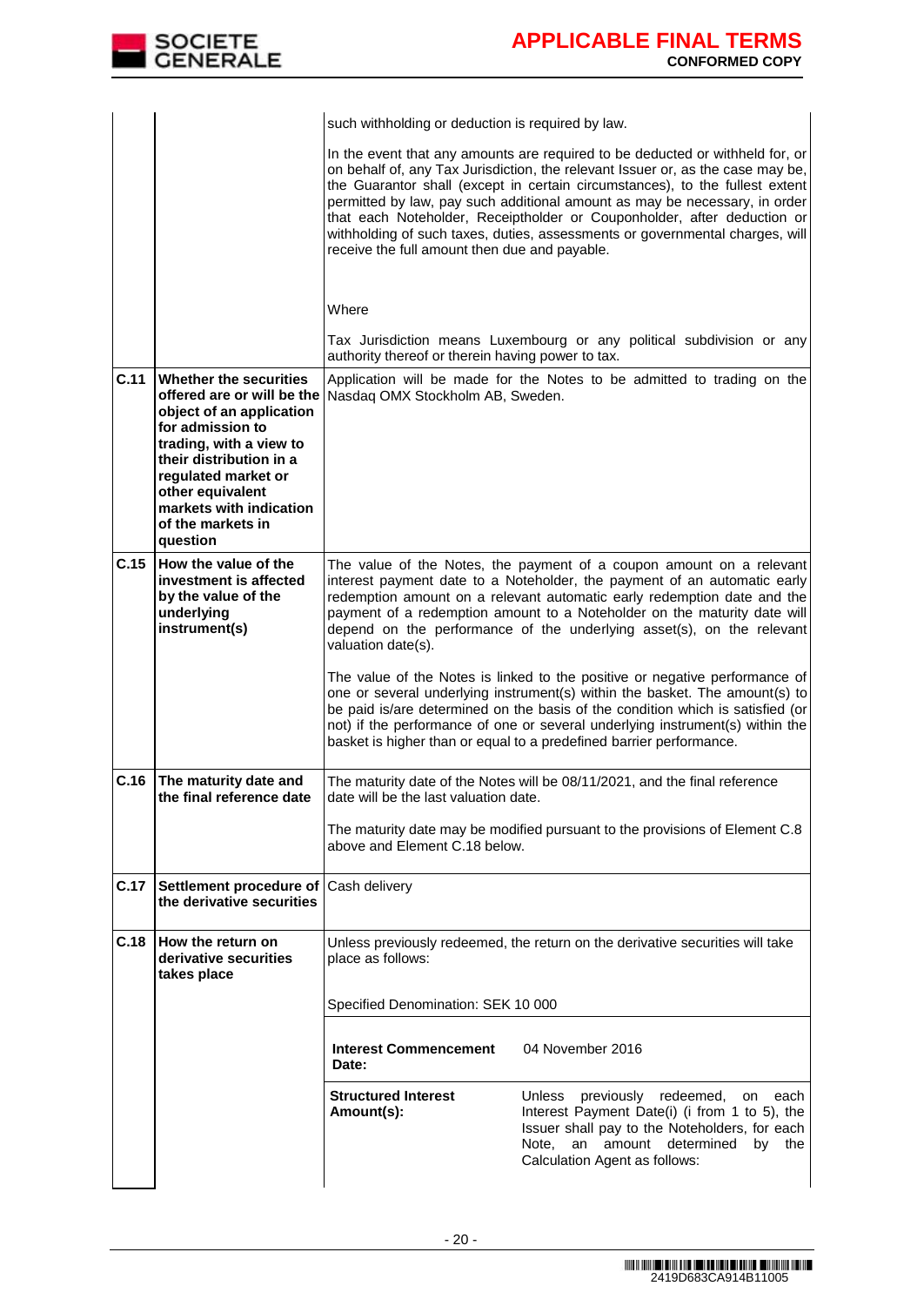| | | |
|---|---|---|
| | | such withholding or deduction is required by law.<br><br>In the event that any amounts are required to be deducted or withheld for, or on behalf of, any Tax Jurisdiction, the relevant Issuer or, as the case may be, the Guarantor shall (except in certain circumstances), to the fullest extent permitted by law, pay such additional amount as may be necessary, in order that each Noteholder, Receiptholder or Couponholder, after deduction or withholding of such taxes, duties, assessments or governmental charges, will receive the full amount then due and payable.<br><br>Where<br><br>Tax Jurisdiction means Luxembourg or any political subdivision or any authority thereof or therein having power to tax. |
| **C.11** | **Whether the securities offered are or will be the object of an application for admission to trading, with a view to their distribution in a regulated market or other equivalent markets with indication of the markets in question** | Application will be made for the Notes to be admitted to trading on the Nasdaq OMX Stockholm AB, Sweden. |
| **C.15** | **How the value of the investment is affected by the value of the underlying instrument(s)** | The value of the Notes, the payment of a coupon amount on a relevant interest payment date to a Noteholder, the payment of an automatic early redemption amount on a relevant automatic early redemption date and the payment of a redemption amount to a Noteholder on the maturity date will depend on the performance of the underlying asset(s), on the relevant valuation date(s).<br><br>The value of the Notes is linked to the positive or negative performance of one or several underlying instrument(s) within the basket. The amount(s) to be paid is/are determined on the basis of the condition which is satisfied (or not) if the performance of one or several underlying instrument(s) within the basket is higher than or equal to a predefined barrier performance. |
| **C.16** | **The maturity date and the final reference date** | The maturity date of the Notes will be 08/11/2021, and the final reference date will be the last valuation date.<br><br>The maturity date may be modified pursuant to the provisions of Element C.8 above and Element C.18 below. |
| **C.17** | **Settlement procedure of the derivative securities** | Cash delivery |
| **C.18** | **How the return on derivative securities takes place** | Unless previously redeemed, the return on the derivative securities will take place as follows:<br><br>Specified Denomination: SEK 10 000<br><br>**Interest Commencement Date:** 04 November 2016<br><br>**Structured Interest Amount(s):** Unless previously redeemed, on each Interest Payment Date(i) (i from 1 to 5), the Issuer shall pay to the Noteholders, for each Note, an amount determined by the Calculation Agent as follows: |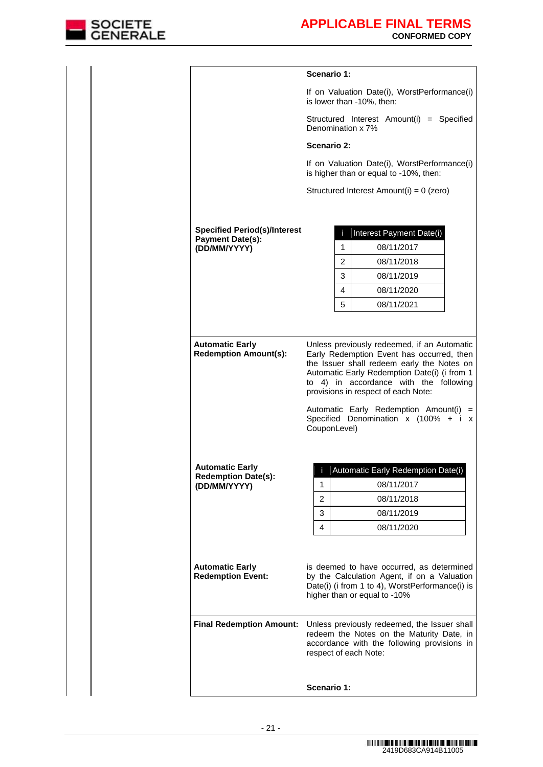**Scenario 1:**

If on Valuation Date(i), WorstPerformance(i) is lower than -10%, then:

Structured Interest Amount(i) = Specified Denomination x 7%

**Scenario 2:**

If on Valuation Date(i), WorstPerformance(i) is higher than or equal to -10%, then:

Structured Interest Amount(i) = 0 (zero)

**Specified Period(s)/Interest Payment Date(s): (DD/MM/YYYY)**

| i | Interest Payment Date(i) |
|---|---|
| 1 | 08/11/2017 |
| 2 | 08/11/2018 |
| 3 | 08/11/2019 |
| 4 | 08/11/2020 |
| 5 | 08/11/2021 |

**Automatic Early Redemption Amount(s):** Unless previously redeemed, if an Automatic Early Redemption Event has occurred, then the Issuer shall redeem early the Notes on Automatic Early Redemption Date(i) (i from 1 to 4) in accordance with the following provisions in respect of each Note:

Automatic Early Redemption Amount(i) = Specified Denomination x (100% + i x CouponLevel)

**Automatic Early Redemption Date(s): (DD/MM/YYYY)**

| i | Automatic Early Redemption Date(i) |
|---|---|
| 1 | 08/11/2017 |
| 2 | 08/11/2018 |
| 3 | 08/11/2019 |
| 4 | 08/11/2020 |

**Automatic Early Redemption Event:** is deemed to have occurred, as determined by the Calculation Agent, if on a Valuation Date(i) (i from 1 to 4), WorstPerformance(i) is higher than or equal to -10%

**Final Redemption Amount:** Unless previously redeemed, the Issuer shall redeem the Notes on the Maturity Date, in accordance with the following provisions in respect of each Note:

**Scenario 1:**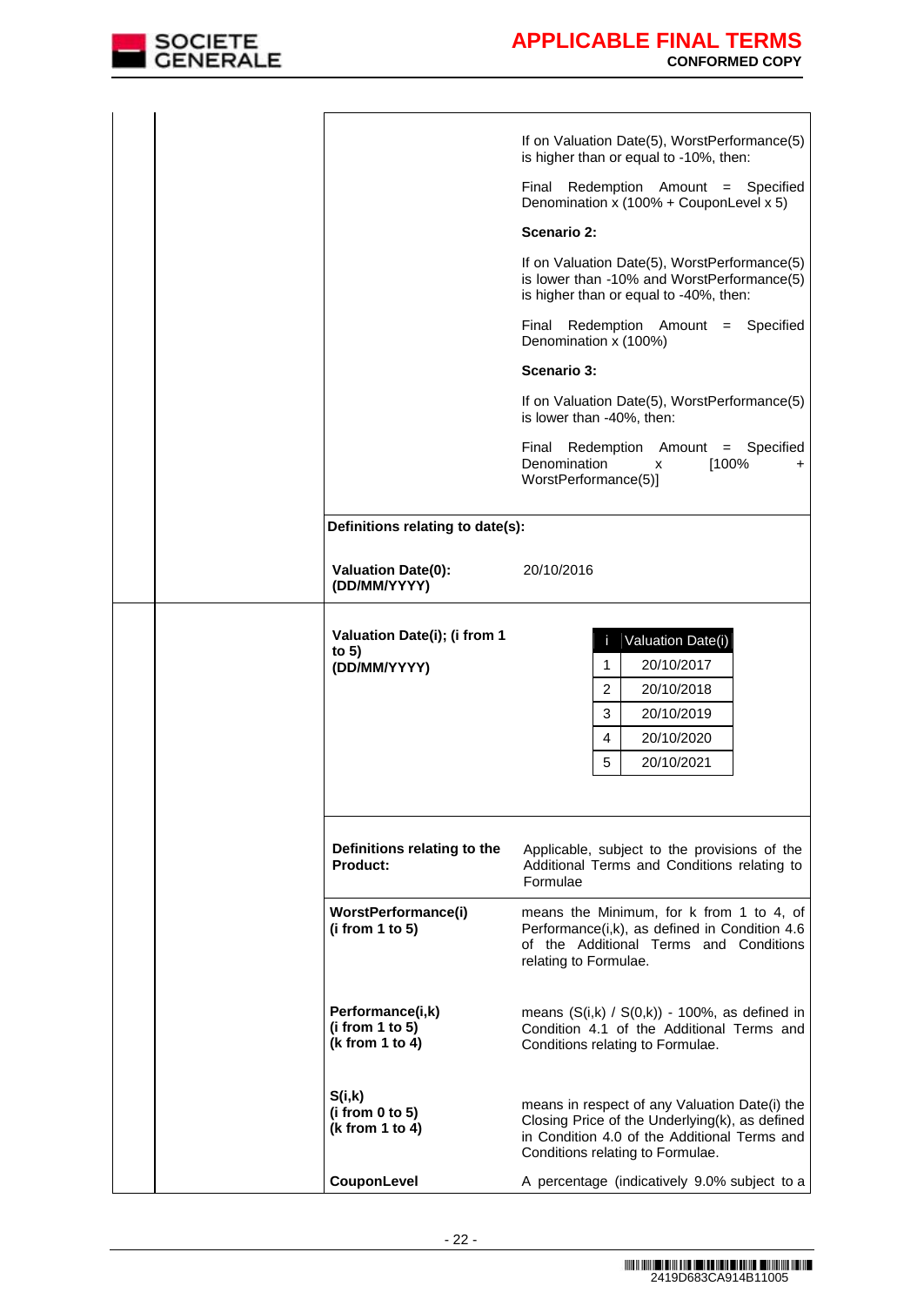| | |
|---|---|
| | If on Valuation Date(5), WorstPerformance(5) is higher than or equal to -10%, then: |
| | Final Redemption Amount = Specified Denomination x (100% + CouponLevel x 5) |
| | **Scenario 2:** |
| | If on Valuation Date(5), WorstPerformance(5) is lower than -10% and WorstPerformance(5) is higher than or equal to -40%, then: |
| | Final Redemption Amount = Specified Denomination x (100%) |
| | **Scenario 3:** |
| | If on Valuation Date(5), WorstPerformance(5) is lower than -40%, then: |
| | Final Redemption Amount = Specified Denomination x [100% + WorstPerformance(5)] |
| **Definitions relating to date(s):** | |
| **Valuation Date(0): (DD/MM/YYYY)** | 20/10/2016 |
| **Valuation Date(i); (i from 1 to 5) (DD/MM/YYYY)** | see table below |
| **Definitions relating to the Product:** | Applicable, subject to the provisions of the Additional Terms and Conditions relating to Formulae |
| **WorstPerformance(i) (i from 1 to 5)** | means the Minimum, for k from 1 to 4, of Performance(i,k), as defined in Condition 4.6 of the Additional Terms and Conditions relating to Formulae. |
| **Performance(i,k) (i from 1 to 5) (k from 1 to 4)** | means (S(i,k) / S(0,k)) - 100%, as defined in Condition 4.1 of the Additional Terms and Conditions relating to Formulae. |
| **S(i,k) (i from 0 to 5) (k from 1 to 4)** | means in respect of any Valuation Date(i) the Closing Price of the Underlying(k), as defined in Condition 4.0 of the Additional Terms and Conditions relating to Formulae. |
| **CouponLevel** | A percentage (indicatively 9.0% subject to a |

| i | Valuation Date(i) |
|---|---|
| 1 | 20/10/2017 |
| 2 | 20/10/2018 |
| 3 | 20/10/2019 |
| 4 | 20/10/2020 |
| 5 | 20/10/2021 |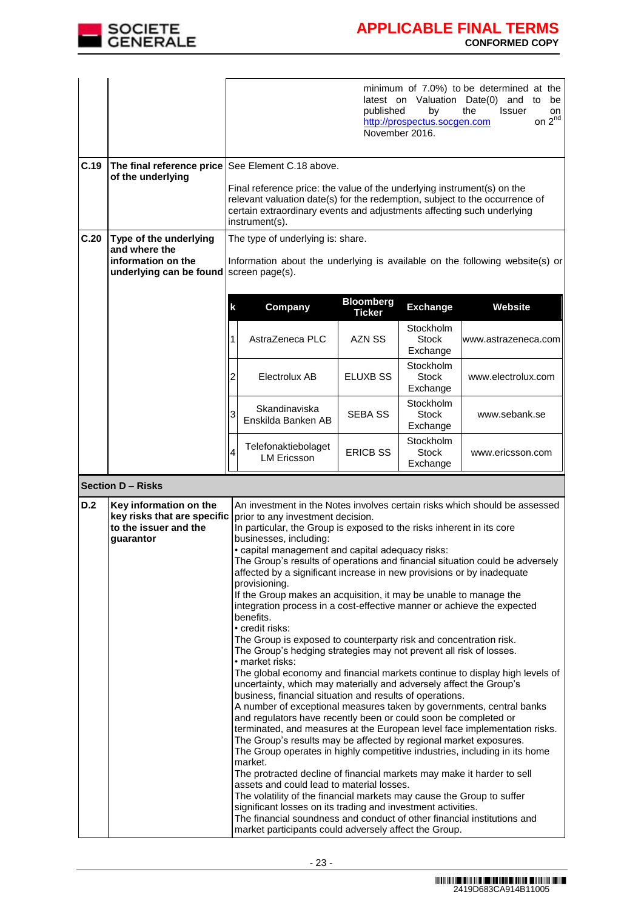| | | |
|---|---|---|
| | | minimum of 7.0%) to be determined at the latest on Valuation Date(0) and to be published by the Issuer on http://prospectus.socgen.com on 2nd November 2016. |
| **C.19** | **The final reference price of the underlying** | See Element C.18 above.<br><br>Final reference price: the value of the underlying instrument(s) on the relevant valuation date(s) for the redemption, subject to the occurrence of certain extraordinary events and adjustments affecting such underlying instrument(s). |
| **C.20** | **Type of the underlying and where the information on the underlying can be found** | The type of underlying is: share.<br><br>Information about the underlying is available on the following website(s) or screen page(s). |

| k | Company | Bloomberg Ticker | Exchange | Website |
|---|---|---|---|---|
| 1 | AstraZeneca PLC | AZN SS | Stockholm Stock Exchange | www.astrazeneca.com |
| 2 | Electrolux AB | ELUXB SS | Stockholm Stock Exchange | www.electrolux.com |
| 3 | Skandinaviska Enskilda Banken AB | SEBA SS | Stockholm Stock Exchange | www.sebank.se |
| 4 | Telefonaktiebolaget LM Ericsson | ERICB SS | Stockholm Stock Exchange | www.ericsson.com |

## Section D – Risks

| | | |
|---|---|---|
| **D.2** | **Key information on the key risks that are specific to the issuer and the guarantor** | An investment in the Notes involves certain risks which should be assessed prior to any investment decision.<br>In particular, the Group is exposed to the risks inherent in its core businesses, including:<br>• capital management and capital adequacy risks:<br>The Group's results of operations and financial situation could be adversely affected by a significant increase in new provisions or by inadequate provisioning.<br>If the Group makes an acquisition, it may be unable to manage the integration process in a cost-effective manner or achieve the expected benefits.<br>• credit risks:<br>The Group is exposed to counterparty risk and concentration risk.<br>The Group's hedging strategies may not prevent all risk of losses.<br>• market risks:<br>The global economy and financial markets continue to display high levels of uncertainty, which may materially and adversely affect the Group's business, financial situation and results of operations.<br>A number of exceptional measures taken by governments, central banks and regulators have recently been or could soon be completed or terminated, and measures at the European level face implementation risks.<br>The Group's results may be affected by regional market exposures.<br>The Group operates in highly competitive industries, including in its home market.<br>The protracted decline of financial markets may make it harder to sell assets and could lead to material losses.<br>The volatility of the financial markets may cause the Group to suffer significant losses on its trading and investment activities.<br>The financial soundness and conduct of other financial institutions and market participants could adversely affect the Group. |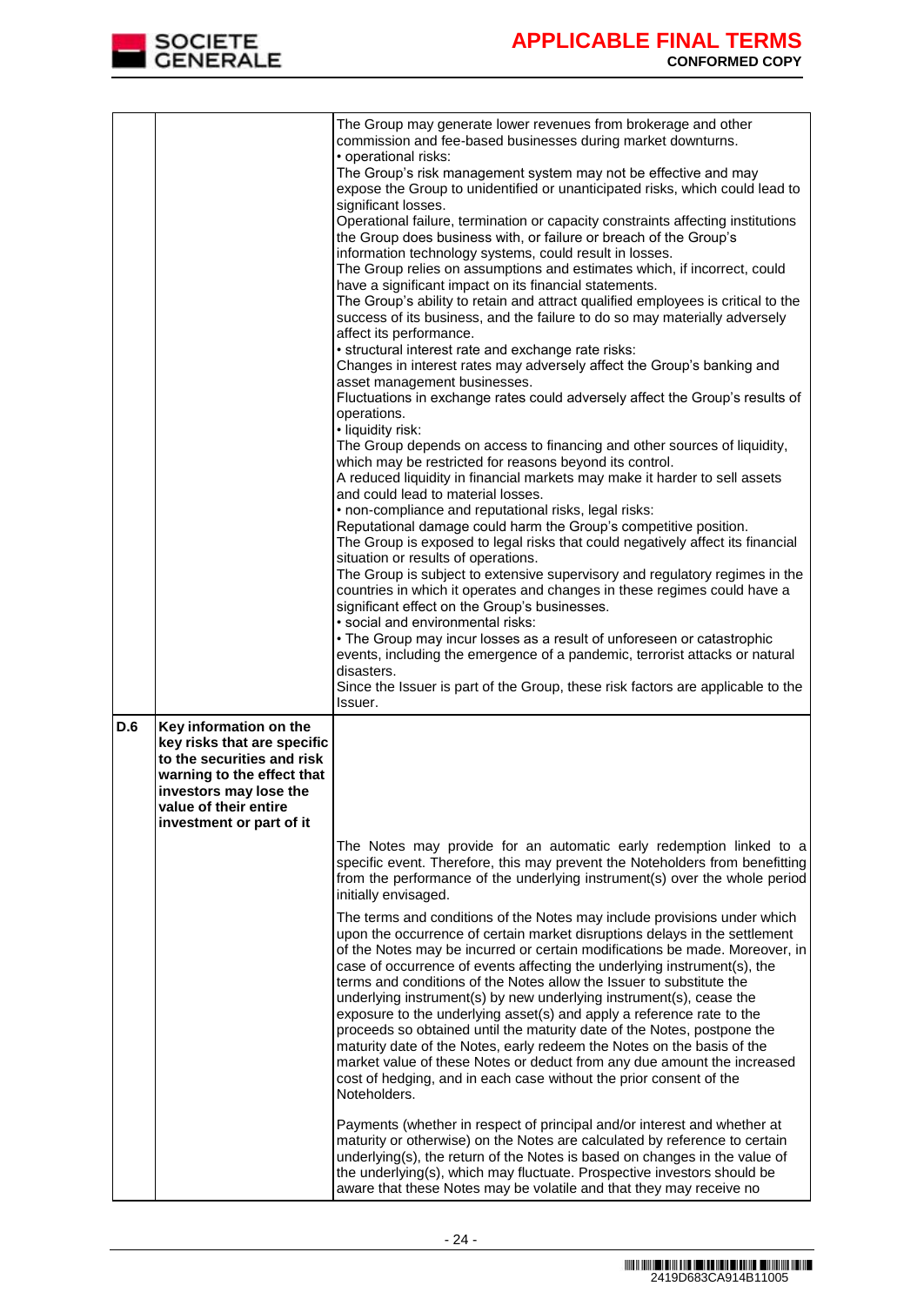| | | |
|---|---|---|
| | | The Group may generate lower revenues from brokerage and other commission and fee-based businesses during market downturns.<br>• operational risks:<br>The Group's risk management system may not be effective and may expose the Group to unidentified or unanticipated risks, which could lead to significant losses.<br>Operational failure, termination or capacity constraints affecting institutions the Group does business with, or failure or breach of the Group's information technology systems, could result in losses.<br>The Group relies on assumptions and estimates which, if incorrect, could have a significant impact on its financial statements.<br>The Group's ability to retain and attract qualified employees is critical to the success of its business, and the failure to do so may materially adversely affect its performance.<br>• structural interest rate and exchange rate risks:<br>Changes in interest rates may adversely affect the Group's banking and asset management businesses.<br>Fluctuations in exchange rates could adversely affect the Group's results of operations.<br>• liquidity risk:<br>The Group depends on access to financing and other sources of liquidity, which may be restricted for reasons beyond its control.<br>A reduced liquidity in financial markets may make it harder to sell assets and could lead to material losses.<br>• non-compliance and reputational risks, legal risks:<br>Reputational damage could harm the Group's competitive position.<br>The Group is exposed to legal risks that could negatively affect its financial situation or results of operations.<br>The Group is subject to extensive supervisory and regulatory regimes in the countries in which it operates and changes in these regimes could have a significant effect on the Group's businesses.<br>• social and environmental risks:<br>• The Group may incur losses as a result of unforeseen or catastrophic events, including the emergence of a pandemic, terrorist attacks or natural disasters.<br>Since the Issuer is part of the Group, these risk factors are applicable to the Issuer. |
| **D.6** | **Key information on the key risks that are specific to the securities and risk warning to the effect that investors may lose the value of their entire investment or part of it** | The Notes may provide for an automatic early redemption linked to a specific event. Therefore, this may prevent the Noteholders from benefitting from the performance of the underlying instrument(s) over the whole period initially envisaged.<br><br>The terms and conditions of the Notes may include provisions under which upon the occurrence of certain market disruptions delays in the settlement of the Notes may be incurred or certain modifications be made. Moreover, in case of occurrence of events affecting the underlying instrument(s), the terms and conditions of the Notes allow the Issuer to substitute the underlying instrument(s) by new underlying instrument(s), cease the exposure to the underlying asset(s) and apply a reference rate to the proceeds so obtained until the maturity date of the Notes, postpone the maturity date of the Notes, early redeem the Notes on the basis of the market value of these Notes or deduct from any due amount the increased cost of hedging, and in each case without the prior consent of the Noteholders.<br><br>Payments (whether in respect of principal and/or interest and whether at maturity or otherwise) on the Notes are calculated by reference to certain underlying(s), the return of the Notes is based on changes in the value of the underlying(s), which may fluctuate. Prospective investors should be aware that these Notes may be volatile and that they may receive no |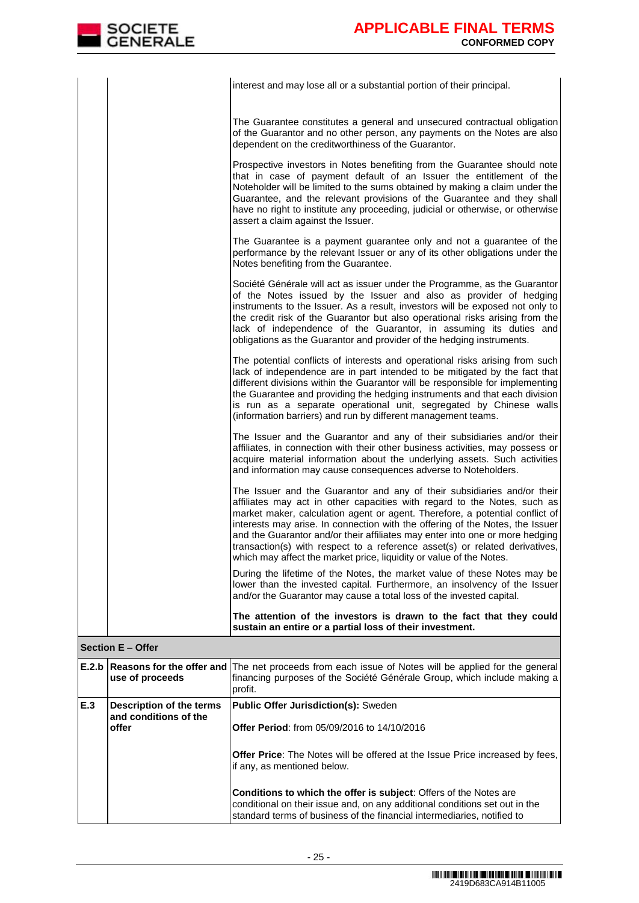| | | |
|---|---|---|
| | | interest and may lose all or a substantial portion of their principal.<br><br>The Guarantee constitutes a general and unsecured contractual obligation of the Guarantor and no other person, any payments on the Notes are also dependent on the creditworthiness of the Guarantor.<br><br>Prospective investors in Notes benefiting from the Guarantee should note that in case of payment default of an Issuer the entitlement of the Noteholder will be limited to the sums obtained by making a claim under the Guarantee, and the relevant provisions of the Guarantee and they shall have no right to institute any proceeding, judicial or otherwise, or otherwise assert a claim against the Issuer.<br><br>The Guarantee is a payment guarantee only and not a guarantee of the performance by the relevant Issuer or any of its other obligations under the Notes benefiting from the Guarantee.<br><br>Société Générale will act as issuer under the Programme, as the Guarantor of the Notes issued by the Issuer and also as provider of hedging instruments to the Issuer. As a result, investors will be exposed not only to the credit risk of the Guarantor but also operational risks arising from the lack of independence of the Guarantor, in assuming its duties and obligations as the Guarantor and provider of the hedging instruments.<br><br>The potential conflicts of interests and operational risks arising from such lack of independence are in part intended to be mitigated by the fact that different divisions within the Guarantor will be responsible for implementing the Guarantee and providing the hedging instruments and that each division is run as a separate operational unit, segregated by Chinese walls (information barriers) and run by different management teams.<br><br>The Issuer and the Guarantor and any of their subsidiaries and/or their affiliates, in connection with their other business activities, may possess or acquire material information about the underlying assets. Such activities and information may cause consequences adverse to Noteholders.<br><br>The Issuer and the Guarantor and any of their subsidiaries and/or their affiliates may act in other capacities with regard to the Notes, such as market maker, calculation agent or agent. Therefore, a potential conflict of interests may arise. In connection with the offering of the Notes, the Issuer and the Guarantor and/or their affiliates may enter into one or more hedging transaction(s) with respect to a reference asset(s) or related derivatives, which may affect the market price, liquidity or value of the Notes.<br><br>During the lifetime of the Notes, the market value of these Notes may be lower than the invested capital. Furthermore, an insolvency of the Issuer and/or the Guarantor may cause a total loss of the invested capital.<br><br>**The attention of the investors is drawn to the fact that they could sustain an entire or a partial loss of their investment.** |
| **Section E – Offer** | | |
| **E.2.b** | **Reasons for the offer and use of proceeds** | The net proceeds from each issue of Notes will be applied for the general financing purposes of the Société Générale Group, which include making a profit. |
| **E.3** | **Description of the terms and conditions of the offer** | **Public Offer Jurisdiction(s):** Sweden<br><br>**Offer Period**: from 05/09/2016 to 14/10/2016<br><br>**Offer Price**: The Notes will be offered at the Issue Price increased by fees, if any, as mentioned below.<br><br>**Conditions to which the offer is subject**: Offers of the Notes are conditional on their issue and, on any additional conditions set out in the standard terms of business of the financial intermediaries, notified to |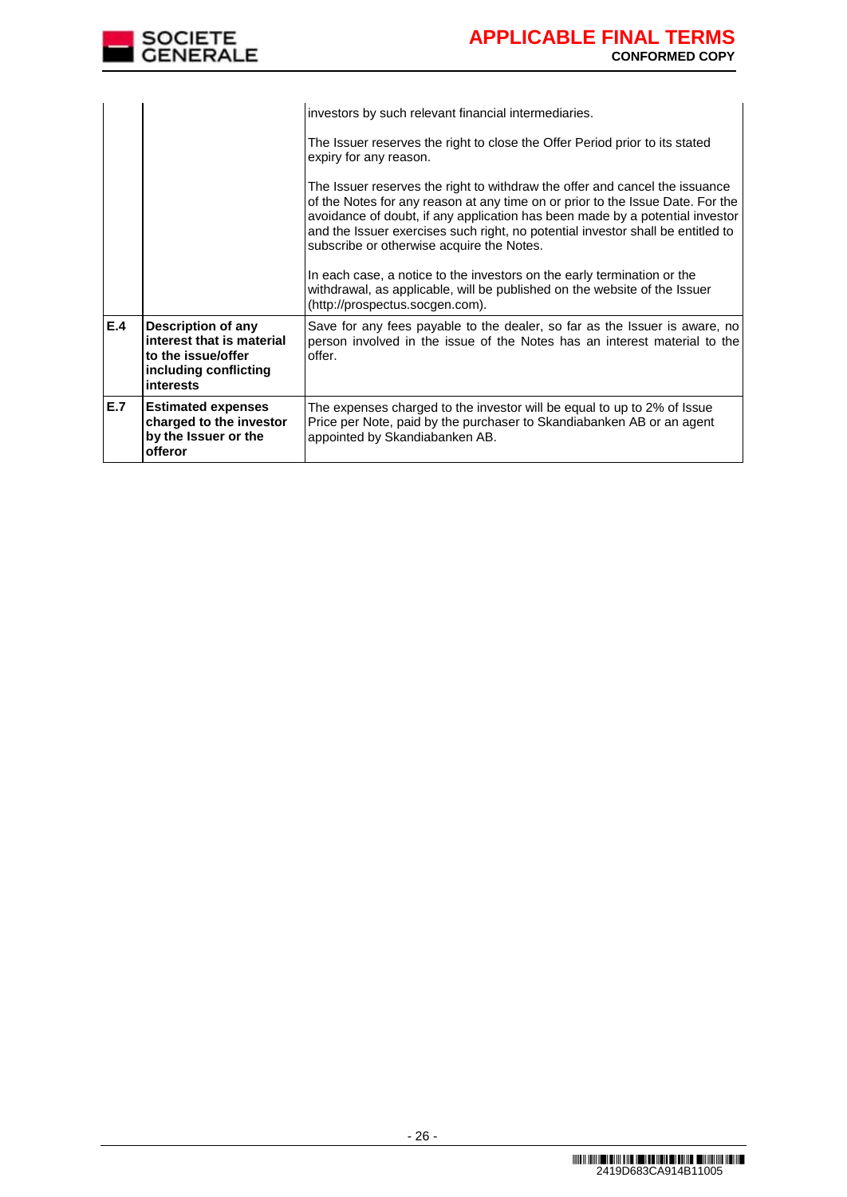| | | |
|---|---|---|
| | | investors by such relevant financial intermediaries.<br><br>The Issuer reserves the right to close the Offer Period prior to its stated expiry for any reason.<br><br>The Issuer reserves the right to withdraw the offer and cancel the issuance of the Notes for any reason at any time on or prior to the Issue Date. For the avoidance of doubt, if any application has been made by a potential investor and the Issuer exercises such right, no potential investor shall be entitled to subscribe or otherwise acquire the Notes.<br><br>In each case, a notice to the investors on the early termination or the withdrawal, as applicable, will be published on the website of the Issuer (http://prospectus.socgen.com). |
| **E.4** | **Description of any interest that is material to the issue/offer including conflicting interests** | Save for any fees payable to the dealer, so far as the Issuer is aware, no person involved in the issue of the Notes has an interest material to the offer. |
| **E.7** | **Estimated expenses charged to the investor by the Issuer or the offeror** | The expenses charged to the investor will be equal to up to 2% of Issue Price per Note, paid by the purchaser to Skandiabanken AB or an agent appointed by Skandiabanken AB. |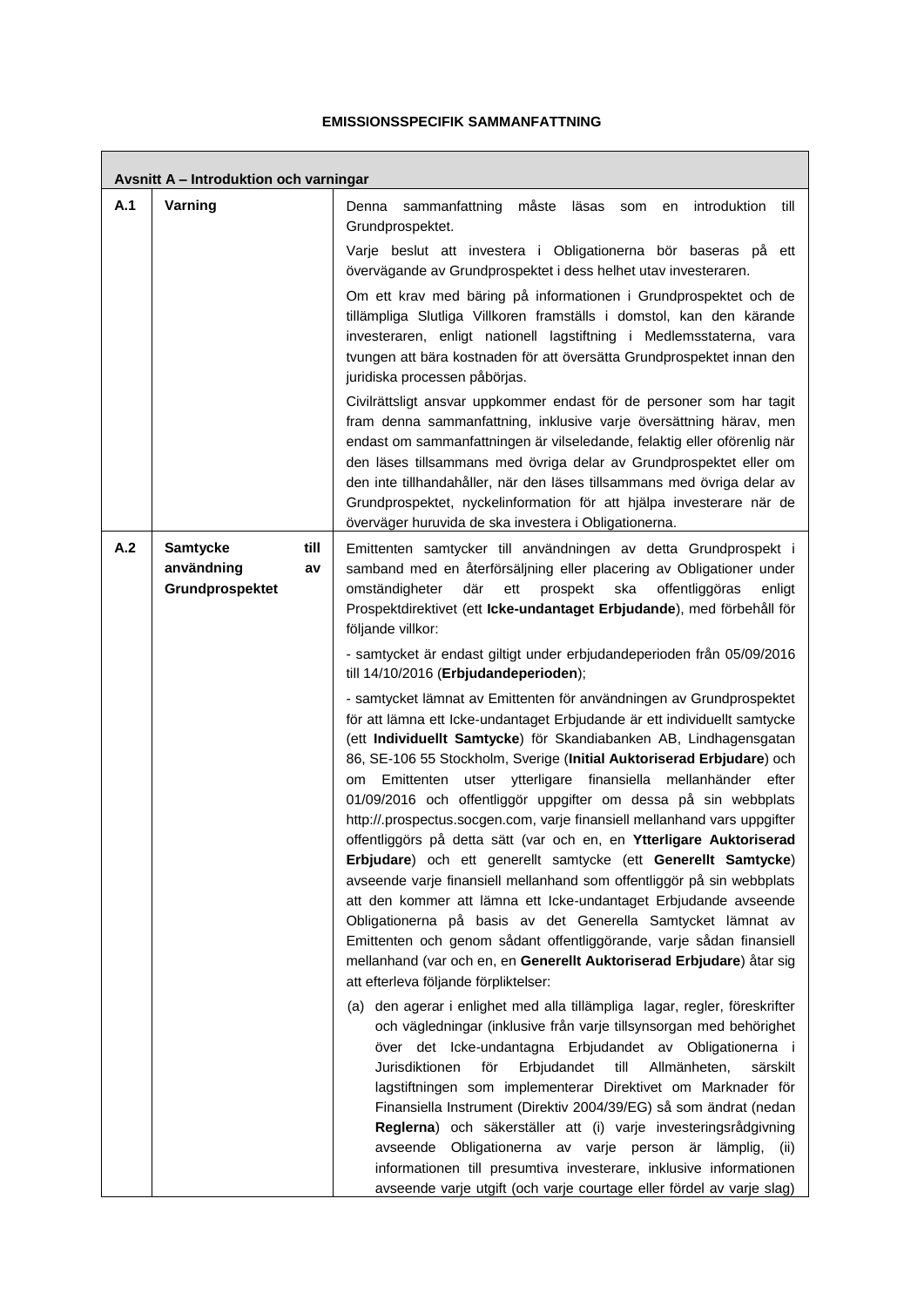**EMISSIONSSPECIFIK SAMMANFATTNING**

| Avsnitt A – Introduktion och varningar | | |
|---|---|---|
| **A.1** | **Varning** | Denna sammanfattning måste läsas som en introduktion till Grundprospektet.<br><br>Varje beslut att investera i Obligationerna bör baseras på ett övervägande av Grundprospektet i dess helhet utav investeraren.<br><br>Om ett krav med bäring på informationen i Grundprospektet och de tillämpliga Slutliga Villkoren framställs i domstol, kan den kärande investeraren, enligt nationell lagstiftning i Medlemsstaterna, vara tvungen att bära kostnaden för att översätta Grundprospektet innan den juridiska processen påbörjas.<br><br>Civilrättsligt ansvar uppkommer endast för de personer som har tagit fram denna sammanfattning, inklusive varje översättning härav, men endast om sammanfattningen är vilseledande, felaktig eller oförenlig när den läses tillsammans med övriga delar av Grundprospektet eller om den inte tillhandahåller, när den läses tillsammans med övriga delar av Grundprospektet, nyckelinformation för att hjälpa investerare när de överväger huruvida de ska investera i Obligationerna. |
| **A.2** | **Samtycke till användning av Grundprospektet** | Emittenten samtycker till användningen av detta Grundprospekt i samband med en återförsäljning eller placering av Obligationer under omständigheter där ett prospekt ska offentliggöras enligt Prospektdirektivet (ett **Icke-undantaget Erbjudande**), med förbehåll för följande villkor:<br><br>- samtycket är endast giltigt under erbjudandeperioden från 05/09/2016 till 14/10/2016 (**Erbjudandeperioden**);<br><br>- samtycket lämnat av Emittenten för användningen av Grundprospektet för att lämna ett Icke-undantaget Erbjudande är ett individuellt samtycke (ett **Individuellt Samtycke**) för Skandiabanken AB, Lindhagensgatan 86, SE-106 55 Stockholm, Sverige (**Initial Auktoriserad Erbjudare**) och om Emittenten utser ytterligare finansiella mellanhänder efter 01/09/2016 och offentliggör uppgifter om dessa på sin webbplats http://.prospectus.socgen.com, varje finansiell mellanhand vars uppgifter offentliggörs på detta sätt (var och en, en **Ytterligare Auktoriserad Erbjudare**) och ett generellt samtycke (ett **Generellt Samtycke**) avseende varje finansiell mellanhand som offentliggör på sin webbplats att den kommer att lämna ett Icke-undantaget Erbjudande avseende Obligationerna på basis av det Generella Samtycket lämnat av Emittenten och genom sådant offentliggörande, varje sådan finansiell mellanhand (var och en, en **Generellt Auktoriserad Erbjudare**) åtar sig att efterleva följande förpliktelser:<br><br>(a) den agerar i enlighet med alla tillämpliga lagar, regler, föreskrifter och vägledningar (inklusive från varje tillsynsorgan med behörighet över det Icke-undantagna Erbjudandet av Obligationerna i Jurisdiktionen för Erbjudandet till Allmänheten, särskilt lagstiftningen som implementerar Direktivet om Marknader för Finansiella Instrument (Direktiv 2004/39/EG) så som ändrat (nedan **Reglerna**) och säkerställer att (i) varje investeringsrådgivning avseende Obligationerna av varje person är lämplig, (ii) informationen till presumtiva investerare, inklusive informationen avseende varje utgift (och varje courtage eller fördel av varje slag) |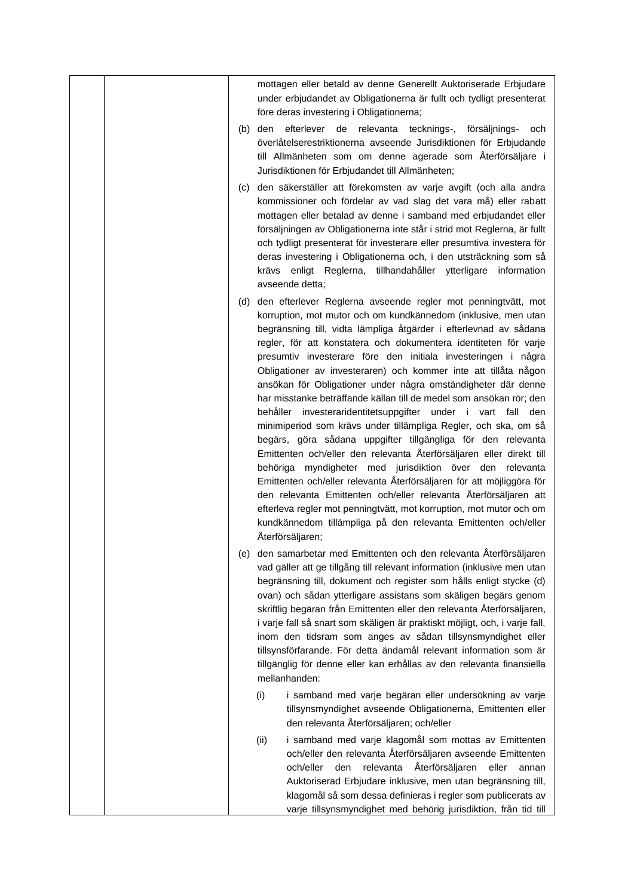| | | mottagen eller betald av denne Generellt Auktoriserade Erbjudare under erbjudandet av Obligationerna är fullt och tydligt presenterat före deras investering i Obligationerna;<br><br>(b) den efterlever de relevanta tecknings-, försäljnings- och överlåtelserestriktionerna avseende Jurisdiktionen för Erbjudande till Allmänheten som om denne agerade som Återförsäljare i Jurisdiktionen för Erbjudandet till Allmänheten;<br><br>(c) den säkerställer att förekomsten av varje avgift (och alla andra kommissioner och fördelar av vad slag det vara må) eller rabatt mottagen eller betalad av denne i samband med erbjudandet eller försäljningen av Obligationerna inte står i strid mot Reglerna, är fullt och tydligt presenterat för investerare eller presumtiva investera för deras investering i Obligationerna och, i den utsträckning som så krävs enligt Reglerna, tillhandahåller ytterligare information avseende detta;<br><br>(d) den efterlever Reglerna avseende regler mot penningtvätt, mot korruption, mot mutor och om kundkännedom (inklusive, men utan begränsning till, vidta lämpliga åtgärder i efterlevnad av sådana regler, för att konstatera och dokumentera identiteten för varje presumtiv investerare före den initiala investeringen i några Obligationer av investeraren) och kommer inte att tillåta någon ansökan för Obligationer under några omständigheter där denne har misstanke beträffande källan till de medel som ansökan rör; den behåller investeraridentitetsuppgifter under i vart fall den minimiperiod som krävs under tillämpliga Regler, och ska, om så begärs, göra sådana uppgifter tillgängliga för den relevanta Emittenten och/eller den relevanta Återförsäljaren eller direkt till behöriga myndigheter med jurisdiktion över den relevanta Emittenten och/eller relevanta Återförsäljaren för att möjliggöra för den relevanta Emittenten och/eller relevanta Återförsäljaren att efterleva regler mot penningtvätt, mot korruption, mot mutor och om kundkännedom tillämpliga på den relevanta Emittenten och/eller Återförsäljaren;<br><br>(e) den samarbetar med Emittenten och den relevanta Återförsäljaren vad gäller att ge tillgång till relevant information (inklusive men utan begränsning till, dokument och register som hålls enligt stycke (d) ovan) och sådan ytterligare assistans som skäligen begärs genom skriftlig begäran från Emittenten eller den relevanta Återförsäljaren, i varje fall så snart som skäligen är praktiskt möjligt, och, i varje fall, inom den tidsram som anges av sådan tillsynsmyndighet eller tillsynsförfarande. För detta ändamål relevant information som är tillgänglig för denne eller kan erhållas av den relevanta finansiella mellanhanden:<br><br>(i) i samband med varje begäran eller undersökning av varje tillsynsmyndighet avseende Obligationerna, Emittenten eller den relevanta Återförsäljaren; och/eller<br><br>(ii) i samband med varje klagomål som mottas av Emittenten och/eller den relevanta Återförsäljaren avseende Emittenten och/eller den relevanta Återförsäljaren eller annan Auktoriserad Erbjudare inklusive, men utan begränsning till, klagomål så som dessa definieras i regler som publicerats av varje tillsynsmyndighet med behörig jurisdiktion, från tid till |
|---|---|---|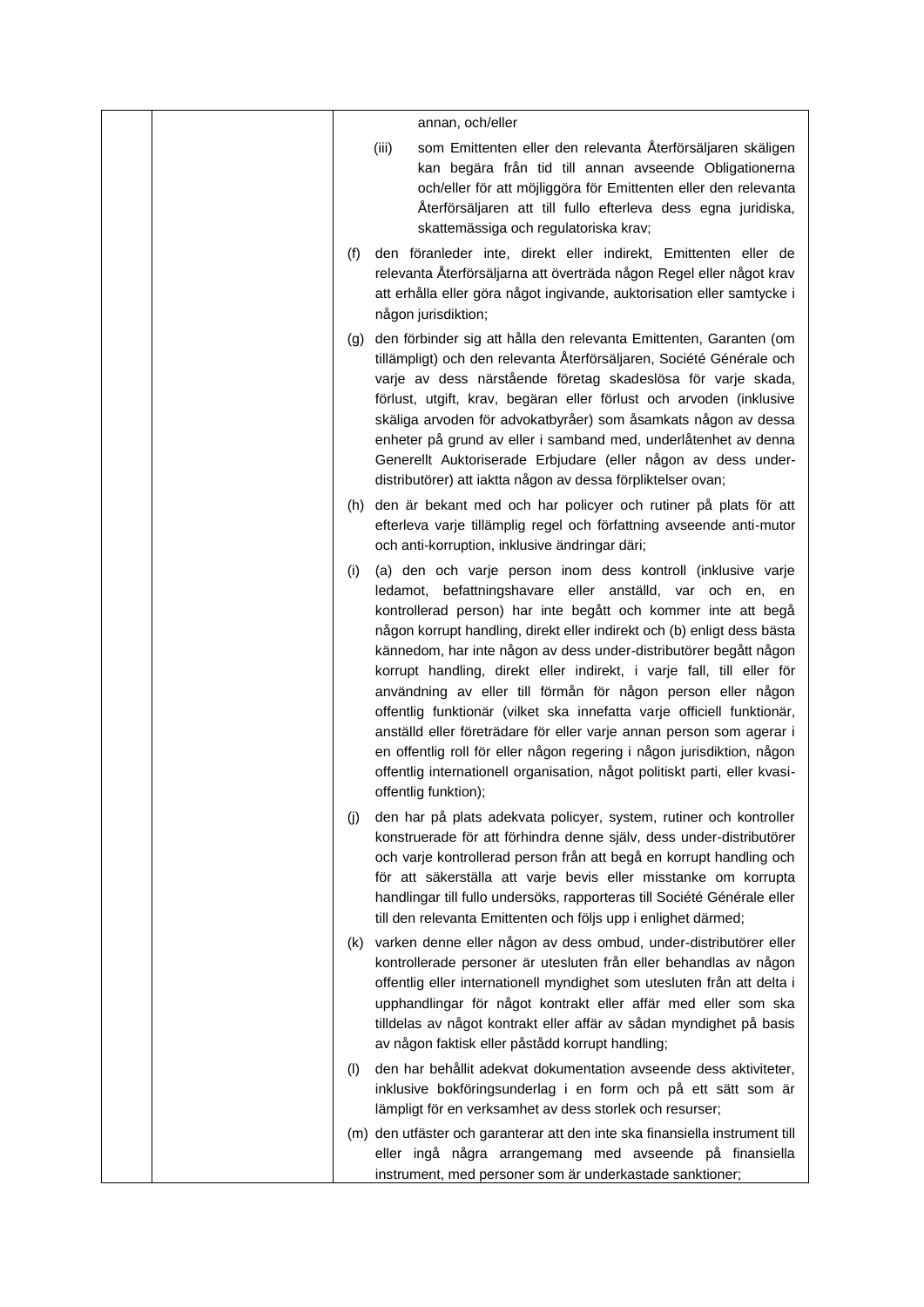|  |  | annan, och/eller<br><br>(iii) som Emittenten eller den relevanta Återförsäljaren skäligen kan begära från tid till annan avseende Obligationerna och/eller för att möjliggöra för Emittenten eller den relevanta Återförsäljaren att till fullo efterleva dess egna juridiska, skattemässiga och regulatoriska krav;<br><br>(f) den föranleder inte, direkt eller indirekt, Emittenten eller de relevanta Återförsäljarna att överträda någon Regel eller något krav att erhålla eller göra något ingivande, auktorisation eller samtycke i någon jurisdiktion;<br><br>(g) den förbinder sig att hålla den relevanta Emittenten, Garanten (om tillämpligt) och den relevanta Återförsäljaren, Société Générale och varje av dess närstående företag skadeslösa för varje skada, förlust, utgift, krav, begäran eller förlust och arvoden (inklusive skäliga arvoden för advokatbyråer) som åsamkats någon av dessa enheter på grund av eller i samband med, underlåtenhet av denna Generellt Auktoriserade Erbjudare (eller någon av dess under-distributörer) att iaktta någon av dessa förpliktelser ovan;<br><br>(h) den är bekant med och har policyer och rutiner på plats för att efterleva varje tillämplig regel och författning avseende anti-mutor och anti-korruption, inklusive ändringar däri;<br><br>(i) (a) den och varje person inom dess kontroll (inklusive varje ledamot, befattningshavare eller anställd, var och en, en kontrollerad person) har inte begått och kommer inte att begå någon korrupt handling, direkt eller indirekt och (b) enligt dess bästa kännedom, har inte någon av dess under-distributörer begått någon korrupt handling, direkt eller indirekt, i varje fall, till eller för användning av eller till förmån för någon person eller någon offentlig funktionär (vilket ska innefatta varje officiell funktionär, anställd eller företrädare för eller varje annan person som agerar i en offentlig roll för eller någon regering i någon jurisdiktion, någon offentlig internationell organisation, något politiskt parti, eller kvasi-offentlig funktion);<br><br>(j) den har på plats adekvata policyer, system, rutiner och kontroller konstruerade för att förhindra denne själv, dess under-distributörer och varje kontrollerad person från att begå en korrupt handling och för att säkerställa att varje bevis eller misstanke om korrupta handlingar till fullo undersöks, rapporteras till Société Générale eller till den relevanta Emittenten och följs upp i enlighet därmed;<br><br>(k) varken denne eller någon av dess ombud, under-distributörer eller kontrollerade personer är utesluten från eller behandlas av någon offentlig eller internationell myndighet som utesluten från att delta i upphandlingar för något kontrakt eller affär med eller som ska tilldelas av något kontrakt eller affär av sådan myndighet på basis av någon faktisk eller påstådd korrupt handling;<br><br>(l) den har behållit adekvat dokumentation avseende dess aktiviteter, inklusive bokföringsunderlag i en form och på ett sätt som är lämpligt för en verksamhet av dess storlek och resurser;<br><br>(m) den utfäster och garanterar att den inte ska finansiella instrument till eller ingå några arrangemang med avseende på finansiella instrument, med personer som är underkastade sanktioner; |
|---|---|---|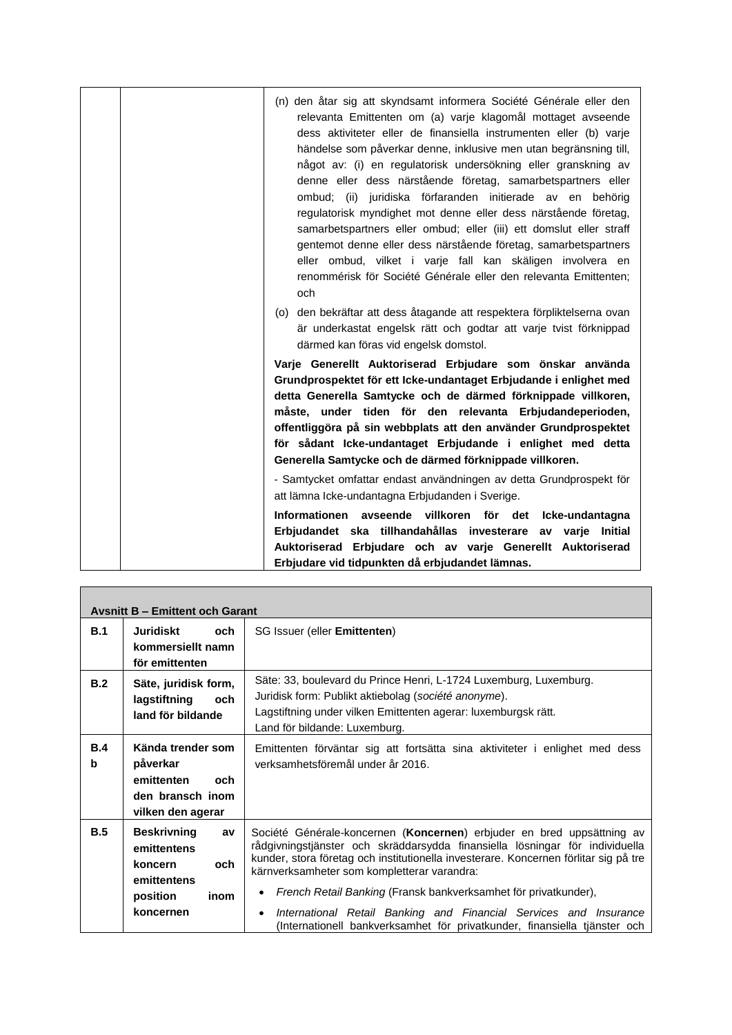| | | |
|---|---|---|
| | | (n) den åtar sig att skyndsamt informera Société Générale eller den relevanta Emittenten om (a) varje klagomål mottaget avseende dess aktiviteter eller de finansiella instrumenten eller (b) varje händelse som påverkar denne, inklusive men utan begränsning till, något av: (i) en regulatorisk undersökning eller granskning av denne eller dess närstående företag, samarbetspartners eller ombud; (ii) juridiska förfaranden initierade av en behörig regulatorisk myndighet mot denne eller dess närstående företag, samarbetspartners eller ombud; eller (iii) ett domslut eller straff gentemot denne eller dess närstående företag, samarbetspartners eller ombud, vilket i varje fall kan skäligen involvera en renommérisk för Société Générale eller den relevanta Emittenten; och<br><br>(o) den bekräftar att dess åtagande att respektera förpliktelserna ovan är underkastat engelsk rätt och godtar att varje tvist förknippad därmed kan föras vid engelsk domstol.<br><br>**Varje Generellt Auktoriserad Erbjudare som önskar använda Grundprospektet för ett Icke-undantaget Erbjudande i enlighet med detta Generella Samtycke och de därmed förknippade villkoren, måste, under tiden för den relevanta Erbjudandeperioden, offentliggöra på sin webbplats att den använder Grundprospektet för sådant Icke-undantaget Erbjudande i enlighet med detta Generella Samtycke och de därmed förknippade villkoren.**<br><br>- Samtycket omfattar endast användningen av detta Grundprospekt för att lämna Icke-undantagna Erbjudanden i Sverige.<br><br>**Informationen avseende villkoren för det Icke-undantagna Erbjudandet ska tillhandahållas investerare av varje Initial Auktoriserad Erbjudare och av varje Generellt Auktoriserad Erbjudare vid tidpunkten då erbjudandet lämnas.** |

| **Avsnitt B – Emittent och Garant** | | |
|---|---|---|
| **B.1** | **Juridiskt och kommersiellt namn för emittenten** | SG Issuer (eller **Emittenten**) |
| **B.2** | **Säte, juridisk form, lagstiftning och land för bildande** | Säte: 33, boulevard du Prince Henri, L-1724 Luxemburg, Luxemburg.<br>Juridisk form: Publikt aktiebolag (*société anonyme*).<br>Lagstiftning under vilken Emittenten agerar: luxemburgsk rätt.<br>Land för bildande: Luxemburg. |
| **B.4 b** | **Kända trender som påverkar emittenten och den bransch inom vilken den agerar** | Emittenten förväntar sig att fortsätta sina aktiviteter i enlighet med dess verksamhetsföremål under år 2016. |
| **B.5** | **Beskrivning av emittentens koncern och emittentens position inom koncernen** | Société Générale-koncernen (**Koncernen**) erbjuder en bred uppsättning av rådgivningstjänster och skräddarsydda finansiella lösningar för individuella kunder, stora företag och institutionella investerare. Koncernen förlitar sig på tre kärnverksamheter som kompletterar varandra:<br>• *French Retail Banking* (Fransk bankverksamhet för privatkunder),<br>• *International Retail Banking and Financial Services and Insurance* (Internationell bankverksamhet för privatkunder, finansiella tjänster och |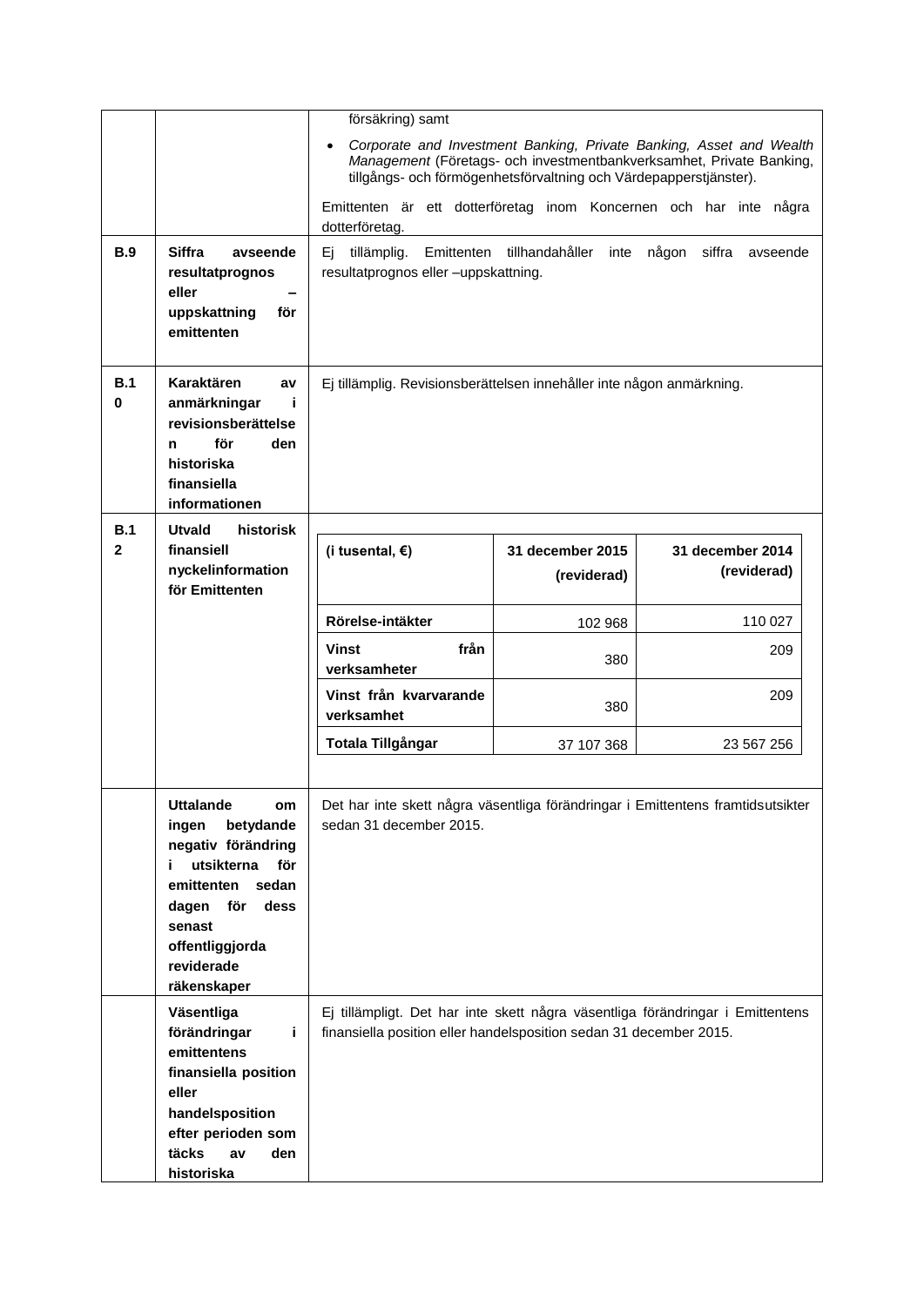| | | |
|---|---|---|
| | | försäkring) samt<br>• *Corporate and Investment Banking, Private Banking, Asset and Wealth Management* (Företags- och investmentbankverksamhet, Private Banking, tillgångs- och förmögenhetsförvaltning och Värdepapperstjänster).<br>Emittenten är ett dotterföretag inom Koncernen och har inte några dotterföretag. |
| **B.9** | **Siffra avseende resultatprognos eller – uppskattning för emittenten** | Ej tillämplig. Emittenten tillhandahåller inte någon siffra avseende resultatprognos eller –uppskattning. |
| **B.10** | **Karaktären av anmärkningar i revisionsberättelsen för den historiska finansiella informationen** | Ej tillämplig. Revisionsberättelsen innehåller inte någon anmärkning. |
| **B.12** | **Utvald historisk finansiell nyckelinformation för Emittenten** | (see table below) |
| | **Uttalande om ingen betydande negativ förändring i utsikterna för emittenten sedan dagen för dess senast offentliggjorda reviderade räkenskaper** | Det har inte skett några väsentliga förändringar i Emittentens framtidsutsikter sedan 31 december 2015. |
| | **Väsentliga förändringar i emittentens finansiella position eller handelsposition efter perioden som täcks av den historiska** | Ej tillämpligt. Det har inte skett några väsentliga förändringar i Emittentens finansiella position eller handelsposition sedan 31 december 2015. |

| **(i tusental, €)** | **31 december 2015 (reviderad)** | **31 december 2014 (reviderad)** |
|---|---|---|
| **Rörelse-intäkter** | 102 968 | 110 027 |
| **Vinst från verksamheter** | 380 | 209 |
| **Vinst från kvarvarande verksamhet** | 380 | 209 |
| **Totala Tillgångar** | 37 107 368 | 23 567 256 |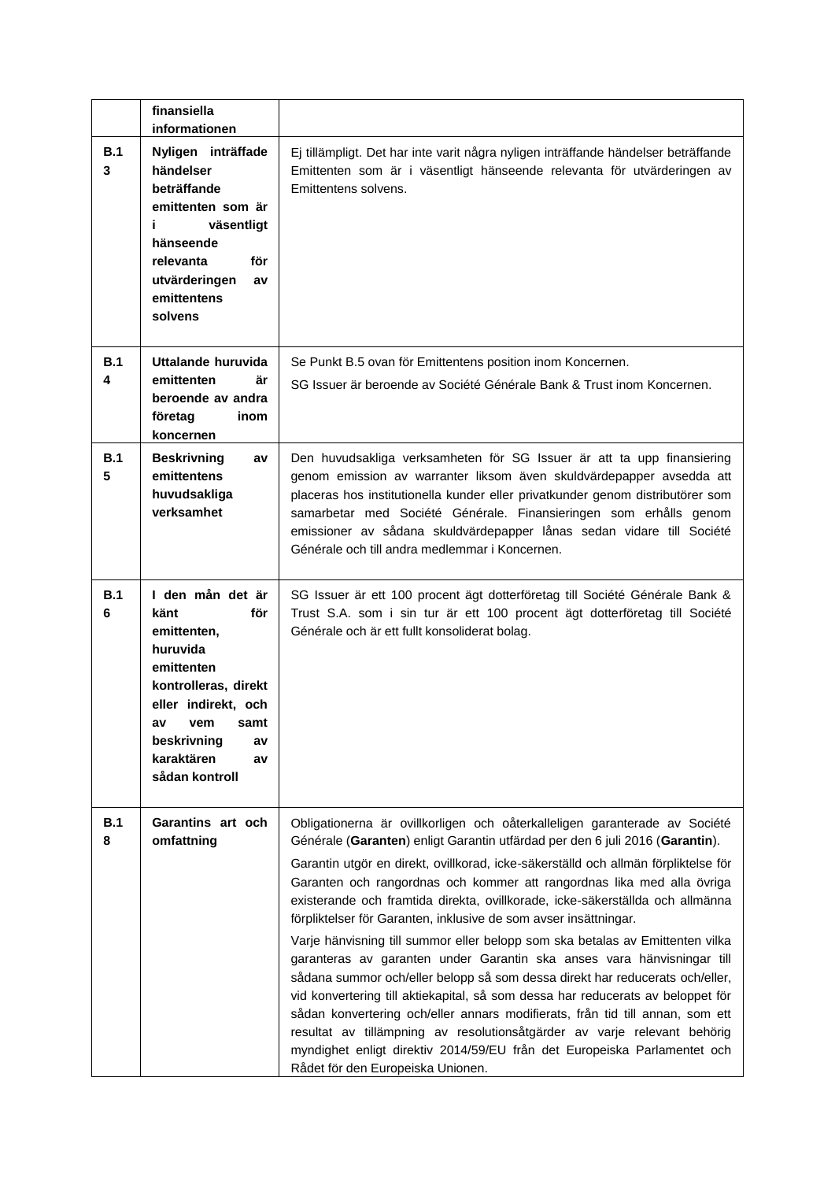|  |  |  |
|---|---|---|
|  | **finansiella informationen** |  |
| **B.13** | **Nyligen inträffade händelser beträffande emittenten som är i väsentligt hänseende relevanta för utvärderingen av emittentens solvens** | Ej tillämpligt. Det har inte varit några nyligen inträffande händelser beträffande Emittenten som är i väsentligt hänseende relevanta för utvärderingen av Emittentens solvens. |
| **B.14** | **Uttalande huruvida emittenten är beroende av andra företag inom koncernen** | Se Punkt B.5 ovan för Emittentens position inom Koncernen.<br><br>SG Issuer är beroende av Société Générale Bank & Trust inom Koncernen. |
| **B.15** | **Beskrivning av emittentens huvudsakliga verksamhet** | Den huvudsakliga verksamheten för SG Issuer är att ta upp finansiering genom emission av warranter liksom även skuldvärdepapper avsedda att placeras hos institutionella kunder eller privatkunder genom distributörer som samarbetar med Société Générale. Finansieringen som erhålls genom emissioner av sådana skuldvärdepapper lånas sedan vidare till Société Générale och till andra medlemmar i Koncernen. |
| **B.16** | **I den mån det är känt för emittenten, huruvida emittenten kontrolleras, direkt eller indirekt, och av vem samt beskrivning av karaktären av sådan kontroll** | SG Issuer är ett 100 procent ägt dotterföretag till Société Générale Bank & Trust S.A. som i sin tur är ett 100 procent ägt dotterföretag till Société Générale och är ett fullt konsoliderat bolag. |
| **B.18** | **Garantins art och omfattning** | Obligationerna är ovillkorligen och oåterkalleligen garanterade av Société Générale (**Garanten**) enligt Garantin utfärdad per den 6 juli 2016 (**Garantin**).<br><br>Garantin utgör en direkt, ovillkorad, icke-säkerställd och allmän förpliktelse för Garanten och rangordnas och kommer att rangordnas lika med alla övriga existerande och framtida direkta, ovillkorade, icke-säkerställda och allmänna förpliktelser för Garanten, inklusive de som avser insättningar.<br><br>Varje hänvisning till summor eller belopp som ska betalas av Emittenten vilka garanteras av garanten under Garantin ska anses vara hänvisningar till sådana summor och/eller belopp så som dessa direkt har reducerats och/eller, vid konvertering till aktiekapital, så som dessa har reducerats av beloppet för sådan konvertering och/eller annars modifierats, från tid till annan, som ett resultat av tillämpning av resolutionsåtgärder av varje relevant behörig myndighet enligt direktiv 2014/59/EU från det Europeiska Parlamentet och Rådet för den Europeiska Unionen. |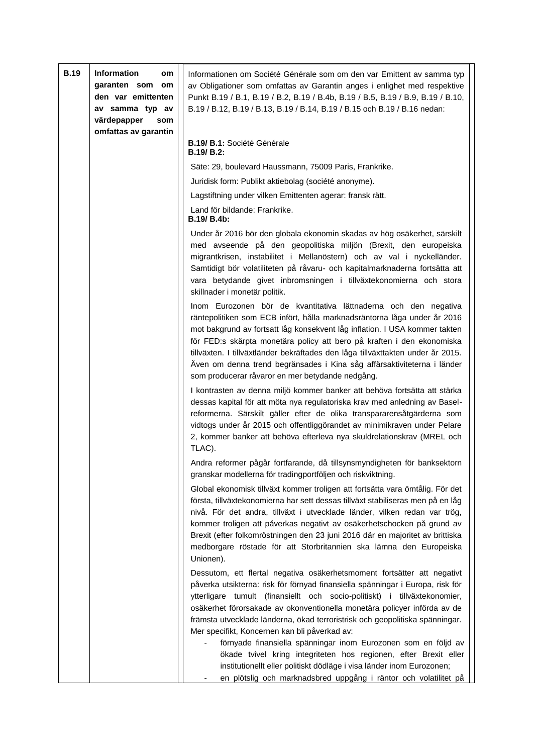| | | |
|---|---|---|
| **B.19** | **Information om garanten som om den var emittenten av samma typ av värdepapper som omfattas av garantin** | Informationen om Société Générale som om den var Emittent av samma typ av Obligationer som omfattas av Garantin anges i enlighet med respektive Punkt B.19 / B.1, B.19 / B.2, B.19 / B.4b, B.19 / B.5, B.19 / B.9, B.19 / B.10, B.19 / B.12, B.19 / B.13, B.19 / B.14, B.19 / B.15 och B.19 / B.16 nedan:<br><br>**B.19/ B.1:** Société Générale<br>**B.19/ B.2:**<br>Säte: 29, boulevard Haussmann, 75009 Paris, Frankrike.<br>Juridisk form: Publikt aktiebolag (société anonyme).<br>Lagstiftning under vilken Emittenten agerar: fransk rätt.<br>Land för bildande: Frankrike.<br>**B.19/ B.4b:**<br>Under år 2016 bör den globala ekonomin skadas av hög osäkerhet, särskilt med avseende på den geopolitiska miljön (Brexit, den europeiska migrantkrisen, instabilitet i Mellanöstern) och av val i nyckelländer. Samtidigt bör volatiliteten på råvaru- och kapitalmarknaderna fortsätta att vara betydande givet inbromsningen i tillväxtekonomierna och stora skillnader i monetär politik.<br>Inom Eurozonen bör de kvantitativa lättnaderna och den negativa räntepolitiken som ECB infört, hålla marknadsräntorna låga under år 2016 mot bakgrund av fortsatt låg konsekvent låg inflation. I USA kommer takten för FED:s skärpta monetära policy att bero på kraften i den ekonomiska tillväxten. I tillväxtländer bekräftades den låga tillväxttakten under år 2015. Även om denna trend begränsades i Kina såg affärsaktiviteterna i länder som producerar råvaror en mer betydande nedgång.<br>I kontrasten av denna miljö kommer banker att behöva fortsätta att stärka dessas kapital för att möta nya regulatoriska krav med anledning av Basel-reformerna. Särskilt gäller efter de olika transpararensåtgärderna som vidtogs under år 2015 och offentliggörandet av minimikraven under Pelare 2, kommer banker att behöva efterleva nya skuldrelationskrav (MREL och TLAC).<br>Andra reformer pågår fortfarande, då tillsynsmyndigheten för banksektorn granskar modellerna för tradingportföljen och riskviktning.<br>Global ekonomisk tillväxt kommer troligen att fortsätta vara ömtålig. För det första, tillväxtekonomierna har sett dessas tillväxt stabiliseras men på en låg nivå. För det andra, tillväxt i utvecklade länder, vilken redan var trög, kommer troligen att påverkas negativt av osäkerhetschocken på grund av Brexit (efter folkomröstningen den 23 juni 2016 där en majoritet av brittiska medborgare röstade för att Storbritannien ska lämna den Europeiska Unionen).<br>Dessutom, ett flertal negativa osäkerhetsmoment fortsätter att negativt påverka utsikterna: risk för förnyad finansiella spänningar i Europa, risk för ytterligare tumult (finansiellt och socio-politiskt) i tillväxtekonomier, osäkerhet förorsakade av okonventionella monetära policyer införda av de främsta utvecklade länderna, ökad terroristrisk och geopolitiska spänningar. Mer specifikt, Koncernen kan bli påverkad av:<br>- förnyade finansiella spänningar inom Eurozonen som en följd av ökade tvivel kring integriteten hos regionen, efter Brexit eller institutionellt eller politiskt dödläge i visa länder inom Eurozonen;<br>- en plötslig och marknadsbred uppgång i räntor och volatilitet på |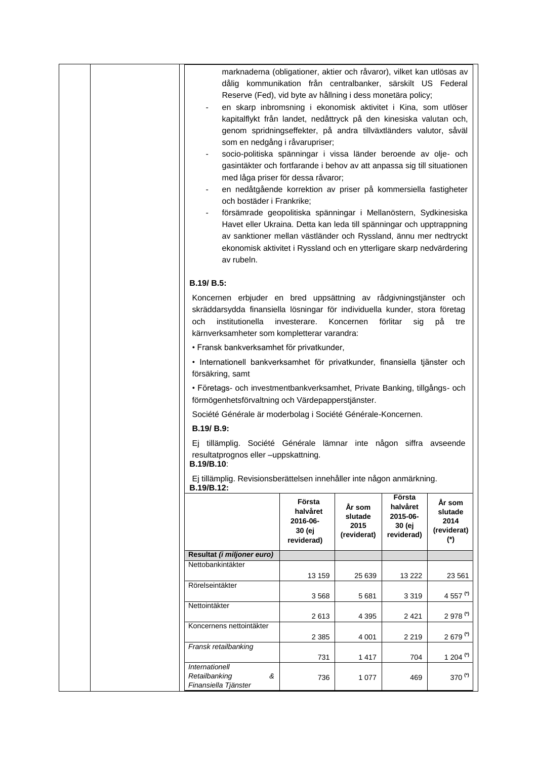marknaderna (obligationer, aktier och råvaror), vilket kan utlösas av dålig kommunikation från centralbanker, särskilt US Federal Reserve (Fed), vid byte av hållning i dess monetära policy;

- en skarp inbromsning i ekonomisk aktivitet i Kina, som utlöser kapitalflykt från landet, nedåttryck på den kinesiska valutan och, genom spridningseffekter, på andra tillväxtländers valutor, såväl som en nedgång i råvarupriser;
- socio-politiska spänningar i vissa länder beroende av olje- och gasintäkter och fortfarande i behov av att anpassa sig till situationen med låga priser för dessa råvaror;
- en nedåtgående korrektion av priser på kommersiella fastigheter och bostäder i Frankrike;
- försämrade geopolitiska spänningar i Mellanöstern, Sydkinesiska Havet eller Ukraina. Detta kan leda till spänningar och upptrappning av sanktioner mellan västländer och Ryssland, ännu mer nedtryckt ekonomisk aktivitet i Ryssland och en ytterligare skarp nedvärdering av rubeln.

**B.19/ B.5:**

Koncernen erbjuder en bred uppsättning av rådgivningstjänster och skräddarsydda finansiella lösningar för individuella kunder, stora företag och institutionella investerare. Koncernen förlitar sig på tre kärnverksamheter som kompletterar varandra:

• Fransk bankverksamhet för privatkunder,

• Internationell bankverksamhet för privatkunder, finansiella tjänster och försäkring, samt

• Företags- och investmentbankverksamhet, Private Banking, tillgångs- och förmögenhetsförvaltning och Värdepapperstjänster.

Société Générale är moderbolag i Société Générale-Koncernen.

**B.19/ B.9:**

Ej tillämplig. Société Générale lämnar inte någon siffra avseende resultatprognos eller –uppskattning.

**B.19/B.10**:

Ej tillämplig. Revisionsberättelsen innehåller inte någon anmärkning.

**B.19/B.12:**

| | **Första halvåret 2016-06-30 (ej reviderad)** | **År som slutade 2015 (reviderat)** | **Första halvåret 2015-06-30 (ej reviderad)** | **År som slutade 2014 (reviderat) (*)** |
|---|---|---|---|---|
| **Resultat *(i miljoner euro)*** | | | | |
| Nettobankintäkter | 13 159 | 25 639 | 13 222 | 23 561 |
| Rörelseintäkter | 3 568 | 5 681 | 3 319 | 4 557 (*) |
| Nettointäkter | 2 613 | 4 395 | 2 421 | 2 978 (*) |
| Koncernens nettointäkter | 2 385 | 4 001 | 2 219 | 2 679 (*) |
| *Fransk retailbanking* | 731 | 1 417 | 704 | 1 204 (*) |
| *Internationell Retailbanking & Finansiella Tjänster* | 736 | 1 077 | 469 | 370 (*) |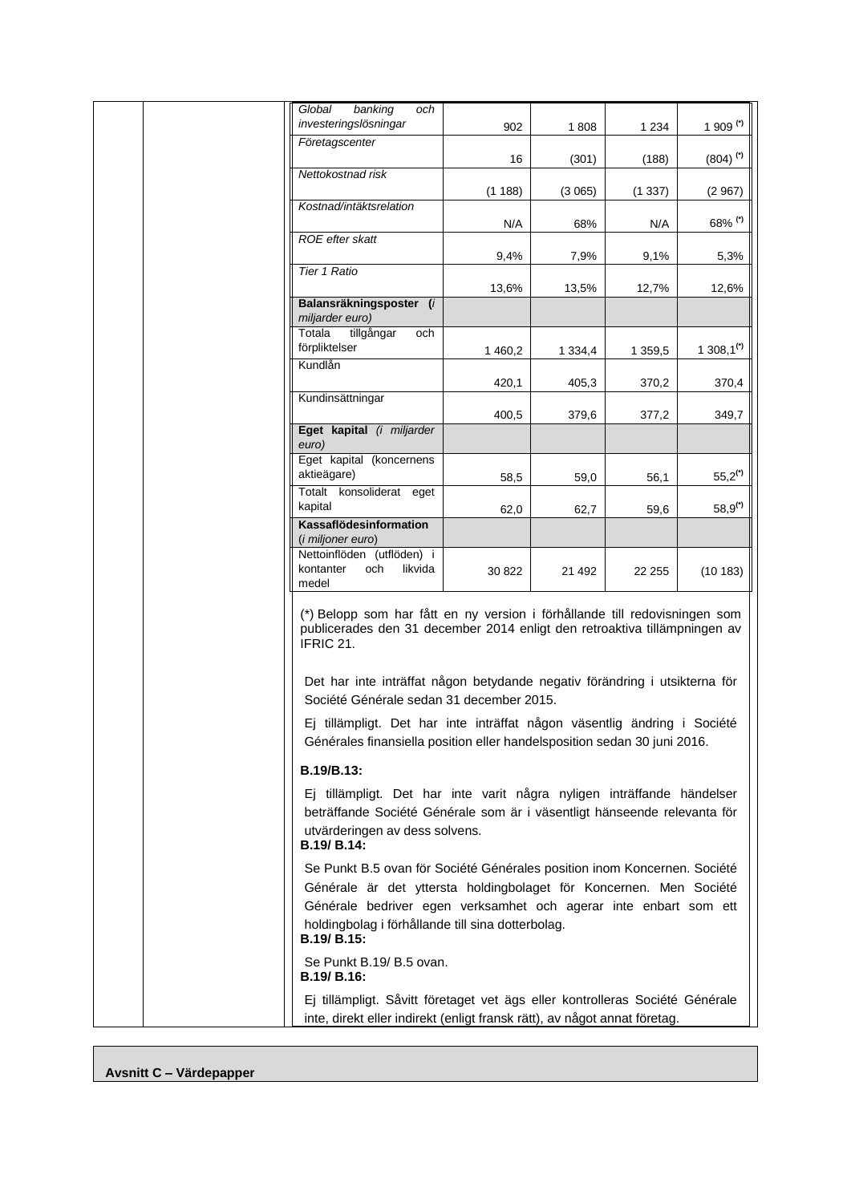| | | | | |
|---|---|---|---|---|
| *Global banking och investeringslösningar* | 902 | 1 808 | 1 234 | 1 909 (*) |
| *Företagscenter* | 16 | (301) | (188) | (804) (*) |
| *Nettokostnad risk* | (1 188) | (3 065) | (1 337) | (2 967) |
| *Kostnad/intäktsrelation* | N/A | 68% | N/A | 68% (*) |
| *ROE efter skatt* | 9,4% | 7,9% | 9,1% | 5,3% |
| *Tier 1 Ratio* | 13,6% | 13,5% | 12,7% | 12,6% |
| **Balansräkningsposter** (*i miljarder euro)* | | | | |
| Totala tillgångar och förpliktelser | 1 460,2 | 1 334,4 | 1 359,5 | 1 308,1(*) |
| Kundlån | 420,1 | 405,3 | 370,2 | 370,4 |
| Kundinsättningar | 400,5 | 379,6 | 377,2 | 349,7 |
| **Eget kapital** *(i miljarder euro)* | | | | |
| Eget kapital (koncernens aktieägare) | 58,5 | 59,0 | 56,1 | 55,2(*) |
| Totalt konsoliderat eget kapital | 62,0 | 62,7 | 59,6 | 58,9(*) |
| **Kassaflödesinformation** (*i miljoner euro*) | | | | |
| Nettoinflöden (utflöden) i kontanter och likvida medel | 30 822 | 21 492 | 22 255 | (10 183) |

(*) Belopp som har fått en ny version i förhållande till redovisningen som publicerades den 31 december 2014 enligt den retroaktiva tillämpningen av IFRIC 21.

Det har inte inträffat någon betydande negativ förändring i utsikterna för Société Générale sedan 31 december 2015.

Ej tillämpligt. Det har inte inträffat någon väsentlig ändring i Société Générales finansiella position eller handelsposition sedan 30 juni 2016.

**B.19/B.13:**

Ej tillämpligt. Det har inte varit några nyligen inträffande händelser beträffande Société Générale som är i väsentligt hänseende relevanta för utvärderingen av dess solvens.

**B.19/ B.14:**

Se Punkt B.5 ovan för Société Générales position inom Koncernen. Société Générale är det yttersta holdingbolaget för Koncernen. Men Société Générale bedriver egen verksamhet och agerar inte enbart som ett holdingbolag i förhållande till sina dotterbolag.

**B.19/ B.15:**

Se Punkt B.19/ B.5 ovan.

**B.19/ B.16:**

Ej tillämpligt. Såvitt företaget vet ägs eller kontrolleras Société Générale inte, direkt eller indirekt (enligt fransk rätt), av något annat företag.

**Avsnitt C – Värdepapper**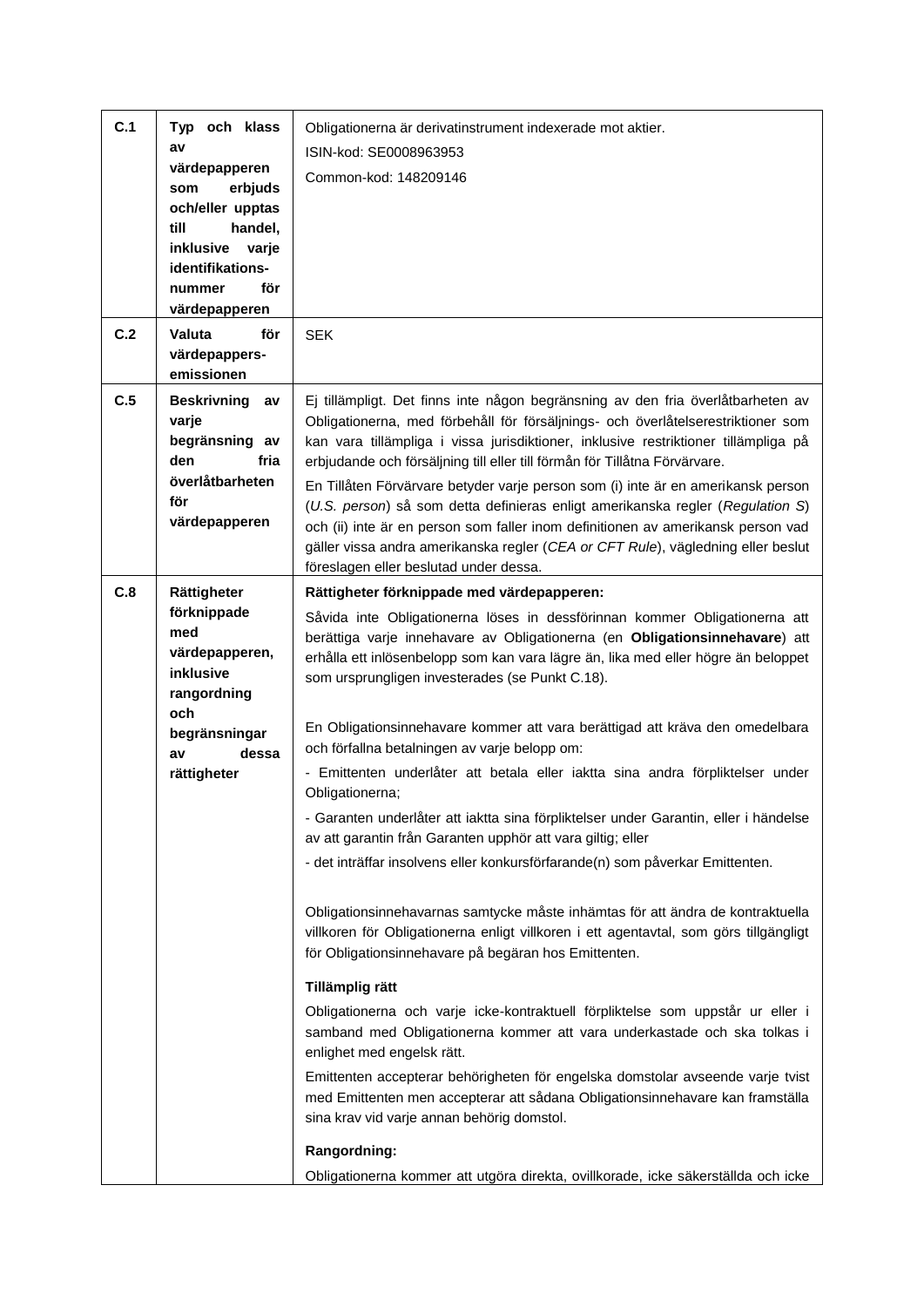| | | |
|---|---|---|
| **C.1** | **Typ och klass av värdepapperen som erbjuds och/eller upptas till handel, inklusive varje identifikations-nummer för värdepapperen** | Obligationerna är derivatinstrument indexerade mot aktier.<br>ISIN-kod: SE0008963953<br>Common-kod: 148209146 |
| **C.2** | **Valuta för värdepappers-emissionen** | SEK |
| **C.5** | **Beskrivning av varje begränsning av den fria överlåtbarheten för värdepapperen** | Ej tillämpligt. Det finns inte någon begränsning av den fria överlåtbarheten av Obligationerna, med förbehåll för försäljnings- och överlåtelserestriktioner som kan vara tillämpliga i vissa jurisdiktioner, inklusive restriktioner tillämpliga på erbjudande och försäljning till eller till förmån för Tillåtna Förvärvare.<br>En Tillåten Förvärvare betyder varje person som (i) inte är en amerikansk person (*U.S. person*) så som detta definieras enligt amerikanska regler (*Regulation S*) och (ii) inte är en person som faller inom definitionen av amerikansk person vad gäller vissa andra amerikanska regler (*CEA or CFT Rule*), vägledning eller beslut föreslagen eller beslutad under dessa. |
| **C.8** | **Rättigheter förknippade med värdepapperen, inklusive rangordning och begränsningar av dessa rättigheter** | **Rättigheter förknippade med värdepapperen:**<br>Såvida inte Obligationerna löses in dessförinnan kommer Obligationerna att berättiga varje innehavare av Obligationerna (en **Obligationsinnehavare**) att erhålla ett inlösenbelopp som kan vara lägre än, lika med eller högre än beloppet som ursprungligen investerades (se Punkt C.18).<br><br>En Obligationsinnehavare kommer att vara berättigad att kräva den omedelbara och förfallna betalningen av varje belopp om:<br>- Emittenten underlåter att betala eller iaktta sina andra förpliktelser under Obligationerna;<br>- Garanten underlåter att iaktta sina förpliktelser under Garantin, eller i händelse av att garantin från Garanten upphör att vara giltig; eller<br>- det inträffar insolvens eller konkursförfarande(n) som påverkar Emittenten.<br><br>Obligationsinnehavarnas samtycke måste inhämtas för att ändra de kontraktuella villkoren för Obligationerna enligt villkoren i ett agentavtal, som görs tillgängligt för Obligationsinnehavare på begäran hos Emittenten.<br><br>**Tillämplig rätt**<br>Obligationerna och varje icke-kontraktuell förpliktelse som uppstår ur eller i samband med Obligationerna kommer att vara underkastade och ska tolkas i enlighet med engelsk rätt.<br>Emittenten accepterar behörigheten för engelska domstolar avseende varje tvist med Emittenten men accepterar att sådana Obligationsinnehavare kan framställa sina krav vid varje annan behörig domstol.<br><br>**Rangordning:**<br>Obligationerna kommer att utgöra direkta, ovillkorade, icke säkerställda och icke |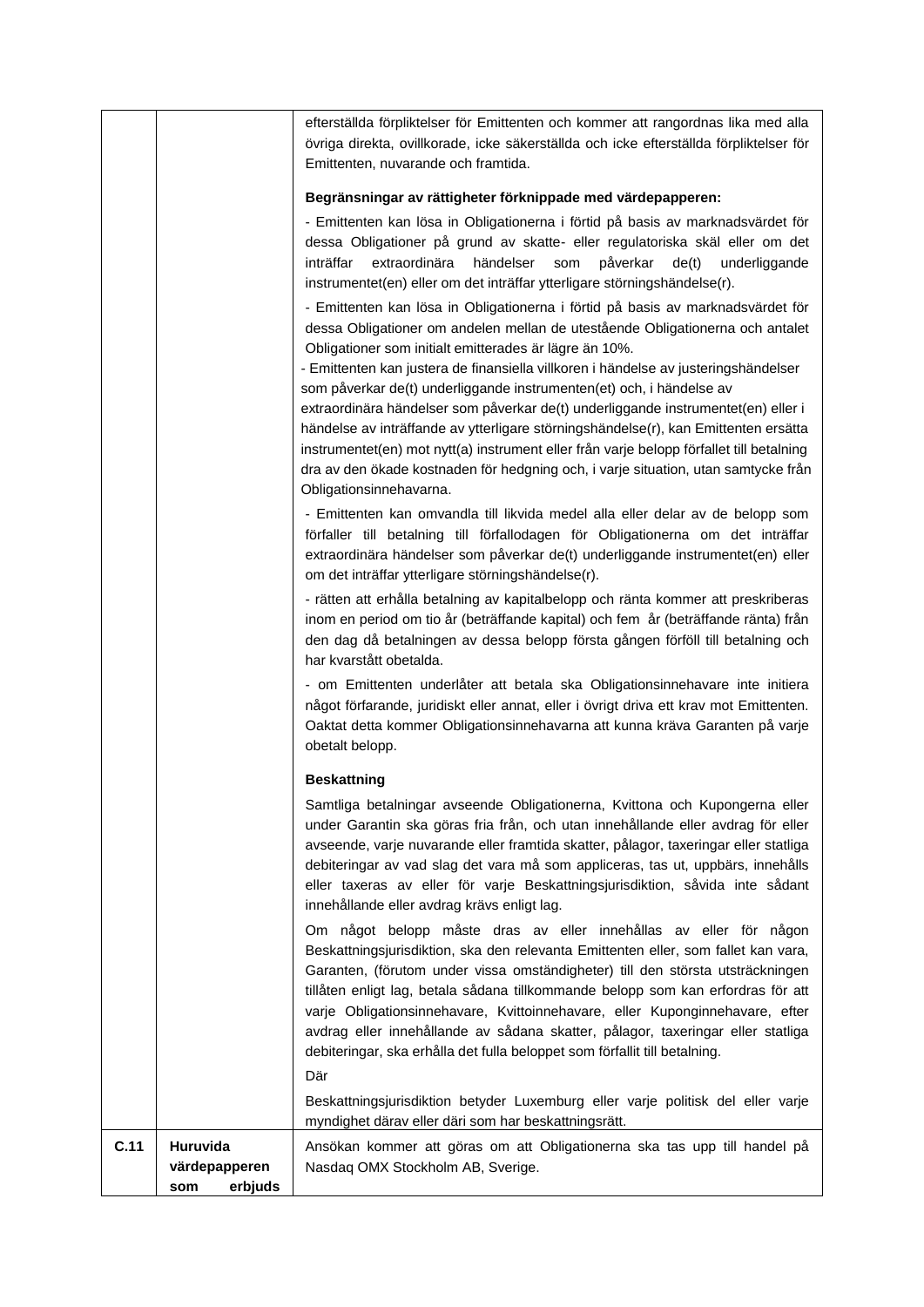| | | |
|---|---|---|
| | | efterställda förpliktelser för Emittenten och kommer att rangordnas lika med alla övriga direkta, ovillkorade, icke säkerställda och icke efterställda förpliktelser för Emittenten, nuvarande och framtida.<br><br>**Begränsningar av rättigheter förknippade med värdepapperen:**<br><br>- Emittenten kan lösa in Obligationerna i förtid på basis av marknadsvärdet för dessa Obligationer på grund av skatte- eller regulatoriska skäl eller om det inträffar extraordinära händelser som påverkar de(t) underliggande instrumentet(en) eller om det inträffar ytterligare störningshändelse(r).<br><br>- Emittenten kan lösa in Obligationerna i förtid på basis av marknadsvärdet för dessa Obligationer om andelen mellan de utestående Obligationerna och antalet Obligationer som initialt emitterades är lägre än 10%.<br>- Emittenten kan justera de finansiella villkoren i händelse av justeringshändelser som påverkar de(t) underliggande instrumenten(et) och, i händelse av extraordinära händelser som påverkar de(t) underliggande instrumentet(en) eller i händelse av inträffande av ytterligare störningshändelse(r), kan Emittenten ersätta instrumentet(en) mot nytt(a) instrument eller från varje belopp förfallet till betalning dra av den ökade kostnaden för hedgning och, i varje situation, utan samtycke från Obligationsinnehavarna.<br><br>- Emittenten kan omvandla till likvida medel alla eller delar av de belopp som förfaller till betalning till förfallodagen för Obligationerna om det inträffar extraordinära händelser som påverkar de(t) underliggande instrumentet(en) eller om det inträffar ytterligare störningshändelse(r).<br><br>- rätten att erhålla betalning av kapitalbelopp och ränta kommer att preskriberas inom en period om tio år (beträffande kapital) och fem år (beträffande ränta) från den dag då betalningen av dessa belopp första gången förföll till betalning och har kvarstått obetalda.<br><br>- om Emittenten underlåter att betala ska Obligationsinnehavare inte initiera något förfarande, juridiskt eller annat, eller i övrigt driva ett krav mot Emittenten. Oaktat detta kommer Obligationsinnehavarna att kunna kräva Garanten på varje obetalt belopp.<br><br>**Beskattning**<br><br>Samtliga betalningar avseende Obligationerna, Kvittona och Kupongerna eller under Garantin ska göras fria från, och utan innehållande eller avdrag för eller avseende, varje nuvarande eller framtida skatter, pålagor, taxeringar eller statliga debiteringar av vad slag det vara må som appliceras, tas ut, uppbärs, innehålls eller taxeras av eller för varje Beskattningsjurisdiktion, såvida inte sådant innehållande eller avdrag krävs enligt lag.<br><br>Om något belopp måste dras av eller innehållas av eller för någon Beskattningsjurisdiktion, ska den relevanta Emittenten eller, som fallet kan vara, Garanten, (förutom under vissa omständigheter) till den största utsträckningen tillåten enligt lag, betala sådana tillkommande belopp som kan erfordras för att varje Obligationsinnehavare, Kvittoinnehavare, eller Kuponginnehavare, efter avdrag eller innehållande av sådana skatter, pålagor, taxeringar eller statliga debiteringar, ska erhålla det fulla beloppet som förfallit till betalning.<br><br>Där<br><br>Beskattningsjurisdiktion betyder Luxemburg eller varje politisk del eller varje myndighet därav eller däri som har beskattningsrätt. |
| **C.11** | **Huruvida värdepapperen som erbjuds** | Ansökan kommer att göras om att Obligationerna ska tas upp till handel på Nasdaq OMX Stockholm AB, Sverige. |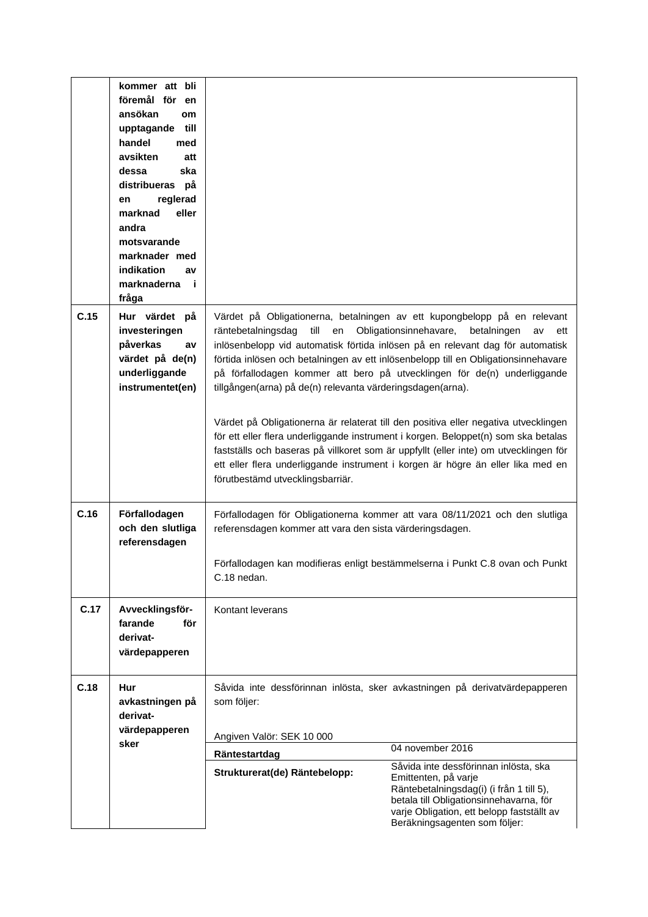| | | |
|---|---|---|
| | **kommer att bli föremål för en ansökan om upptagande till handel med avsikten att dessa ska distribueras på en reglerad marknad eller andra motsvarande marknader med indikation av marknaderna i fråga** | |
| **C.15** | **Hur värdet på investeringen påverkas av värdet på de(n) underliggande instrumentet(en)** | Värdet på Obligationerna, betalningen av ett kupongbelopp på en relevant räntebetalningsdag till en Obligationsinnehavare, betalningen av ett inlösenbelopp vid automatisk förtida inlösen på en relevant dag för automatisk förtida inlösen och betalningen av ett inlösenbelopp till en Obligationsinnehavare på förfallodagen kommer att bero på utvecklingen för de(n) underliggande tillgången(arna) på de(n) relevanta värderingsdagen(arna).<br><br>Värdet på Obligationerna är relaterat till den positiva eller negativa utvecklingen för ett eller flera underliggande instrument i korgen. Beloppet(n) som ska betalas fastställs och baseras på villkoret som är uppfyllt (eller inte) om utvecklingen för ett eller flera underliggande instrument i korgen är högre än eller lika med en förutbestämd utvecklingsbarriär. |
| **C.16** | **Förfallodagen och den slutliga referensdagen** | Förfallodagen för Obligationerna kommer att vara 08/11/2021 och den slutliga referensdagen kommer att vara den sista värderingsdagen.<br><br>Förfallodagen kan modifieras enligt bestämmelserna i Punkt C.8 ovan och Punkt C.18 nedan. |
| **C.17** | **Avvecklingsförfarande för derivat-värdepapperen** | Kontant leverans |
| **C.18** | **Hur avkastningen på derivat-värdepapperen sker** | Såvida inte dessförinnan inlösta, sker avkastningen på derivatvärdepapperen som följer:<br><br>Angiven Valör: SEK 10 000<br><br>**Räntestartdag**: 04 november 2016<br><br>**Strukturerat(de) Räntebelopp:** Såvida inte dessförinnan inlösta, ska Emittenten, på varje Räntebetalningsdag(i) (i från 1 till 5), betala till Obligationsinnehavarna, för varje Obligation, ett belopp fastställt av Beräkningsagenten som följer: |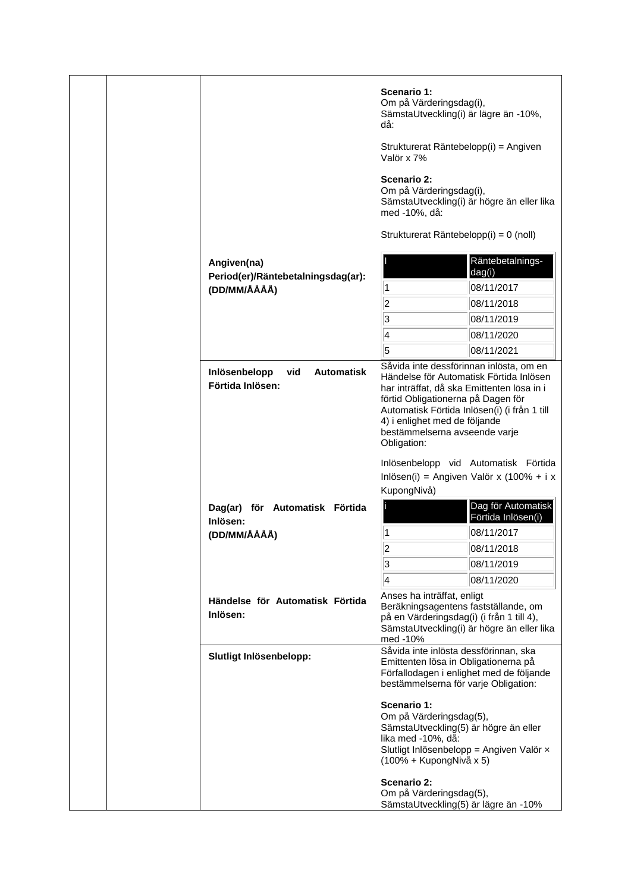**Scenario 1:**
Om på Värderingsdag(i), SämstaUtveckling(i) är lägre än -10%, då:

Strukturerat Räntebelopp(i) = Angiven Valör x 7%

**Scenario 2:**
Om på Värderingsdag(i), SämstaUtveckling(i) är högre än eller lika med -10%, då:

Strukturerat Räntebelopp(i) = 0 (noll)

**Angiven(na) Period(er)/Räntebetalningsdag(ar): (DD/MM/ÅÅÅÅ)**

| I | Räntebetalnings-dag(i) |
|---|---|
| 1 | 08/11/2017 |
| 2 | 08/11/2018 |
| 3 | 08/11/2019 |
| 4 | 08/11/2020 |
| 5 | 08/11/2021 |

**Inlösenbelopp vid Automatisk Förtida Inlösen:**

Såvida inte dessförinnan inlösta, om en Händelse för Automatisk Förtida Inlösen har inträffat, då ska Emittenten lösa in i förtid Obligationerna på Dagen för Automatisk Förtida Inlösen(i) (i från 1 till 4) i enlighet med de följande bestämmelserna avseende varje Obligation:

Inlösenbelopp vid Automatisk Förtida Inlösen(i) = Angiven Valör x (100% + i x KupongNivå)

**Dag(ar) för Automatisk Förtida Inlösen: (DD/MM/ÅÅÅÅ)**

| i | Dag för Automatisk Förtida Inlösen(i) |
|---|---|
| 1 | 08/11/2017 |
| 2 | 08/11/2018 |
| 3 | 08/11/2019 |
| 4 | 08/11/2020 |

**Händelse för Automatisk Förtida Inlösen:**

Anses ha inträffat, enligt Beräkningsagentens fastställande, om på en Värderingsdag(i) (i från 1 till 4), SämstaUtveckling(i) är högre än eller lika med -10%

**Slutligt Inlösenbelopp:**

Såvida inte inlösta dessförinnan, ska Emittenten lösa in Obligationerna på Förfallodagen i enlighet med de följande bestämmelserna för varje Obligation:

**Scenario 1:**
Om på Värderingsdag(5), SämstaUtveckling(5) är högre än eller lika med -10%, då:
Slutligt Inlösenbelopp = Angiven Valör × (100% + KupongNivå x 5)

**Scenario 2:**
Om på Värderingsdag(5), SämstaUtveckling(5) är lägre än -10%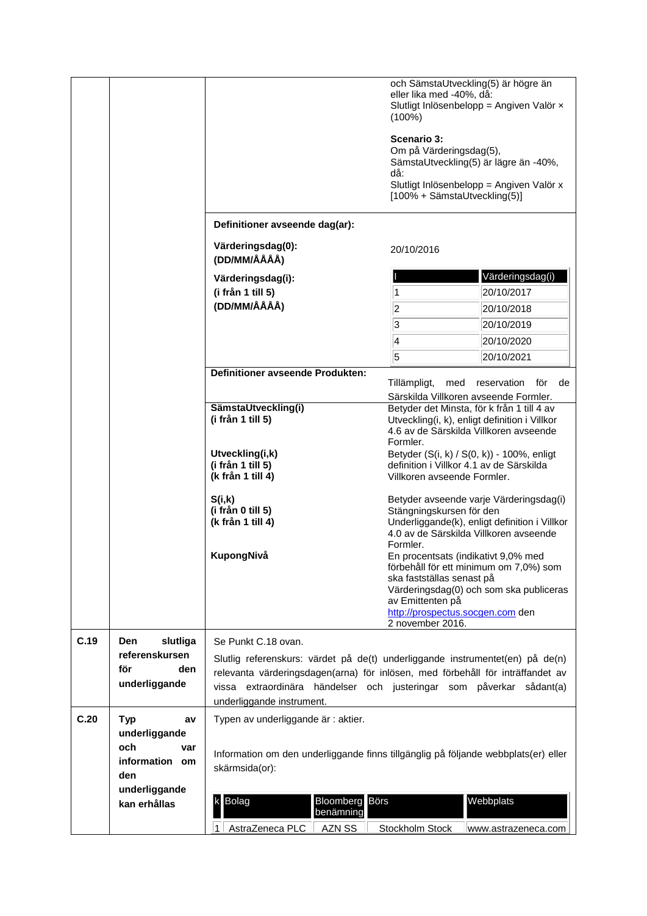| | | | |
|---|---|---|---|
| | | | och SämstaUtveckling(5) är högre än eller lika med -40%, då:<br>Slutligt Inlösenbelopp = Angiven Valör × (100%)<br><br>**Scenario 3:**<br>Om på Värderingsdag(5), SämstaUtveckling(5) är lägre än -40%, då:<br>Slutligt Inlösenbelopp = Angiven Valör x [100% + SämstaUtveckling(5)] |
| | | **Definitioner avseende dag(ar):** | |
| | | **Värderingsdag(0): (DD/MM/ÅÅÅÅ)** | 20/10/2016 |
| | | **Värderingsdag(i): (i från 1 till 5) (DD/MM/ÅÅÅÅ)** | i: 1 – Värderingsdag(i): 20/10/2017<br>i: 2 – Värderingsdag(i): 20/10/2018<br>i: 3 – Värderingsdag(i): 20/10/2019<br>i: 4 – Värderingsdag(i): 20/10/2020<br>i: 5 – Värderingsdag(i): 20/10/2021 |
| | | **Definitioner avseende Produkten:** | Tillämpligt, med reservation för de Särskilda Villkoren avseende Formler. |
| | | **SämstaUtveckling(i) (i från 1 till 5)** | Betyder det Minsta, för k från 1 till 4 av Utveckling(i, k), enligt definition i Villkor 4.6 av de Särskilda Villkoren avseende Formler. |
| | | **Utveckling(i,k) (i från 1 till 5) (k från 1 till 4)** | Betyder (S(i, k) / S(0, k)) - 100%, enligt definition i Villkor 4.1 av de Särskilda Villkoren avseende Formler. |
| | | **S(i,k) (i från 0 till 5) (k från 1 till 4)** | Betyder avseende varje Värderingsdag(i) Stängningskursen för den Underliggande(k), enligt definition i Villkor 4.0 av de Särskilda Villkoren avseende Formler. |
| | | **KupongNivå** | En procentsats (indikativt 9,0% med förbehåll för ett minimum om 7,0%) som ska fastställas senast på Värderingsdag(0) och som ska publiceras av Emittenten på http://prospectus.socgen.com den 2 november 2016. |
| **C.19** | **Den slutliga referenskursen för den underliggande** | Se Punkt C.18 ovan.<br><br>Slutlig referenskurs: värdet på de(t) underliggande instrumentet(en) på de(n) relevanta värderingsdagen(arna) för inlösen, med förbehåll för inträffandet av vissa extraordinära händelser och justeringar som påverkar sådant(a) underliggande instrument. | |
| **C.20** | **Typ av underliggande och var information om den underliggande kan erhållas** | Typen av underliggande är : aktier.<br><br>Information om den underliggande finns tillgänglig på följande webbplats(er) eller skärmsida(or): | |

| k | Bolag | Bloomberg benämning | Börs | Webbplats |
|---|---|---|---|---|
| 1 | AstraZeneca PLC | AZN SS | Stockholm Stock | www.astrazeneca.com |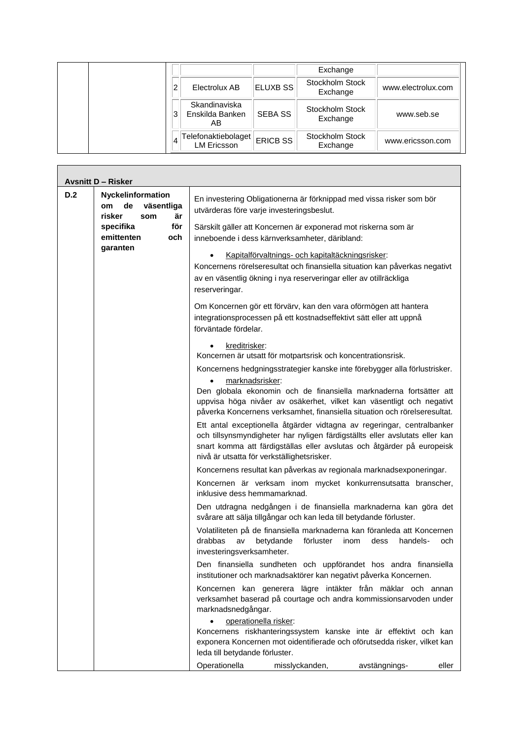| | | Exchange | |
|---|---|---|---|
| 2 | Electrolux AB | ELUXB SS | Stockholm Stock Exchange | www.electrolux.com |
| 3 | Skandinaviska Enskilda Banken AB | SEBA SS | Stockholm Stock Exchange | www.seb.se |
| 4 | Telefonaktiebolaget LM Ericsson | ERICB SS | Stockholm Stock Exchange | www.ericsson.com |

**Avsnitt D – Risker**

| | | |
|---|---|---|
| **D.2** | **Nyckelinformation om de väsentliga risker som är specifika för emittenten och garanten** | En investering Obligationerna är förknippad med vissa risker som bör utvärderas före varje investeringsbeslut.<br><br>Särskilt gäller att Koncernen är exponerad mot riskerna som är inneboende i dess kärnverksamheter, däribland:<br><br>• Kapitalförvaltnings- och kapitaltäckningsrisker:<br>Koncernens rörelseresultat och finansiella situation kan påverkas negativt av en väsentlig ökning i nya reserveringar eller av otillräckliga reserveringar.<br><br>Om Koncernen gör ett förvärv, kan den vara oförmögen att hantera integrationsprocessen på ett kostnadseffektivt sätt eller att uppnå förväntade fördelar.<br><br>• kreditrisker:<br>Koncernen är utsatt för motpartsrisk och koncentrationsrisk.<br><br>Koncernens hedgningsstrategier kanske inte förebygger alla förlustrisker.<br><br>• marknadsrisker:<br>Den globala ekonomin och de finansiella marknaderna fortsätter att uppvisa höga nivåer av osäkerhet, vilket kan väsentligt och negativt påverka Koncernens verksamhet, finansiella situation och rörelseresultat.<br><br>Ett antal exceptionella åtgärder vidtagna av regeringar, centralbanker och tillsynsmyndigheter har nyligen färdigställts eller avslutats eller kan snart komma att färdigställas eller avslutas och åtgärder på europeisk nivå är utsatta för verkställighetsrisker.<br><br>Koncernens resultat kan påverkas av regionala marknadsexponeringar.<br><br>Koncernen är verksam inom mycket konkurrensutsatta branscher, inklusive dess hemmamarknad.<br><br>Den utdragna nedgången i de finansiella marknaderna kan göra det svårare att sälja tillgångar och kan leda till betydande förluster.<br><br>Volatiliteten på de finansiella marknaderna kan föranleda att Koncernen drabbas av betydande förluster inom dess handels- och investeringsverksamheter.<br><br>Den finansiella sundheten och uppförandet hos andra finansiella institutioner och marknadsaktörer kan negativt påverka Koncernen.<br><br>Koncernen kan generera lägre intäkter från mäklar och annan verksamhet baserad på courtage och andra kommissionsarvoden under marknadsnedgångar.<br><br>• operationella risker:<br>Koncernens riskhanteringssystem kanske inte är effektivt och kan exponera Koncernen mot oidentifierade och oförutsedda risker, vilket kan leda till betydande förluster.<br><br>Operationella misslyckanden, avstängnings- eller |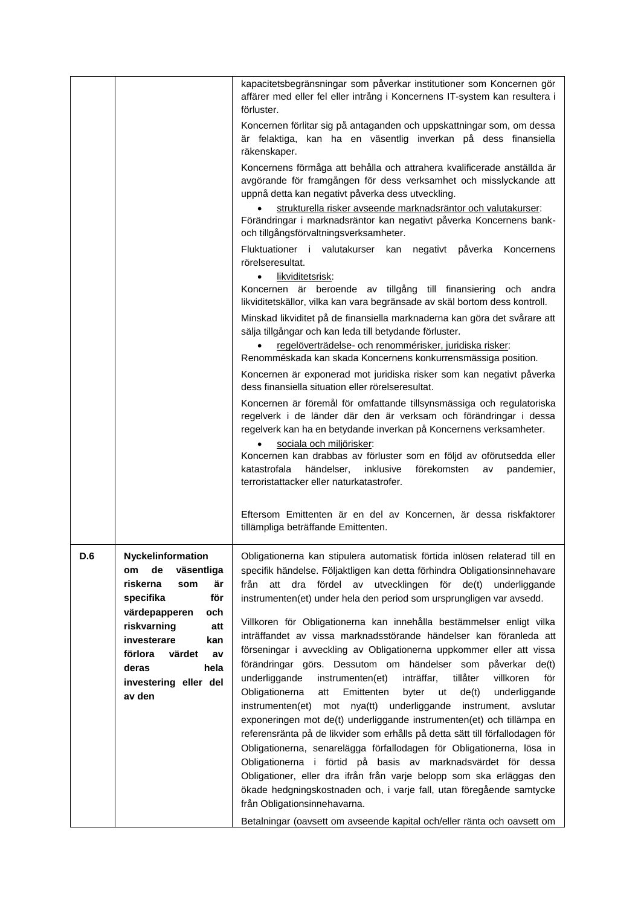| | | |
|---|---|---|
| | | kapacitetsbegränsningar som påverkar institutioner som Koncernen gör affärer med eller fel eller intrång i Koncernens IT-system kan resultera i förluster.<br><br>Koncernen förlitar sig på antaganden och uppskattningar som, om dessa är felaktiga, kan ha en väsentlig inverkan på dess finansiella räkenskaper.<br><br>Koncernens förmåga att behålla och attrahera kvalificerade anställda är avgörande för framgången för dess verksamhet och misslyckande att uppnå detta kan negativt påverka dess utveckling.<br><br>• <u>strukturella risker avseende marknadsräntor och valutakurser</u>:<br>Förändringar i marknadsräntor kan negativt påverka Koncernens bank- och tillgångsförvaltningsverksamheter.<br><br>Fluktuationer i valutakurser kan negativt påverka Koncernens rörelseresultat.<br><br>• <u>likviditetsrisk</u>:<br>Koncernen är beroende av tillgång till finansiering och andra likviditetskällor, vilka kan vara begränsade av skäl bortom dess kontroll.<br><br>Minskad likviditet på de finansiella marknaderna kan göra det svårare att sälja tillgångar och kan leda till betydande förluster.<br><br>• <u>regelöverträdelse- och renommérisker, juridiska risker</u>:<br>Renomméskada kan skada Koncernens konkurrensmässiga position.<br><br>Koncernen är exponerad mot juridiska risker som kan negativt påverka dess finansiella situation eller rörelseresultat.<br><br>Koncernen är föremål för omfattande tillsynsmässiga och regulatoriska regelverk i de länder där den är verksam och förändringar i dessa regelverk kan ha en betydande inverkan på Koncernens verksamheter.<br><br>• <u>sociala och miljörisker</u>:<br>Koncernen kan drabbas av förluster som en följd av oförutsedda eller katastrofala händelser, inklusive förekomsten av pandemier, terroristattacker eller naturkatastrofer.<br><br>Eftersom Emittenten är en del av Koncernen, är dessa riskfaktorer tillämpliga beträffande Emittenten. |
| **D.6** | **Nyckelinformation om de väsentliga riskerna som är specifika för värdepapperen och riskvarning att investerare kan förlora värdet av deras hela investering eller del av den** | Obligationerna kan stipulera automatisk förtida inlösen relaterad till en specifik händelse. Följaktligen kan detta förhindra Obligationsinnehavare från att dra fördel av utvecklingen för de(t) underliggande instrumenten(et) under hela den period som ursprungligen var avsedd.<br><br>Villkoren för Obligationerna kan innehålla bestämmelser enligt vilka inträffandet av vissa marknadsstörande händelser kan föranleda att förseningar i avveckling av Obligationerna uppkommer eller att vissa förändringar görs. Dessutom om händelser som påverkar de(t) underliggande instrumenten(et) inträffar, tillåter villkoren för Obligationerna att Emittenten byter ut de(t) underliggande instrumenten(et) mot nya(tt) underliggande instrument, avslutar exponeringen mot de(t) underliggande instrumenten(et) och tillämpa en referensränta på de likvider som erhålls på detta sätt till förfallodagen för Obligationerna, senarelägga förfallodagen för Obligationerna, lösa in Obligationerna i förtid på basis av marknadsvärdet för dessa Obligationer, eller dra ifrån från varje belopp som ska erläggas den ökade hedgningskostnaden och, i varje fall, utan föregående samtycke från Obligationsinnehavarna.<br><br>Betalningar (oavsett om avseende kapital och/eller ränta och oavsett om |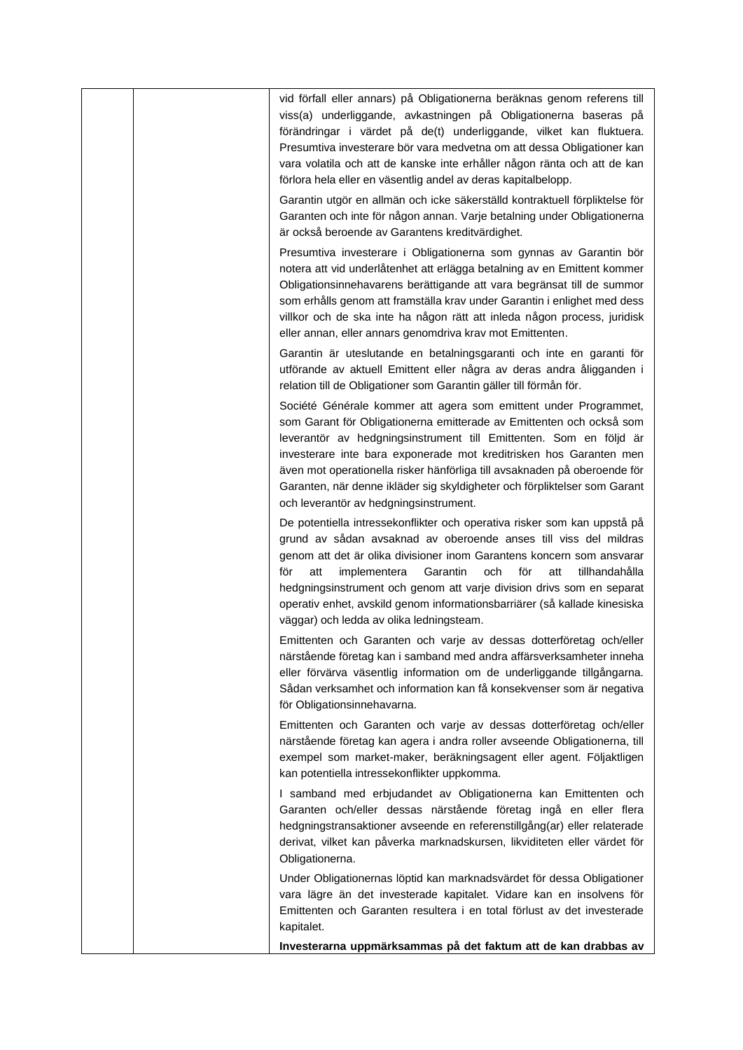| | | |
|---|---|---|
| | | vid förfall eller annars) på Obligationerna beräknas genom referens till viss(a) underliggande, avkastningen på Obligationerna baseras på förändringar i värdet på de(t) underliggande, vilket kan fluktuera. Presumtiva investerare bör vara medvetna om att dessa Obligationer kan vara volatila och att de kanske inte erhåller någon ränta och att de kan förlora hela eller en väsentlig andel av deras kapitalbelopp.<br><br>Garantin utgör en allmän och icke säkerställd kontraktuell förpliktelse för Garanten och inte för någon annan. Varje betalning under Obligationerna är också beroende av Garantens kreditvärdighet.<br><br>Presumtiva investerare i Obligationerna som gynnas av Garantin bör notera att vid underlåtenhet att erlägga betalning av en Emittent kommer Obligationsinnehavarens berättigande att vara begränsat till de summor som erhålls genom att framställa krav under Garantin i enlighet med dess villkor och de ska inte ha någon rätt att inleda någon process, juridisk eller annan, eller annars genomdriva krav mot Emittenten.<br><br>Garantin är uteslutande en betalningsgaranti och inte en garanti för utförande av aktuell Emittent eller några av deras andra åligganden i relation till de Obligationer som Garantin gäller till förmån för.<br><br>Société Générale kommer att agera som emittent under Programmet, som Garant för Obligationerna emitterade av Emittenten och också som leverantör av hedgningsinstrument till Emittenten. Som en följd är investerare inte bara exponerade mot kreditrisken hos Garanten men även mot operationella risker hänförliga till avsaknaden på oberoende för Garanten, när denne ikläder sig skyldigheter och förpliktelser som Garant och leverantör av hedgningsinstrument.<br><br>De potentiella intressekonflikter och operativa risker som kan uppstå på grund av sådan avsaknad av oberoende anses till viss del mildras genom att det är olika divisioner inom Garantens koncern som ansvarar för att implementera Garantin och för att tillhandahålla hedgningsinstrument och genom att varje division drivs som en separat operativ enhet, avskild genom informationsbarriärer (så kallade kinesiska väggar) och ledda av olika ledningsteam.<br><br>Emittenten och Garanten och varje av dessas dotterföretag och/eller närstående företag kan i samband med andra affärsverksamheter inneha eller förvärva väsentlig information om de underliggande tillgångarna. Sådan verksamhet och information kan få konsekvenser som är negativa för Obligationsinnehavarna.<br><br>Emittenten och Garanten och varje av dessas dotterföretag och/eller närstående företag kan agera i andra roller avseende Obligationerna, till exempel som market-maker, beräkningsagent eller agent. Följaktligen kan potentiella intressekonflikter uppkomma.<br><br>I samband med erbjudandet av Obligationerna kan Emittenten och Garanten och/eller dessas närstående företag ingå en eller flera hedgningstransaktioner avseende en referenstillgång(ar) eller relaterade derivat, vilket kan påverka marknadskursen, likviditeten eller värdet för Obligationerna.<br><br>Under Obligationernas löptid kan marknadsvärdet för dessa Obligationer vara lägre än det investerade kapitalet. Vidare kan en insolvens för Emittenten och Garanten resultera i en total förlust av det investerade kapitalet.<br><br>**Investerarna uppmärksammas på det faktum att de kan drabbas av** |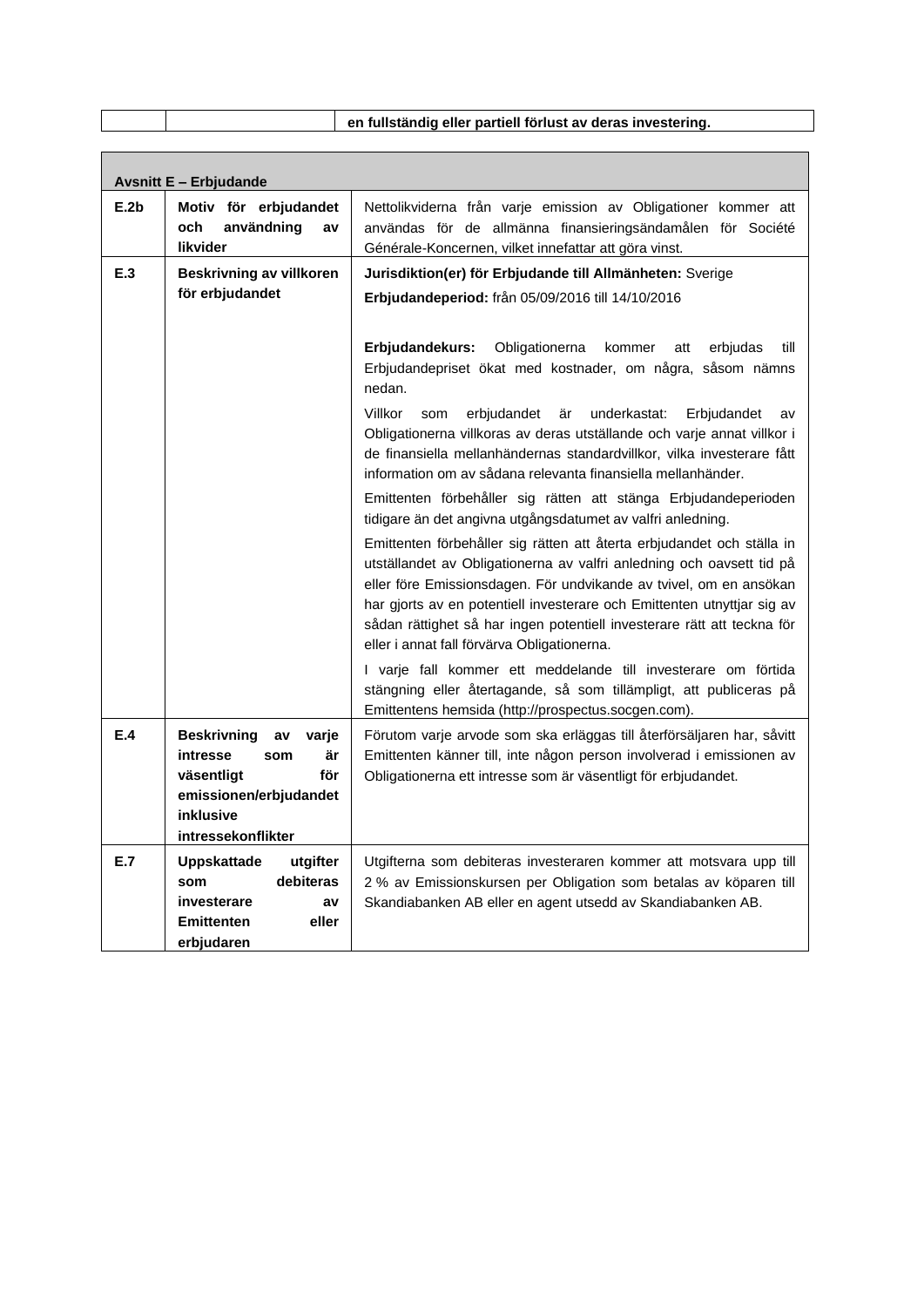| | | |
|---|---|---|
| | | **en fullständig eller partiell förlust av deras investering.** |

| **Avsnitt E – Erbjudande** | | |
|---|---|---|
| **E.2b** | **Motiv för erbjudandet och användning av likvider** | Nettolikviderna från varje emission av Obligationer kommer att användas för de allmänna finansieringsändamålen för Société Générale-Koncernen, vilket innefattar att göra vinst. |
| **E.3** | **Beskrivning av villkoren för erbjudandet** | **Jurisdiktion(er) för Erbjudande till Allmänheten:** Sverige<br><br>**Erbjudandeperiod:** från 05/09/2016 till 14/10/2016<br><br>**Erbjudandekurs:** Obligationerna kommer att erbjudas till Erbjudandepriset ökat med kostnader, om några, såsom nämns nedan.<br><br>Villkor som erbjudandet är underkastat: Erbjudandet av Obligationerna villkoras av deras utställande och varje annat villkor i de finansiella mellanhändernas standardvillkor, vilka investerare fått information om av sådana relevanta finansiella mellanhänder.<br><br>Emittenten förbehåller sig rätten att stänga Erbjudandeperioden tidigare än det angivna utgångsdatumet av valfri anledning.<br><br>Emittenten förbehåller sig rätten att återta erbjudandet och ställa in utställandet av Obligationerna av valfri anledning och oavsett tid på eller före Emissionsdagen. För undvikande av tvivel, om en ansökan har gjorts av en potentiell investerare och Emittenten utnyttjar sig av sådan rättighet så har ingen potentiell investerare rätt att teckna för eller i annat fall förvärva Obligationerna.<br><br>I varje fall kommer ett meddelande till investerare om förtida stängning eller återtagande, så som tillämpligt, att publiceras på Emittentens hemsida (http://prospectus.socgen.com). |
| **E.4** | **Beskrivning av varje intresse som är väsentligt för emissionen/erbjudandet inklusive intressekonflikter** | Förutom varje arvode som ska erläggas till återförsäljaren har, såvitt Emittenten känner till, inte någon person involverad i emissionen av Obligationerna ett intresse som är väsentligt för erbjudandet. |
| **E.7** | **Uppskattade utgifter som debiteras investerare av Emittenten eller erbjudaren** | Utgifterna som debiteras investeraren kommer att motsvara upp till 2 % av Emissionskursen per Obligation som betalas av köparen till Skandiabanken AB eller en agent utsedd av Skandiabanken AB. |